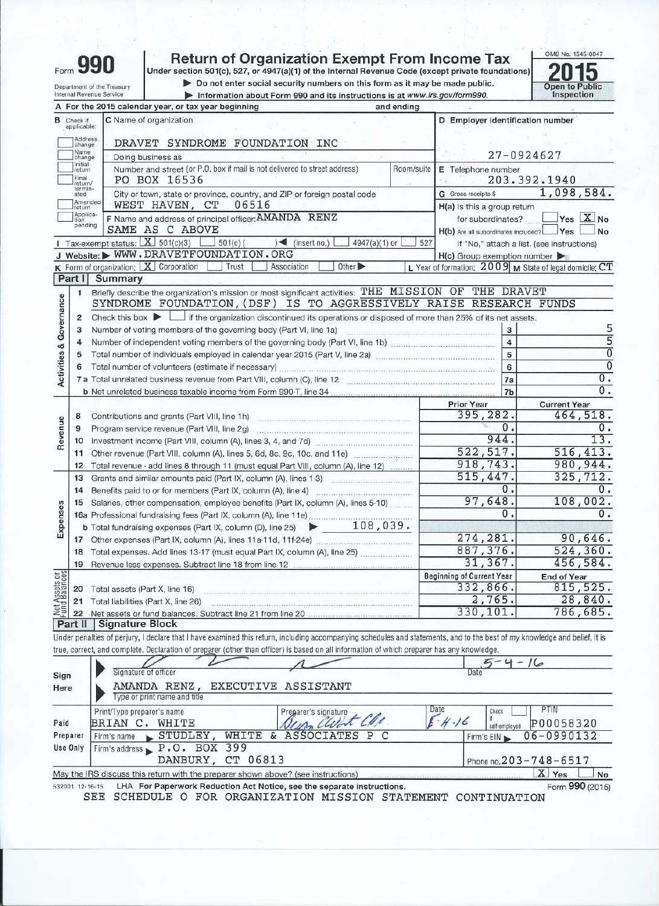Form **990**

# Return of Organization Exempt From Income Tax

Under section 501(c), 527, or 4947(a)(1) of the Internal Revenue Code (except private foundations)

▶ Do not enter social security numbers on this form as it may be made public.

▶ Information about Form 990 and its instructions is at www.irs.gov/form990.

Department of the Treasury
Internal Revenue Service

OMB No. 1545-0047

**2015**

Open to Public Inspection

A For the 2015 calendar year, or tax year beginning and ending

| B Check if applicable: | C Name of organization | D Employer identification number |
|---|---|---|
| ☐ Address change | DRAVET SYNDROME FOUNDATION INC | |
| ☐ Name change | Doing business as | 27-0924627 |
| ☐ Initial return | Number and street (or P.O. box if mail is not delivered to street address) PO BOX 16536 Room/suite | E Telephone number 203.392.1940 |
| ☐ Final return/terminated | City or town, state or province, country, and ZIP or foreign postal code WEST HAVEN, CT 06516 | G Gross receipts $ 1,098,584. |
| ☐ Amended return | F Name and address of principal officer: AMANDA RENZ | H(a) Is this a group return for subordinates? ☐ Yes ☒ No |
| ☐ Application pending | SAME AS C ABOVE | H(b) Are all subordinates included? ☐ Yes ☐ No If "No," attach a list. (see instructions) |

I Tax-exempt status: ☒ 501(c)(3) ☐ 501(c) ( ) ◀ (insert no.) ☐ 4947(a)(1) or ☐ 527

J Website: ▶ WWW.DRAVETFOUNDATION.ORG

H(c) Group exemption number ▶

K Form of organization: ☒ Corporation ☐ Trust ☐ Association ☐ Other ▶

L Year of formation: 2009 M State of legal domicile: CT

## Part I Summary

**Activities & Governance**

1 Briefly describe the organization's mission or most significant activities: THE MISSION OF THE DRAVET SYNDROME FOUNDATION, (DSF) IS TO AGGRESSIVELY RAISE RESEARCH FUNDS

2 Check this box ▶ ☐ if the organization discontinued its operations or disposed of more than 25% of its net assets.

| | | | |
|---|---|---|---|
| 3 | Number of voting members of the governing body (Part VI, line 1a) | 3 | 5 |
| 4 | Number of independent voting members of the governing body (Part VI, line 1b) | 4 | 5 |
| 5 | Total number of individuals employed in calendar year 2015 (Part V, line 2a) | 5 | 0 |
| 6 | Total number of volunteers (estimate if necessary) | 6 | 0 |
| 7a | Total unrelated business revenue from Part VIII, column (C), line 12 | 7a | 0. |
| b | Net unrelated business taxable income from Form 990-T, line 34 | 7b | 0. |

| | | | Prior Year | Current Year |
|---|---|---|---|---|
| **Revenue** | 8 | Contributions and grants (Part VIII, line 1h) | 395,282. | 464,518. |
| | 9 | Program service revenue (Part VIII, line 2g) | 0. | 0. |
| | 10 | Investment income (Part VIII, column (A), lines 3, 4, and 7d) | 944. | 13. |
| | 11 | Other revenue (Part VIII, column (A), lines 5, 6d, 8c, 9c, 10c, and 11e) | 522,517. | 516,413. |
| | 12 | Total revenue - add lines 8 through 11 (must equal Part VIII, column (A), line 12) | 918,743. | 980,944. |
| **Expenses** | 13 | Grants and similar amounts paid (Part IX, column (A), lines 1-3) | 515,447. | 325,712. |
| | 14 | Benefits paid to or for members (Part IX, column (A), line 4) | 0. | 0. |
| | 15 | Salaries, other compensation, employee benefits (Part IX, column (A), lines 5-10) | 97,648. | 108,002. |
| | 16a | Professional fundraising fees (Part IX, column (A), line 11e) | 0. | 0. |
| | b | Total fundraising expenses (Part IX, column (D), line 25) ▶ 108,039. | | |
| | 17 | Other expenses (Part IX, column (A), lines 11a-11d, 11f-24e) | 274,281. | 90,646. |
| | 18 | Total expenses. Add lines 13-17 (must equal Part IX, column (A), line 25) | 887,376. | 524,360. |
| | 19 | Revenue less expenses. Subtract line 18 from line 12 | 31,367. | 456,584. |
| | | | **Beginning of Current Year** | **End of Year** |
| **Net Assets or Fund Balances** | 20 | Total assets (Part X, line 16) | 332,866. | 815,525. |
| | 21 | Total liabilities (Part X, line 26) | 2,765. | 28,840. |
| | 22 | Net assets or fund balances. Subtract line 21 from line 20 | 330,101. | 786,685. |

## Part II Signature Block

Under penalties of perjury, I declare that I have examined this return, including accompanying schedules and statements, and to the best of my knowledge and belief, it is true, correct, and complete. Declaration of preparer (other than officer) is based on all information of which preparer has any knowledge.

**Sign Here**

Signature of officer — Date 5-4-16

AMANDA RENZ, EXECUTIVE ASSISTANT
Type or print name and title

**Paid Preparer Use Only**

| Print/Type preparer's name | Preparer's signature | Date | Check ☐ if self-employed | PTIN |
|---|---|---|---|---|
| BRIAN C. WHITE | Brian C. White CPA | 5-4-16 | | P00058320 |

Firm's name ▶ STUDLEY, WHITE & ASSOCIATES P C — Firm's EIN ▶ 06-0990132

Firm's address ▶ P.O. BOX 399, DANBURY, CT 06813 — Phone no. 203-748-6517

May the IRS discuss this return with the preparer shown above? (see instructions) ☒ Yes ☐ No

532001 12-16-15 LHA For Paperwork Reduction Act Notice, see the separate instructions. Form **990** (2015)

SEE SCHEDULE O FOR ORGANIZATION MISSION STATEMENT CONTINUATION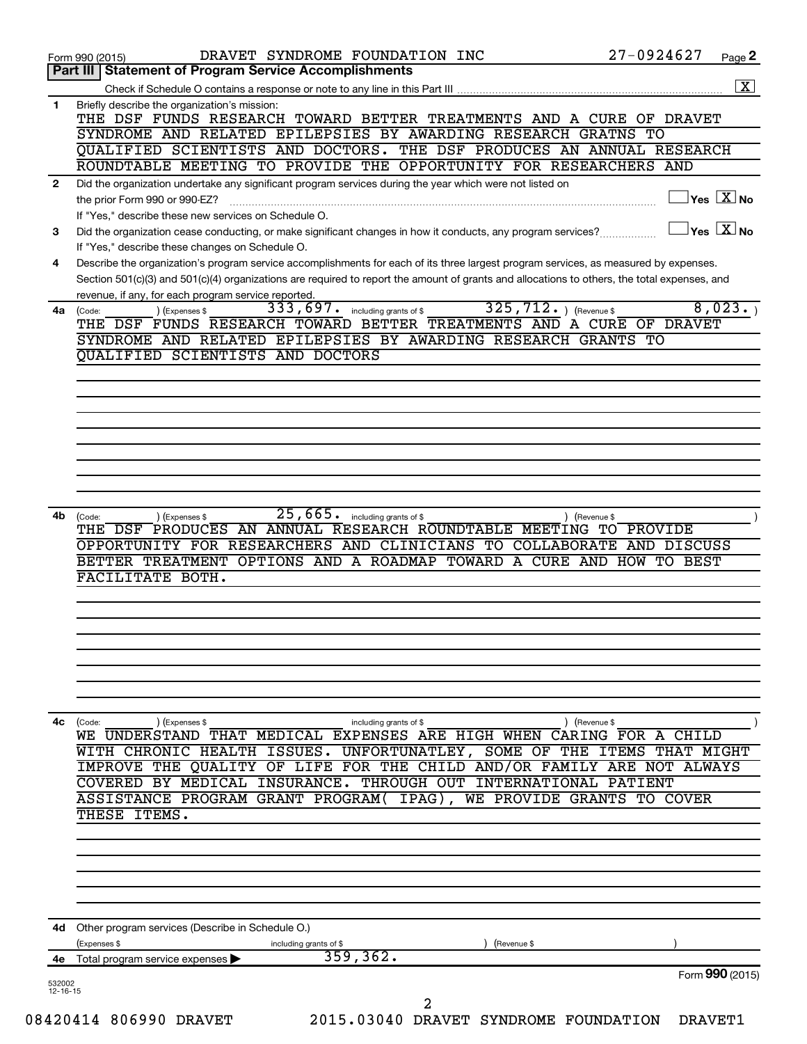Form 990 (2015) DRAVET SYNDROME FOUNDATION INC 27-0924627

## Part III Statement of Program Service Accomplishments

Check if Schedule O contains a response or note to any line in this Part III ..... [X]

**1** Briefly describe the organization's mission:

THE DSF FUNDS RESEARCH TOWARD BETTER TREATMENTS AND A CURE OF DRAVET SYNDROME AND RELATED EPILEPSIES BY AWARDING RESEARCH GRATNS TO QUALIFIED SCIENTISTS AND DOCTORS. THE DSF PRODUCES AN ANNUAL RESEARCH ROUNDTABLE MEETING TO PROVIDE THE OPPORTUNITY FOR RESEARCHERS AND

**2** Did the organization undertake any significant program services during the year which were not listed on the prior Form 990 or 990-EZ? ..... [ ] Yes [X] No

If "Yes," describe these new services on Schedule O.

**3** Did the organization cease conducting, or make significant changes in how it conducts, any program services? ..... [ ] Yes [X] No

If "Yes," describe these changes on Schedule O.

**4** Describe the organization's program service accomplishments for each of its three largest program services, as measured by expenses. Section 501(c)(3) and 501(c)(4) organizations are required to report the amount of grants and allocations to others, the total expenses, and revenue, if any, for each program service reported.

**4a** (Code: ) (Expenses $ 333,697. including grants of $ 325,712. ) (Revenue $ 8,023. )

THE DSF FUNDS RESEARCH TOWARD BETTER TREATMENTS AND A CURE OF DRAVET SYNDROME AND RELATED EPILEPSIES BY AWARDING RESEARCH GRANTS TO QUALIFIED SCIENTISTS AND DOCTORS

**4b** (Code: ) (Expenses $ 25,665. including grants of $ ) (Revenue $ )

THE DSF PRODUCES AN ANNUAL RESEARCH ROUNDTABLE MEETING TO PROVIDE OPPORTUNITY FOR RESEARCHERS AND CLINICIANS TO COLLABORATE AND DISCUSS BETTER TREATMENT OPTIONS AND A ROADMAP TOWARD A CURE AND HOW TO BEST FACILITATE BOTH.

**4c** (Code: ) (Expenses $ including grants of $ ) (Revenue $ )

WE UNDERSTAND THAT MEDICAL EXPENSES ARE HIGH WHEN CARING FOR A CHILD WITH CHRONIC HEALTH ISSUES. UNFORTUNATLEY, SOME OF THE ITEMS THAT MIGHT IMPROVE THE QUALITY OF LIFE FOR THE CHILD AND/OR FAMILY ARE NOT ALWAYS COVERED BY MEDICAL INSURANCE. THROUGH OUT INTERNATIONAL PATIENT ASSISTANCE PROGRAM GRANT PROGRAM( IPAG), WE PROVIDE GRANTS TO COVER THESE ITEMS.

**4d** Other program services (Describe in Schedule O.)

(Expenses $ including grants of $ ) (Revenue $ )

**4e** Total program service expenses ▶ 359,362.

Form **990** (2015)

532002 12-16-15

08420414 806990 DRAVET 2015.03040 DRAVET SYNDROME FOUNDATION DRAVET1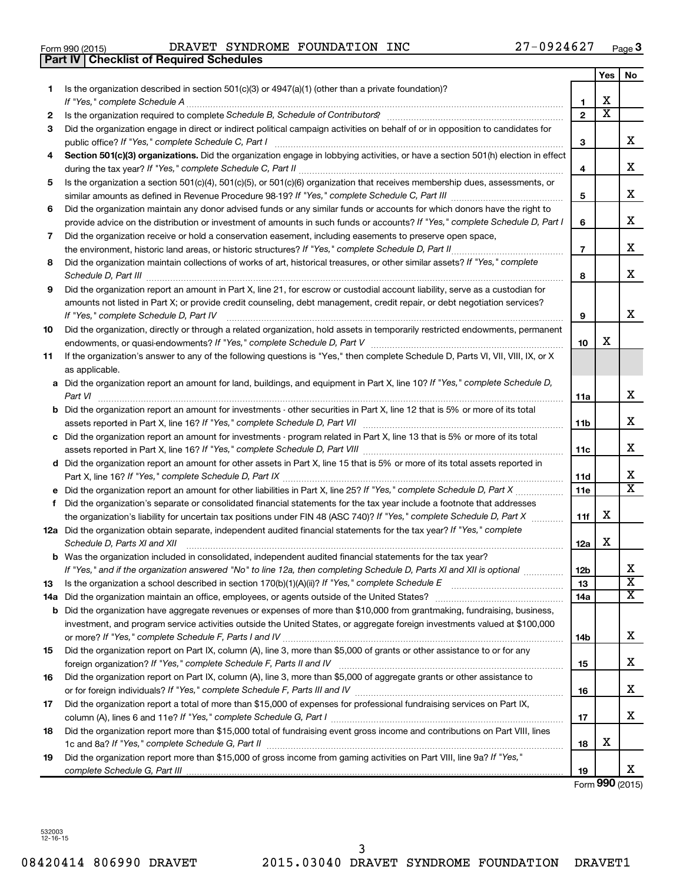Form 990 (2015) DRAVET SYNDROME FOUNDATION INC 27-0924627

## Part IV | Checklist of Required Schedules

| | | | Yes | No |
|---|---|---|---|---|
| 1 | Is the organization described in section 501(c)(3) or 4947(a)(1) (other than a private foundation)? *If "Yes," complete Schedule A* | 1 | X | |
| 2 | Is the organization required to complete *Schedule B, Schedule of Contributors*? | 2 | X | |
| 3 | Did the organization engage in direct or indirect political campaign activities on behalf of or in opposition to candidates for public office? *If "Yes," complete Schedule C, Part I* | 3 | | X |
| 4 | **Section 501(c)(3) organizations.** Did the organization engage in lobbying activities, or have a section 501(h) election in effect during the tax year? *If "Yes," complete Schedule C, Part II* | 4 | | X |
| 5 | Is the organization a section 501(c)(4), 501(c)(5), or 501(c)(6) organization that receives membership dues, assessments, or similar amounts as defined in Revenue Procedure 98-19? *If "Yes," complete Schedule C, Part III* | 5 | | X |
| 6 | Did the organization maintain any donor advised funds or any similar funds or accounts for which donors have the right to provide advice on the distribution or investment of amounts in such funds or accounts? *If "Yes," complete Schedule D, Part I* | 6 | | X |
| 7 | Did the organization receive or hold a conservation easement, including easements to preserve open space, the environment, historic land areas, or historic structures? *If "Yes," complete Schedule D, Part II* | 7 | | X |
| 8 | Did the organization maintain collections of works of art, historical treasures, or other similar assets? *If "Yes," complete Schedule D, Part III* | 8 | | X |
| 9 | Did the organization report an amount in Part X, line 21, for escrow or custodial account liability, serve as a custodian for amounts not listed in Part X; or provide credit counseling, debt management, credit repair, or debt negotiation services? *If "Yes," complete Schedule D, Part IV* | 9 | | X |
| 10 | Did the organization, directly or through a related organization, hold assets in temporarily restricted endowments, permanent endowments, or quasi-endowments? *If "Yes," complete Schedule D, Part V* | 10 | X | |
| 11 | If the organization's answer to any of the following questions is "Yes," then complete Schedule D, Parts VI, VII, VIII, IX, or X as applicable. | | | |
| a | Did the organization report an amount for land, buildings, and equipment in Part X, line 10? *If "Yes," complete Schedule D, Part VI* | 11a | | X |
| b | Did the organization report an amount for investments - other securities in Part X, line 12 that is 5% or more of its total assets reported in Part X, line 16? *If "Yes," complete Schedule D, Part VII* | 11b | | X |
| c | Did the organization report an amount for investments - program related in Part X, line 13 that is 5% or more of its total assets reported in Part X, line 16? *If "Yes," complete Schedule D, Part VIII* | 11c | | X |
| d | Did the organization report an amount for other assets in Part X, line 15 that is 5% or more of its total assets reported in Part X, line 16? *If "Yes," complete Schedule D, Part IX* | 11d | | X |
| e | Did the organization report an amount for other liabilities in Part X, line 25? *If "Yes," complete Schedule D, Part X* | 11e | | X |
| f | Did the organization's separate or consolidated financial statements for the tax year include a footnote that addresses the organization's liability for uncertain tax positions under FIN 48 (ASC 740)? *If "Yes," complete Schedule D, Part X* | 11f | X | |
| 12a | Did the organization obtain separate, independent audited financial statements for the tax year? *If "Yes," complete Schedule D, Parts XI and XII* | 12a | X | |
| b | Was the organization included in consolidated, independent audited financial statements for the tax year? *If "Yes," and if the organization answered "No" to line 12a, then completing Schedule D, Parts XI and XII is optional* | 12b | | X |
| 13 | Is the organization a school described in section 170(b)(1)(A)(ii)? *If "Yes," complete Schedule E* | 13 | | X |
| 14a | Did the organization maintain an office, employees, or agents outside of the United States? | 14a | | X |
| b | Did the organization have aggregate revenues or expenses of more than $10,000 from grantmaking, fundraising, business, investment, and program service activities outside the United States, or aggregate foreign investments valued at $100,000 or more? *If "Yes," complete Schedule F, Parts I and IV* | 14b | | X |
| 15 | Did the organization report on Part IX, column (A), line 3, more than $5,000 of grants or other assistance to or for any foreign organization? *If "Yes," complete Schedule F, Parts II and IV* | 15 | | X |
| 16 | Did the organization report on Part IX, column (A), line 3, more than $5,000 of aggregate grants or other assistance to or for foreign individuals? *If "Yes," complete Schedule F, Parts III and IV* | 16 | | X |
| 17 | Did the organization report a total of more than $15,000 of expenses for professional fundraising services on Part IX, column (A), lines 6 and 11e? *If "Yes," complete Schedule G, Part I* | 17 | | X |
| 18 | Did the organization report more than $15,000 total of fundraising event gross income and contributions on Part VIII, lines 1c and 8a? *If "Yes," complete Schedule G, Part II* | 18 | X | |
| 19 | Did the organization report more than $15,000 of gross income from gaming activities on Part VIII, line 9a? *If "Yes," complete Schedule G, Part III* | 19 | | X |

Form **990** (2015)

532003 12-16-15

08420414 806990 DRAVET 2015.03040 DRAVET SYNDROME FOUNDATION DRAVET1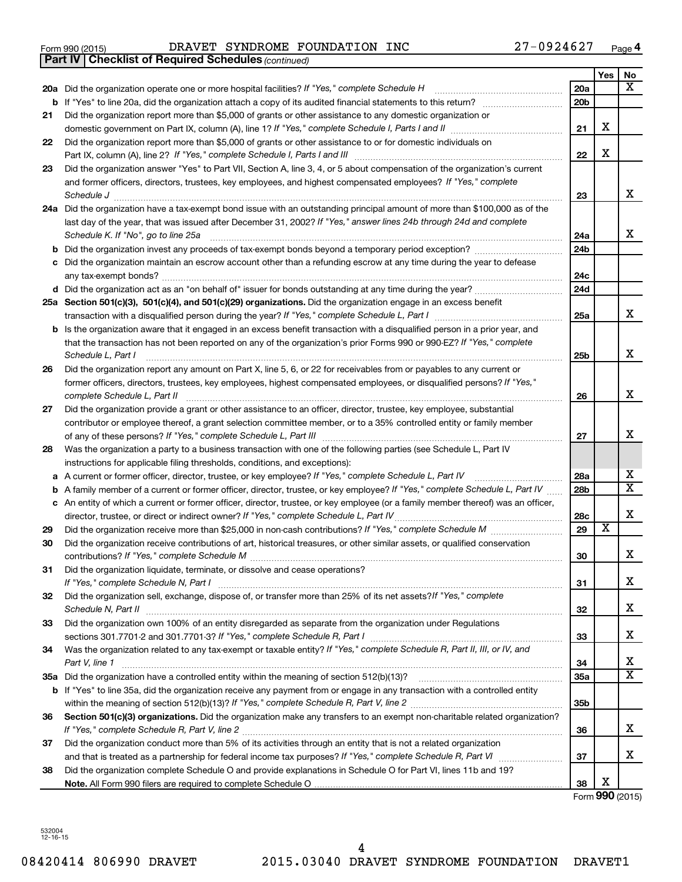Form 990 (2015) DRAVET SYNDROME FOUNDATION INC 27-0924627 Page 4

**Part IV | Checklist of Required Schedules** *(continued)*

| | | | Yes | No |
|---|---|---|---|---|
| 20a | Did the organization operate one or more hospital facilities? *If "Yes," complete Schedule H* | 20a | | X |
| b | If "Yes" to line 20a, did the organization attach a copy of its audited financial statements to this return? | 20b | | |
| 21 | Did the organization report more than $5,000 of grants or other assistance to any domestic organization or domestic government on Part IX, column (A), line 1? *If "Yes," complete Schedule I, Parts I and II* | 21 | X | |
| 22 | Did the organization report more than $5,000 of grants or other assistance to or for domestic individuals on Part IX, column (A), line 2? *If "Yes," complete Schedule I, Parts I and III* | 22 | X | |
| 23 | Did the organization answer "Yes" to Part VII, Section A, line 3, 4, or 5 about compensation of the organization's current and former officers, directors, trustees, key employees, and highest compensated employees? *If "Yes," complete Schedule J* | 23 | | X |
| 24a | Did the organization have a tax-exempt bond issue with an outstanding principal amount of more than $100,000 as of the last day of the year, that was issued after December 31, 2002? *If "Yes," answer lines 24b through 24d and complete Schedule K. If "No", go to line 25a* | 24a | | X |
| b | Did the organization invest any proceeds of tax-exempt bonds beyond a temporary period exception? | 24b | | |
| c | Did the organization maintain an escrow account other than a refunding escrow at any time during the year to defease any tax-exempt bonds? | 24c | | |
| d | Did the organization act as an "on behalf of" issuer for bonds outstanding at any time during the year? | 24d | | |
| 25a | **Section 501(c)(3), 501(c)(4), and 501(c)(29) organizations.** Did the organization engage in an excess benefit transaction with a disqualified person during the year? *If "Yes," complete Schedule L, Part I* | 25a | | X |
| b | Is the organization aware that it engaged in an excess benefit transaction with a disqualified person in a prior year, and that the transaction has not been reported on any of the organization's prior Forms 990 or 990-EZ? *If "Yes," complete Schedule L, Part I* | 25b | | X |
| 26 | Did the organization report any amount on Part X, line 5, 6, or 22 for receivables from or payables to any current or former officers, directors, trustees, key employees, highest compensated employees, or disqualified persons? *If "Yes," complete Schedule L, Part II* | 26 | | X |
| 27 | Did the organization provide a grant or other assistance to an officer, director, trustee, key employee, substantial contributor or employee thereof, a grant selection committee member, or to a 35% controlled entity or family member of any of these persons? *If "Yes," complete Schedule L, Part III* | 27 | | X |
| 28 | Was the organization a party to a business transaction with one of the following parties (see Schedule L, Part IV instructions for applicable filing thresholds, conditions, and exceptions): | | | |
| a | A current or former officer, director, trustee, or key employee? *If "Yes," complete Schedule L, Part IV* | 28a | | X |
| b | A family member of a current or former officer, director, trustee, or key employee? *If "Yes," complete Schedule L, Part IV* | 28b | | X |
| c | An entity of which a current or former officer, director, trustee, or key employee (or a family member thereof) was an officer, director, trustee, or direct or indirect owner? *If "Yes," complete Schedule L, Part IV* | 28c | | X |
| 29 | Did the organization receive more than $25,000 in non-cash contributions? *If "Yes," complete Schedule M* | 29 | X | |
| 30 | Did the organization receive contributions of art, historical treasures, or other similar assets, or qualified conservation contributions? *If "Yes," complete Schedule M* | 30 | | X |
| 31 | Did the organization liquidate, terminate, or dissolve and cease operations? *If "Yes," complete Schedule N, Part I* | 31 | | X |
| 32 | Did the organization sell, exchange, dispose of, or transfer more than 25% of its net assets? *If "Yes," complete Schedule N, Part II* | 32 | | X |
| 33 | Did the organization own 100% of an entity disregarded as separate from the organization under Regulations sections 301.7701-2 and 301.7701-3? *If "Yes," complete Schedule R, Part I* | 33 | | X |
| 34 | Was the organization related to any tax-exempt or taxable entity? *If "Yes," complete Schedule R, Part II, III, or IV, and Part V, line 1* | 34 | | X |
| 35a | Did the organization have a controlled entity within the meaning of section 512(b)(13)? | 35a | | X |
| b | If "Yes" to line 35a, did the organization receive any payment from or engage in any transaction with a controlled entity within the meaning of section 512(b)(13)? *If "Yes," complete Schedule R, Part V, line 2* | 35b | | |
| 36 | **Section 501(c)(3) organizations.** Did the organization make any transfers to an exempt non-charitable related organization? *If "Yes," complete Schedule R, Part V, line 2* | 36 | | X |
| 37 | Did the organization conduct more than 5% of its activities through an entity that is not a related organization and that is treated as a partnership for federal income tax purposes? *If "Yes," complete Schedule R, Part VI* | 37 | | X |
| 38 | Did the organization complete Schedule O and provide explanations in Schedule O for Part VI, lines 11b and 19? **Note.** All Form 990 filers are required to complete Schedule O | 38 | X | |

Form **990** (2015)

532004 12-16-15

08420414 806990 DRAVET 2015.03040 DRAVET SYNDROME FOUNDATION DRAVET1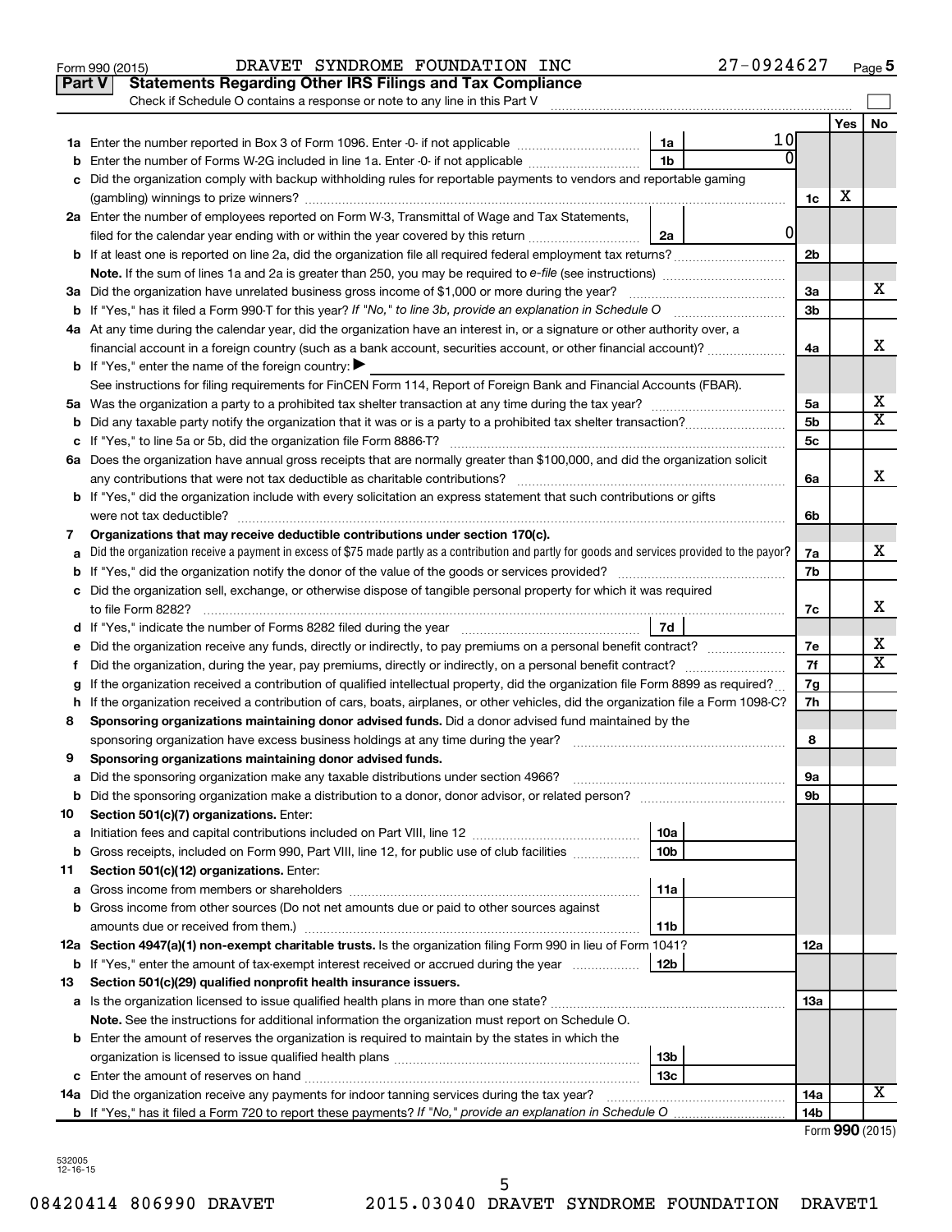Form 990 (2015) DRAVET SYNDROME FOUNDATION INC 27-0924627 Page 5

**Part V Statements Regarding Other IRS Filings and Tax Compliance**

Check if Schedule O contains a response or note to any line in this Part V ☐

| | | | | | Yes | No |
|---|---|---|---|---|---|---|
| **1a** | Enter the number reported in Box 3 of Form 1096. Enter -0- if not applicable | 1a | 10 | | | |
| **b** | Enter the number of Forms W-2G included in line 1a. Enter -0- if not applicable | 1b | 0 | | | |
| **c** | Did the organization comply with backup withholding rules for reportable payments to vendors and reportable gaming (gambling) winnings to prize winners? | | | 1c | X | |
| **2a** | Enter the number of employees reported on Form W-3, Transmittal of Wage and Tax Statements, filed for the calendar year ending with or within the year covered by this return | 2a | 0 | | | |
| **b** | If at least one is reported on line 2a, did the organization file all required federal employment tax returns? | | | 2b | | |
| | **Note.** If the sum of lines 1a and 2a is greater than 250, you may be required to *e-file* (see instructions) | | | | | |
| **3a** | Did the organization have unrelated business gross income of $1,000 or more during the year? | | | 3a | | X |
| **b** | If "Yes," has it filed a Form 990-T for this year? *If "No," to line 3b, provide an explanation in Schedule O* | | | 3b | | |
| **4a** | At any time during the calendar year, did the organization have an interest in, or a signature or other authority over, a financial account in a foreign country (such as a bank account, securities account, or other financial account)? | | | 4a | | X |
| **b** | If "Yes," enter the name of the foreign country: ▶ | | | | | |
| | See instructions for filing requirements for FinCEN Form 114, Report of Foreign Bank and Financial Accounts (FBAR). | | | | | |
| **5a** | Was the organization a party to a prohibited tax shelter transaction at any time during the tax year? | | | 5a | | X |
| **b** | Did any taxable party notify the organization that it was or is a party to a prohibited tax shelter transaction? | | | 5b | | X |
| **c** | If "Yes," to line 5a or 5b, did the organization file Form 8886-T? | | | 5c | | |
| **6a** | Does the organization have annual gross receipts that are normally greater than $100,000, and did the organization solicit any contributions that were not tax deductible as charitable contributions? | | | 6a | | X |
| **b** | If "Yes," did the organization include with every solicitation an express statement that such contributions or gifts were not tax deductible? | | | 6b | | |
| **7** | **Organizations that may receive deductible contributions under section 170(c).** | | | | | |
| **a** | Did the organization receive a payment in excess of $75 made partly as a contribution and partly for goods and services provided to the payor? | | | 7a | | X |
| **b** | If "Yes," did the organization notify the donor of the value of the goods or services provided? | | | 7b | | |
| **c** | Did the organization sell, exchange, or otherwise dispose of tangible personal property for which it was required to file Form 8282? | | | 7c | | X |
| **d** | If "Yes," indicate the number of Forms 8282 filed during the year | 7d | | | | |
| **e** | Did the organization receive any funds, directly or indirectly, to pay premiums on a personal benefit contract? | | | 7e | | X |
| **f** | Did the organization, during the year, pay premiums, directly or indirectly, on a personal benefit contract? | | | 7f | | X |
| **g** | If the organization received a contribution of qualified intellectual property, did the organization file Form 8899 as required? | | | 7g | | |
| **h** | If the organization received a contribution of cars, boats, airplanes, or other vehicles, did the organization file a Form 1098-C? | | | 7h | | |
| **8** | **Sponsoring organizations maintaining donor advised funds.** Did a donor advised fund maintained by the sponsoring organization have excess business holdings at any time during the year? | | | 8 | | |
| **9** | **Sponsoring organizations maintaining donor advised funds.** | | | | | |
| **a** | Did the sponsoring organization make any taxable distributions under section 4966? | | | 9a | | |
| **b** | Did the sponsoring organization make a distribution to a donor, donor advisor, or related person? | | | 9b | | |
| **10** | **Section 501(c)(7) organizations.** Enter: | | | | | |
| **a** | Initiation fees and capital contributions included on Part VIII, line 12 | 10a | | | | |
| **b** | Gross receipts, included on Form 990, Part VIII, line 12, for public use of club facilities | 10b | | | | |
| **11** | **Section 501(c)(12) organizations.** Enter: | | | | | |
| **a** | Gross income from members or shareholders | 11a | | | | |
| **b** | Gross income from other sources (Do not net amounts due or paid to other sources against amounts due or received from them.) | 11b | | | | |
| **12a** | **Section 4947(a)(1) non-exempt charitable trusts.** Is the organization filing Form 990 in lieu of Form 1041? | | | 12a | | |
| **b** | If "Yes," enter the amount of tax-exempt interest received or accrued during the year | 12b | | | | |
| **13** | **Section 501(c)(29) qualified nonprofit health insurance issuers.** | | | | | |
| **a** | Is the organization licensed to issue qualified health plans in more than one state? | | | 13a | | |
| | **Note.** See the instructions for additional information the organization must report on Schedule O. | | | | | |
| **b** | Enter the amount of reserves the organization is required to maintain by the states in which the organization is licensed to issue qualified health plans | 13b | | | | |
| **c** | Enter the amount of reserves on hand | 13c | | | | |
| **14a** | Did the organization receive any payments for indoor tanning services during the tax year? | | | 14a | | X |
| **b** | If "Yes," has it filed a Form 720 to report these payments? *If "No," provide an explanation in Schedule O* | | | 14b | | |

Form **990** (2015)

532005 12-16-15

08420414 806990 DRAVET 2015.03040 DRAVET SYNDROME FOUNDATION DRAVET1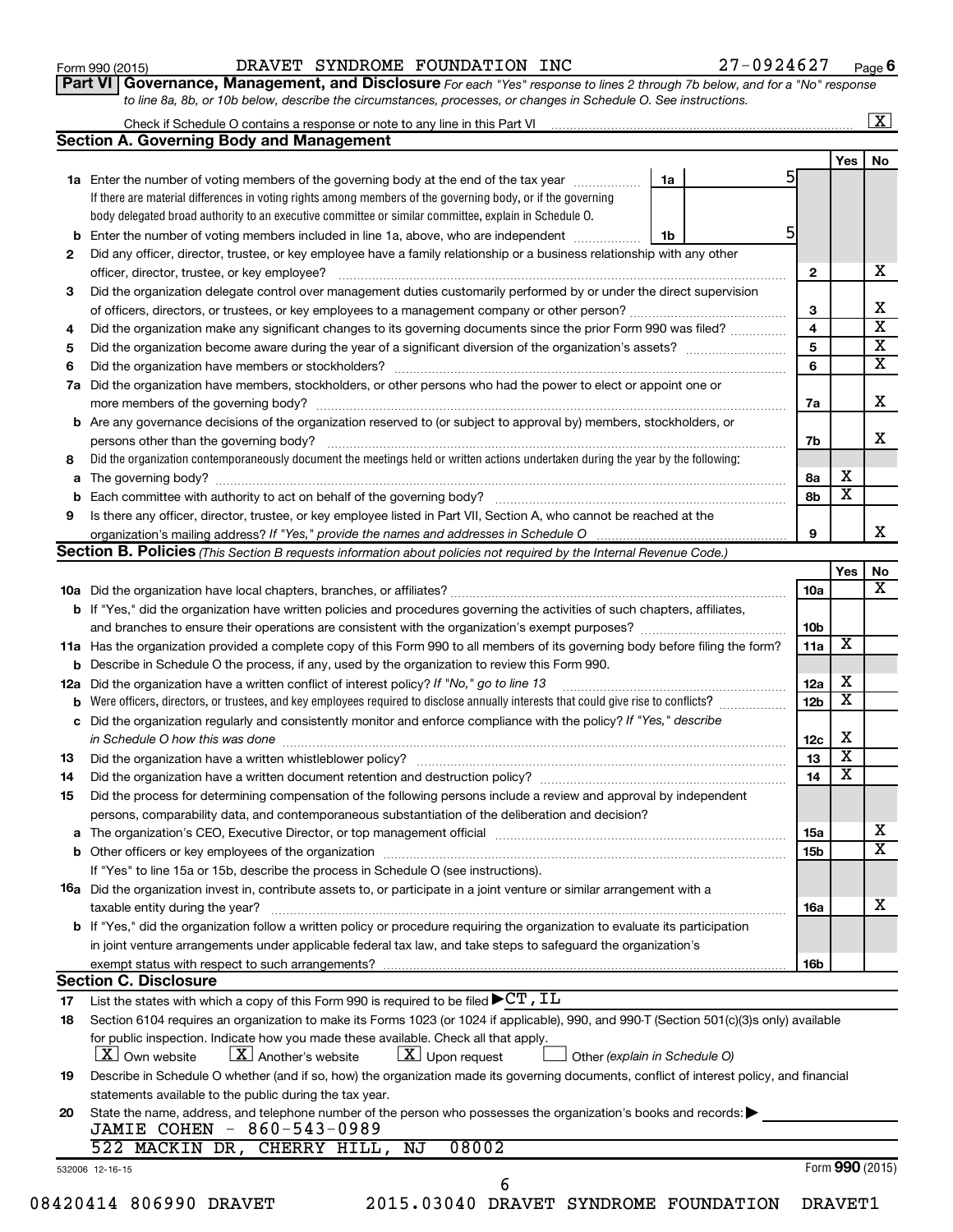Form 990 (2015) DRAVET SYNDROME FOUNDATION INC 27-0924627 Page 6

**Part VI Governance, Management, and Disclosure** *For each "Yes" response to lines 2 through 7b below, and for a "No" response to line 8a, 8b, or 10b below, describe the circumstances, processes, or changes in Schedule O. See instructions.*

Check if Schedule O contains a response or note to any line in this Part VI ..... [X]

## Section A. Governing Body and Management

| | | | Yes | No |
|---|---|---|---|---|
| **1a** | Enter the number of voting members of the governing body at the end of the tax year ..... **1a** 5<br>If there are material differences in voting rights among members of the governing body, or if the governing body delegated broad authority to an executive committee or similar committee, explain in Schedule O. | | | |
| **b** | Enter the number of voting members included in line 1a, above, who are independent ..... **1b** 5 | | | |
| **2** | Did any officer, director, trustee, or key employee have a family relationship or a business relationship with any other officer, director, trustee, or key employee? | 2 | | X |
| **3** | Did the organization delegate control over management duties customarily performed by or under the direct supervision of officers, directors, or trustees, or key employees to a management company or other person? | 3 | | X |
| **4** | Did the organization make any significant changes to its governing documents since the prior Form 990 was filed? | 4 | | X |
| **5** | Did the organization become aware during the year of a significant diversion of the organization's assets? | 5 | | X |
| **6** | Did the organization have members or stockholders? | 6 | | X |
| **7a** | Did the organization have members, stockholders, or other persons who had the power to elect or appoint one or more members of the governing body? | 7a | | X |
| **b** | Are any governance decisions of the organization reserved to (or subject to approval by) members, stockholders, or persons other than the governing body? | 7b | | X |
| **8** | Did the organization contemporaneously document the meetings held or written actions undertaken during the year by the following: | | | |
| **a** | The governing body? | 8a | X | |
| **b** | Each committee with authority to act on behalf of the governing body? | 8b | X | |
| **9** | Is there any officer, director, trustee, or key employee listed in Part VII, Section A, who cannot be reached at the organization's mailing address? *If "Yes," provide the names and addresses in Schedule O* | 9 | | X |

## Section B. Policies *(This Section B requests information about policies not required by the Internal Revenue Code.)*

| | | | Yes | No |
|---|---|---|---|---|
| **10a** | Did the organization have local chapters, branches, or affiliates? | 10a | | X |
| **b** | If "Yes," did the organization have written policies and procedures governing the activities of such chapters, affiliates, and branches to ensure their operations are consistent with the organization's exempt purposes? | 10b | | |
| **11a** | Has the organization provided a complete copy of this Form 990 to all members of its governing body before filing the form? | 11a | X | |
| **b** | Describe in Schedule O the process, if any, used by the organization to review this Form 990. | | | |
| **12a** | Did the organization have a written conflict of interest policy? *If "No," go to line 13* | 12a | X | |
| **b** | Were officers, directors, or trustees, and key employees required to disclose annually interests that could give rise to conflicts? | 12b | X | |
| **c** | Did the organization regularly and consistently monitor and enforce compliance with the policy? *If "Yes," describe in Schedule O how this was done* | 12c | X | |
| **13** | Did the organization have a written whistleblower policy? | 13 | X | |
| **14** | Did the organization have a written document retention and destruction policy? | 14 | X | |
| **15** | Did the process for determining compensation of the following persons include a review and approval by independent persons, comparability data, and contemporaneous substantiation of the deliberation and decision? | | | |
| **a** | The organization's CEO, Executive Director, or top management official | 15a | | X |
| **b** | Other officers or key employees of the organization | 15b | | X |
| | If "Yes" to line 15a or 15b, describe the process in Schedule O (see instructions). | | | |
| **16a** | Did the organization invest in, contribute assets to, or participate in a joint venture or similar arrangement with a taxable entity during the year? | 16a | | X |
| **b** | If "Yes," did the organization follow a written policy or procedure requiring the organization to evaluate its participation in joint venture arrangements under applicable federal tax law, and take steps to safeguard the organization's exempt status with respect to such arrangements? | 16b | | |

## Section C. Disclosure

**17** List the states with which a copy of this Form 990 is required to be filed ▶ CT, IL

**18** Section 6104 requires an organization to make its Forms 1023 (or 1024 if applicable), 990, and 990-T (Section 501(c)(3)s only) available for public inspection. Indicate how you made these available. Check all that apply.

[X] Own website [X] Another's website [X] Upon request [ ] Other *(explain in Schedule O)*

**19** Describe in Schedule O whether (and if so, how) the organization made its governing documents, conflict of interest policy, and financial statements available to the public during the tax year.

**20** State the name, address, and telephone number of the person who possesses the organization's books and records: ▶
JAMIE COHEN - 860-543-0989
522 MACKIN DR, CHERRY HILL, NJ 08002

532006 12-16-15 Form **990** (2015)

08420414 806990 DRAVET 2015.03040 DRAVET SYNDROME FOUNDATION DRAVET1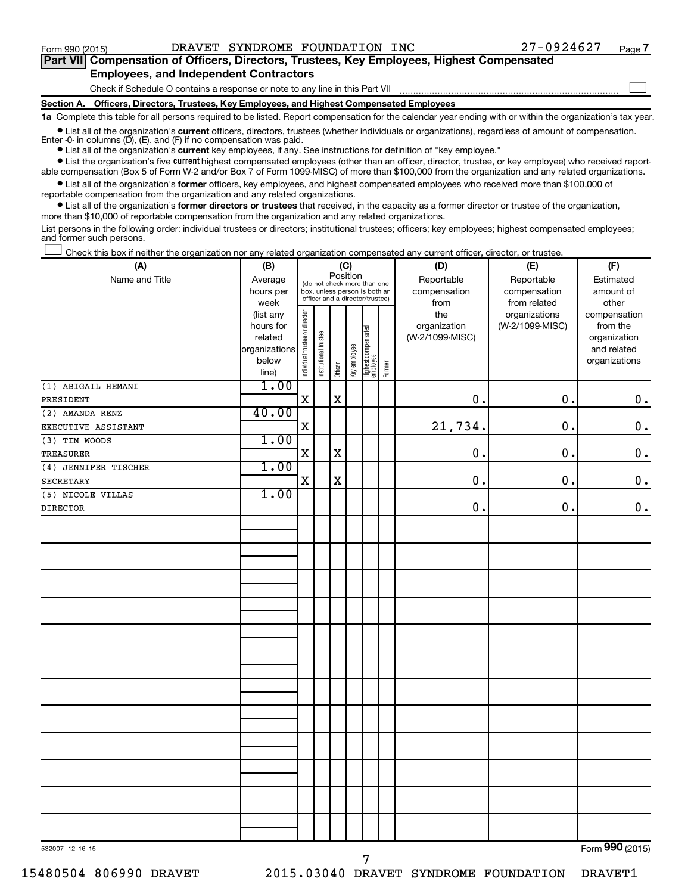Form 990 (2015) DRAVET SYNDROME FOUNDATION INC 27-0924627 Page 7

**Part VII Compensation of Officers, Directors, Trustees, Key Employees, Highest Compensated Employees, and Independent Contractors**

Check if Schedule O contains a response or note to any line in this Part VII ☐

**Section A. Officers, Directors, Trustees, Key Employees, and Highest Compensated Employees**

**1a** Complete this table for all persons required to be listed. Report compensation for the calendar year ending with or within the organization's tax year.

- List all of the organization's **current** officers, directors, trustees (whether individuals or organizations), regardless of amount of compensation. Enter -0- in columns (D), (E), and (F) if no compensation was paid.
- List all of the organization's **current** key employees, if any. See instructions for definition of "key employee."
- List the organization's five **current** highest compensated employees (other than an officer, director, trustee, or key employee) who received reportable compensation (Box 5 of Form W-2 and/or Box 7 of Form 1099-MISC) of more than $100,000 from the organization and any related organizations.
- List all of the organization's **former** officers, key employees, and highest compensated employees who received more than $100,000 of reportable compensation from the organization and any related organizations.
- List all of the organization's **former directors or trustees** that received, in the capacity as a former director or trustee of the organization, more than $10,000 of reportable compensation from the organization and any related organizations.

List persons in the following order: individual trustees or directors; institutional trustees; officers; key employees; highest compensated employees; and former such persons.

☐ Check this box if neither the organization nor any related organization compensated any current officer, director, or trustee.

| (A) Name and Title | (B) Average hours per week (list any hours for related organizations below line) | (C) Position: Individual trustee or director | Institutional trustee | Officer | Key employee | Highest compensated employee | Former | (D) Reportable compensation from the organization (W-2/1099-MISC) | (E) Reportable compensation from related organizations (W-2/1099-MISC) | (F) Estimated amount of other compensation from the organization and related organizations |
|---|---|---|---|---|---|---|---|---|---|---|
| (1) ABIGAIL HEMANI<br>PRESIDENT | 1.00 | X | | X | | | | 0. | 0. | 0. |
| (2) AMANDA RENZ<br>EXECUTIVE ASSISTANT | 40.00 | X | | | | | | 21,734. | 0. | 0. |
| (3) TIM WOODS<br>TREASURER | 1.00 | X | | X | | | | 0. | 0. | 0. |
| (4) JENNIFER TISCHER<br>SECRETARY | 1.00 | X | | X | | | | 0. | 0. | 0. |
| (5) NICOLE VILLAS<br>DIRECTOR | 1.00 | | | | | | | 0. | 0. | 0. |

532007 12-16-15

Form **990** (2015)

15480504 806990 DRAVET 2015.03040 DRAVET SYNDROME FOUNDATION DRAVET1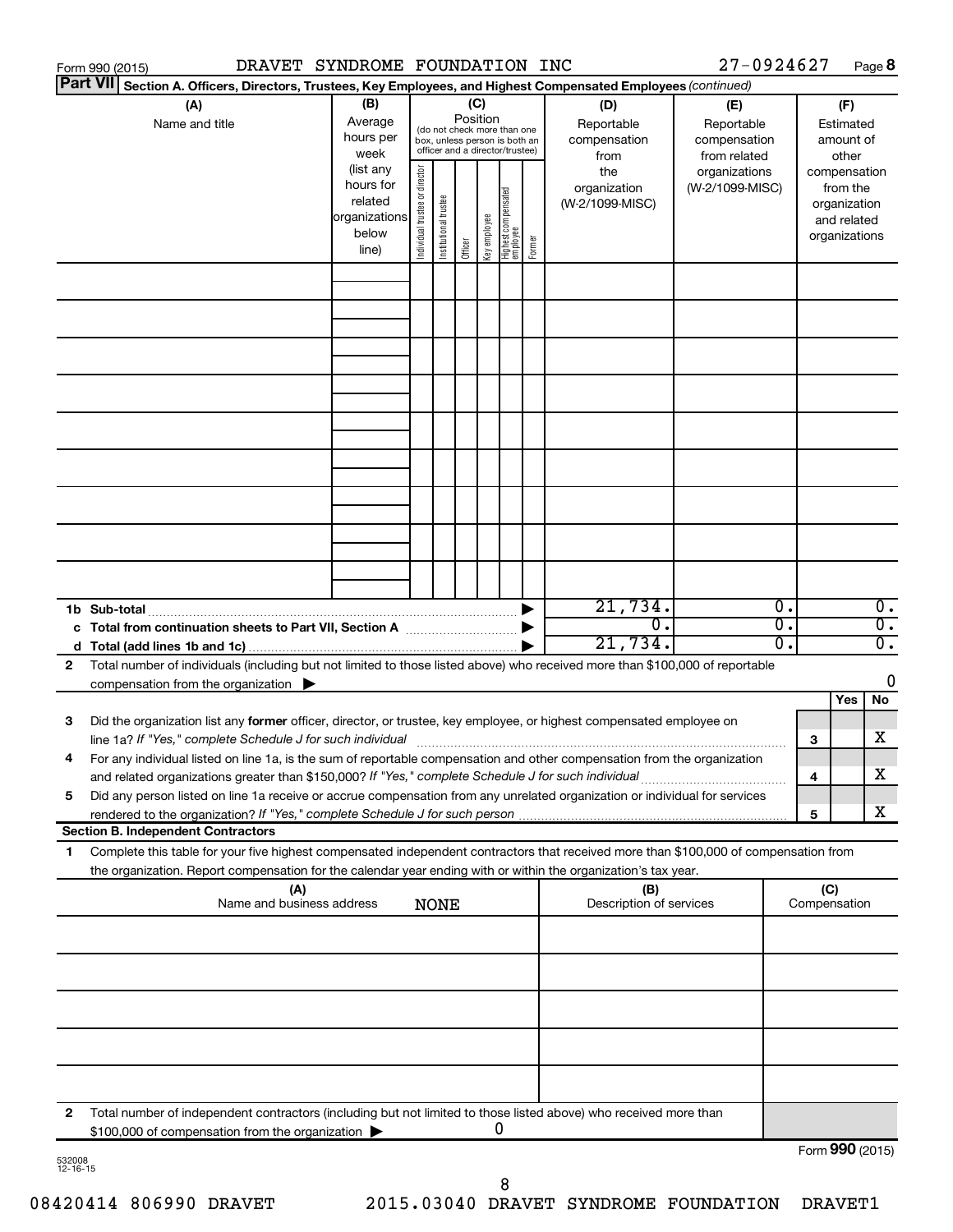Form 990 (2015) DRAVET SYNDROME FOUNDATION INC 27-0924627 Page 8

**Part VII Section A. Officers, Directors, Trustees, Key Employees, and Highest Compensated Employees** *(continued)*

| (A) Name and title | (B) Average hours per week (list any hours for related organizations below line) | (C) Position (do not check more than one box, unless person is both an officer and a director/trustee): Individual trustee or director | Institutional trustee | Officer | Key employee | Highest compensated employee | Former | (D) Reportable compensation from the organization (W-2/1099-MISC) | (E) Reportable compensation from related organizations (W-2/1099-MISC) | (F) Estimated amount of other compensation from the organization and related organizations |
|---|---|---|---|---|---|---|---|---|---|---|
| | | | | | | | | | | |
| | | | | | | | | | | |
| | | | | | | | | | | |
| | | | | | | | | | | |
| | | | | | | | | | | |
| | | | | | | | | | | |
| | | | | | | | | | | |
| | | | | | | | | | | |
| | | | | | | | | | | |
| **1b Sub-total** | | | | | | | | 21,734. | 0. | 0. |
| **c Total from continuation sheets to Part VII, Section A** | | | | | | | | 0. | 0. | 0. |
| **d Total (add lines 1b and 1c)** | | | | | | | | 21,734. | 0. | 0. |

**2** Total number of individuals (including but not limited to those listed above) who received more than $100,000 of reportable compensation from the organization ▶ 0

| | | | Yes | No |
|---|---|---|---|---|
| **3** | Did the organization list any **former** officer, director, or trustee, key employee, or highest compensated employee on line 1a? *If "Yes," complete Schedule J for such individual* | 3 | | X |
| **4** | For any individual listed on line 1a, is the sum of reportable compensation and other compensation from the organization and related organizations greater than $150,000? *If "Yes," complete Schedule J for such individual* | 4 | | X |
| **5** | Did any person listed on line 1a receive or accrue compensation from any unrelated organization or individual for services rendered to the organization? *If "Yes," complete Schedule J for such person* | 5 | | X |

**Section B. Independent Contractors**

**1** Complete this table for your five highest compensated independent contractors that received more than $100,000 of compensation from the organization. Report compensation for the calendar year ending with or within the organization's tax year.

| (A) Name and business address | (B) Description of services | (C) Compensation |
|---|---|---|
| NONE | | |
| | | |
| | | |
| | | |
| | | |
| | | |

**2** Total number of independent contractors (including but not limited to those listed above) who received more than $100,000 of compensation from the organization ▶ 0

Form **990** (2015)

532008 12-16-15

08420414 806990 DRAVET 2015.03040 DRAVET SYNDROME FOUNDATION DRAVET1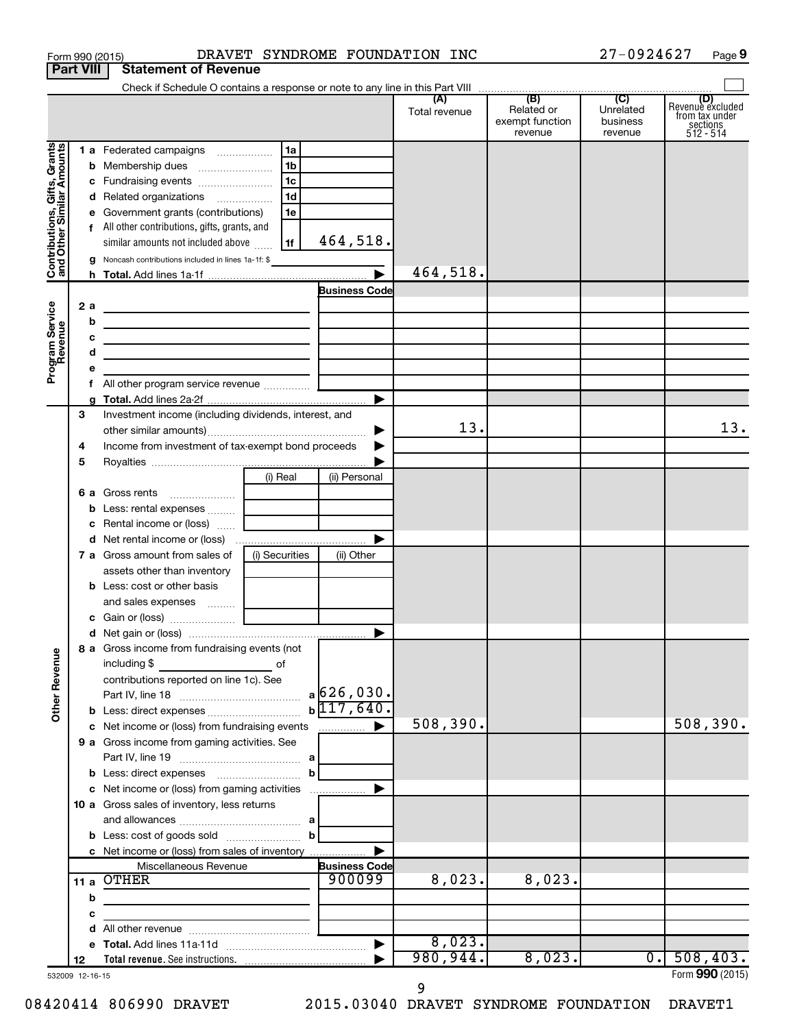Form 990 (2015) DRAVET SYNDROME FOUNDATION INC 27-0924627

## Part VIII Statement of Revenue

Check if Schedule O contains a response or note to any line in this Part VIII

| | | | (A) Total revenue | (B) Related or exempt function revenue | (C) Unrelated business revenue | (D) Revenue excluded from tax under sections 512 - 514 |
|---|---|---|---|---|---|---|
| **Contributions, Gifts, Grants and Other Similar Amounts** | | | | | | |
| 1 a | Federated campaigns | 1a | | | | |
| b | Membership dues | 1b | | | | |
| c | Fundraising events | 1c | | | | |
| d | Related organizations | 1d | | | | |
| e | Government grants (contributions) | 1e | | | | |
| f | All other contributions, gifts, grants, and similar amounts not included above | 1f 464,518. | | | | |
| g | Noncash contributions included in lines 1a-1f: $ | | | | | |
| h | **Total.** Add lines 1a-1f | | 464,518. | | | |
| **Program Service Revenue** | | Business Code | | | | |
| 2 a | | | | | | |
| b | | | | | | |
| c | | | | | | |
| d | | | | | | |
| e | | | | | | |
| f | All other program service revenue | | | | | |
| g | **Total.** Add lines 2a-2f | | | | | |
| **Other Revenue** | | | | | | |
| 3 | Investment income (including dividends, interest, and other similar amounts) | | 13. | | | 13. |
| 4 | Income from investment of tax-exempt bond proceeds | | | | | |
| 5 | Royalties | | | | | |
| | | (i) Real / (ii) Personal | | | | |
| 6 a | Gross rents | | | | | |
| b | Less: rental expenses | | | | | |
| c | Rental income or (loss) | | | | | |
| d | Net rental income or (loss) | | | | | |
| | | (i) Securities / (ii) Other | | | | |
| 7 a | Gross amount from sales of assets other than inventory | | | | | |
| b | Less: cost or other basis and sales expenses | | | | | |
| c | Gain or (loss) | | | | | |
| d | Net gain or (loss) | | | | | |
| 8 a | Gross income from fundraising events (not including $ of contributions reported on line 1c). See Part IV, line 18 | a 626,030. | | | | |
| b | Less: direct expenses | b 117,640. | | | | |
| c | Net income or (loss) from fundraising events | | 508,390. | | | 508,390. |
| 9 a | Gross income from gaming activities. See Part IV, line 19 | a | | | | |
| b | Less: direct expenses | b | | | | |
| c | Net income or (loss) from gaming activities | | | | | |
| 10 a | Gross sales of inventory, less returns and allowances | a | | | | |
| b | Less: cost of goods sold | b | | | | |
| c | Net income or (loss) from sales of inventory | | | | | |
| | Miscellaneous Revenue | Business Code | | | | |
| 11 a | OTHER | 900099 | 8,023. | 8,023. | | |
| b | | | | | | |
| c | | | | | | |
| d | All other revenue | | | | | |
| e | **Total.** Add lines 11a-11d | | 8,023. | | | |
| 12 | **Total revenue.** See instructions. | | 980,944. | 8,023. | 0. | 508,403. |

532009 12-16-15 Form **990** (2015)

08420414 806990 DRAVET 2015.03040 DRAVET SYNDROME FOUNDATION DRAVET1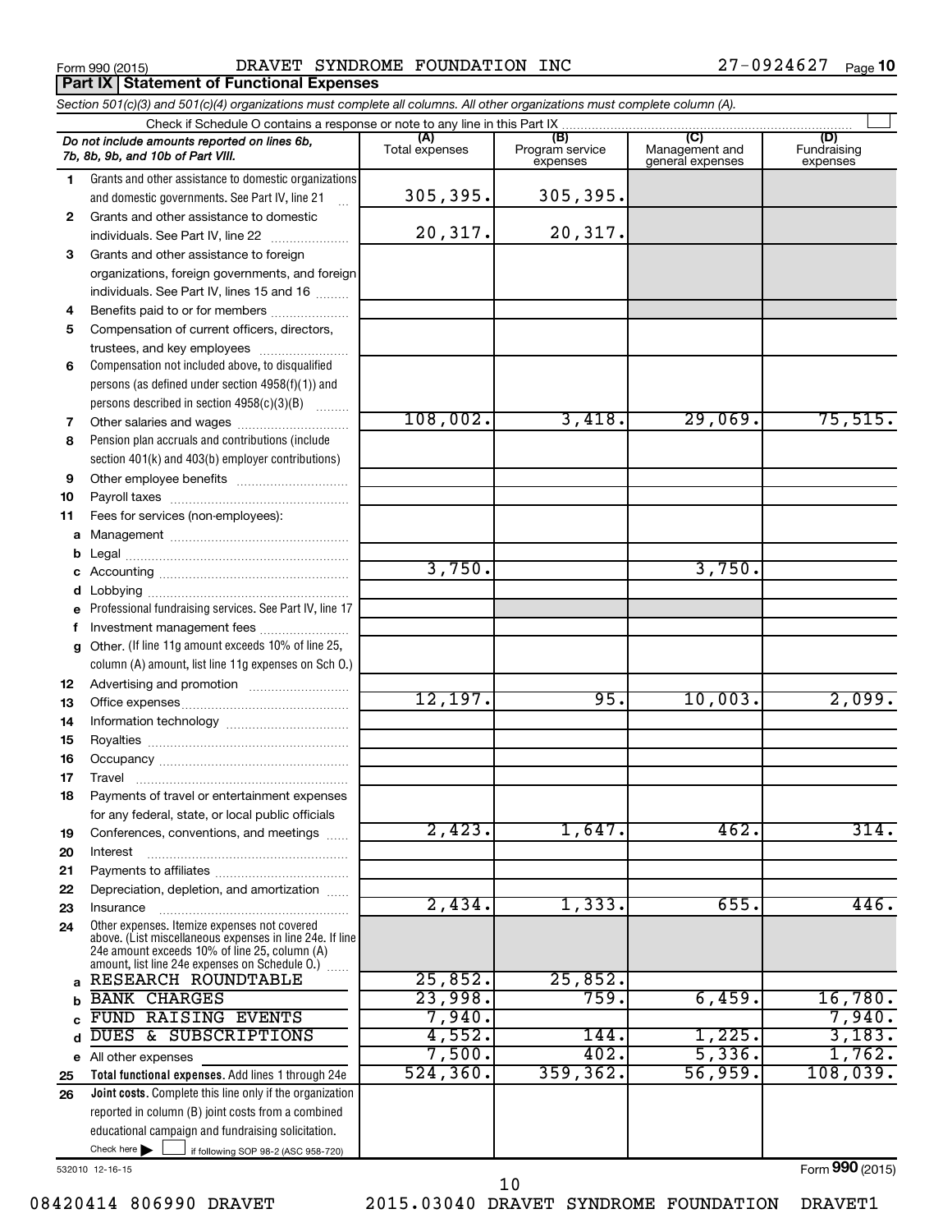Form 990 (2015) DRAVET SYNDROME FOUNDATION INC 27-0924627 Page 10

**Part IX Statement of Functional Expenses**

*Section 501(c)(3) and 501(c)(4) organizations must complete all columns. All other organizations must complete column (A).*

Check if Schedule O contains a response or note to any line in this Part IX

| *Do not include amounts reported on lines 6b, 7b, 8b, 9b, and 10b of Part VIII.* | (A) Total expenses | (B) Program service expenses | (C) Management and general expenses | (D) Fundraising expenses |
|---|---|---|---|---|
| 1 Grants and other assistance to domestic organizations and domestic governments. See Part IV, line 21 | 305,395. | 305,395. | | |
| 2 Grants and other assistance to domestic individuals. See Part IV, line 22 | 20,317. | 20,317. | | |
| 3 Grants and other assistance to foreign organizations, foreign governments, and foreign individuals. See Part IV, lines 15 and 16 | | | | |
| 4 Benefits paid to or for members | | | | |
| 5 Compensation of current officers, directors, trustees, and key employees | | | | |
| 6 Compensation not included above, to disqualified persons (as defined under section 4958(f)(1)) and persons described in section 4958(c)(3)(B) | | | | |
| 7 Other salaries and wages | 108,002. | 3,418. | 29,069. | 75,515. |
| 8 Pension plan accruals and contributions (include section 401(k) and 403(b) employer contributions) | | | | |
| 9 Other employee benefits | | | | |
| 10 Payroll taxes | | | | |
| 11 Fees for services (non-employees): | | | | |
| a Management | | | | |
| b Legal | | | | |
| c Accounting | 3,750. | | 3,750. | |
| d Lobbying | | | | |
| e Professional fundraising services. See Part IV, line 17 | | | | |
| f Investment management fees | | | | |
| g Other. (If line 11g amount exceeds 10% of line 25, column (A) amount, list line 11g expenses on Sch O.) | | | | |
| 12 Advertising and promotion | | | | |
| 13 Office expenses | 12,197. | 95. | 10,003. | 2,099. |
| 14 Information technology | | | | |
| 15 Royalties | | | | |
| 16 Occupancy | | | | |
| 17 Travel | | | | |
| 18 Payments of travel or entertainment expenses for any federal, state, or local public officials | | | | |
| 19 Conferences, conventions, and meetings | 2,423. | 1,647. | 462. | 314. |
| 20 Interest | | | | |
| 21 Payments to affiliates | | | | |
| 22 Depreciation, depletion, and amortization | | | | |
| 23 Insurance | 2,434. | 1,333. | 655. | 446. |
| 24 Other expenses. Itemize expenses not covered above. (List miscellaneous expenses in line 24e. If line 24e amount exceeds 10% of line 25, column (A) amount, list line 24e expenses on Schedule O.) | | | | |
| a RESEARCH ROUNDTABLE | 25,852. | 25,852. | | |
| b BANK CHARGES | 23,998. | 759. | 6,459. | 16,780. |
| c FUND RAISING EVENTS | 7,940. | | | 7,940. |
| d DUES & SUBSCRIPTIONS | 4,552. | 144. | 1,225. | 3,183. |
| e All other expenses | 7,500. | 402. | 5,336. | 1,762. |
| 25 **Total functional expenses.** Add lines 1 through 24e | 524,360. | 359,362. | 56,959. | 108,039. |
| 26 **Joint costs.** Complete this line only if the organization reported in column (B) joint costs from a combined educational campaign and fundraising solicitation. Check here ☐ if following SOP 98-2 (ASC 958-720) | | | | |

532010 12-16-15 Form **990** (2015)

08420414 806990 DRAVET 2015.03040 DRAVET SYNDROME FOUNDATION DRAVET1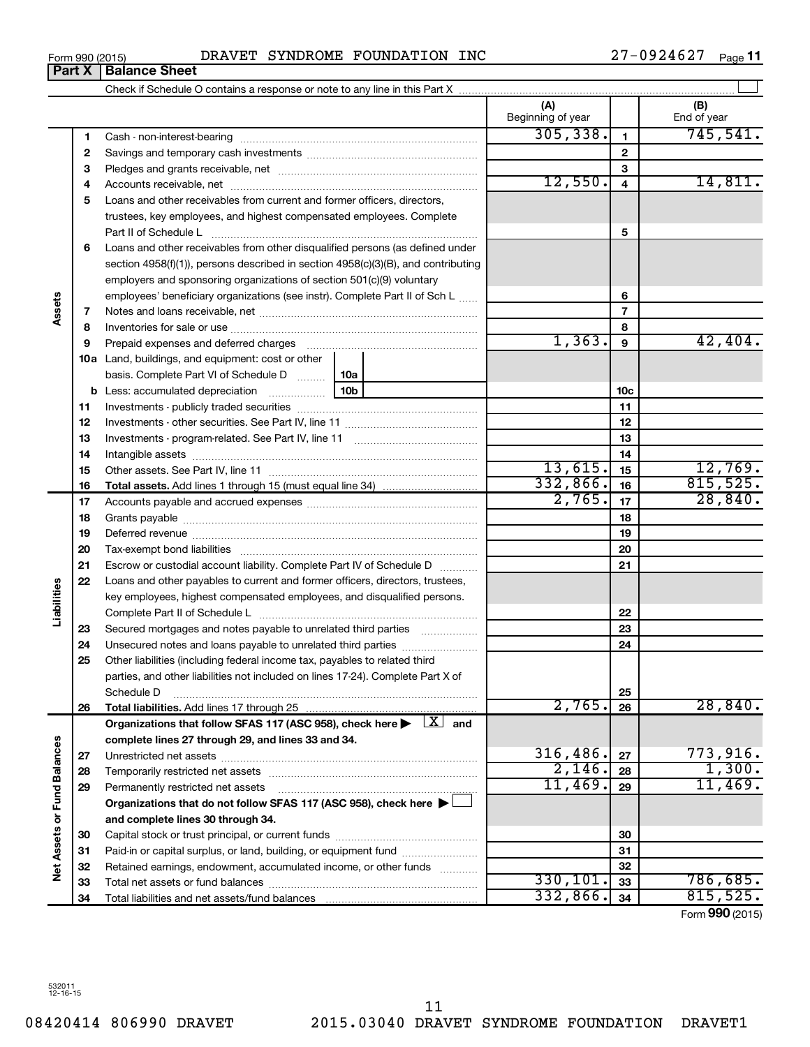Form 990 (2015) DRAVET SYNDROME FOUNDATION INC 27-0924627

## Part X Balance Sheet

Check if Schedule O contains a response or note to any line in this Part X

| | | | (A) Beginning of year | | (B) End of year |
|---|---|---|---|---|---|
| **Assets** | 1 | Cash - non-interest-bearing | 305,338. | 1 | 745,541. |
| | 2 | Savings and temporary cash investments | | 2 | |
| | 3 | Pledges and grants receivable, net | | 3 | |
| | 4 | Accounts receivable, net | 12,550. | 4 | 14,811. |
| | 5 | Loans and other receivables from current and former officers, directors, trustees, key employees, and highest compensated employees. Complete Part II of Schedule L | | 5 | |
| | 6 | Loans and other receivables from other disqualified persons (as defined under section 4958(f)(1)), persons described in section 4958(c)(3)(B), and contributing employers and sponsoring organizations of section 501(c)(9) voluntary employees' beneficiary organizations (see instr). Complete Part II of Sch L | | 6 | |
| | 7 | Notes and loans receivable, net | | 7 | |
| | 8 | Inventories for sale or use | | 8 | |
| | 9 | Prepaid expenses and deferred charges | 1,363. | 9 | 42,404. |
| | 10a | Land, buildings, and equipment: cost or other basis. Complete Part VI of Schedule D ... 10a | | | |
| | b | Less: accumulated depreciation ... 10b | | 10c | |
| | 11 | Investments - publicly traded securities | | 11 | |
| | 12 | Investments - other securities. See Part IV, line 11 | | 12 | |
| | 13 | Investments - program-related. See Part IV, line 11 | | 13 | |
| | 14 | Intangible assets | | 14 | |
| | 15 | Other assets. See Part IV, line 11 | 13,615. | 15 | 12,769. |
| | 16 | **Total assets.** Add lines 1 through 15 (must equal line 34) | 332,866. | 16 | 815,525. |
| **Liabilities** | 17 | Accounts payable and accrued expenses | 2,765. | 17 | 28,840. |
| | 18 | Grants payable | | 18 | |
| | 19 | Deferred revenue | | 19 | |
| | 20 | Tax-exempt bond liabilities | | 20 | |
| | 21 | Escrow or custodial account liability. Complete Part IV of Schedule D | | 21 | |
| | 22 | Loans and other payables to current and former officers, directors, trustees, key employees, highest compensated employees, and disqualified persons. Complete Part II of Schedule L | | 22 | |
| | 23 | Secured mortgages and notes payable to unrelated third parties | | 23 | |
| | 24 | Unsecured notes and loans payable to unrelated third parties | | 24 | |
| | 25 | Other liabilities (including federal income tax, payables to related third parties, and other liabilities not included on lines 17-24). Complete Part X of Schedule D | | 25 | |
| | 26 | **Total liabilities.** Add lines 17 through 25 | 2,765. | 26 | 28,840. |
| **Net Assets or Fund Balances** | | **Organizations that follow SFAS 117 (ASC 958), check here ▶ [X] and complete lines 27 through 29, and lines 33 and 34.** | | | |
| | 27 | Unrestricted net assets | 316,486. | 27 | 773,916. |
| | 28 | Temporarily restricted net assets | 2,146. | 28 | 1,300. |
| | 29 | Permanently restricted net assets | 11,469. | 29 | 11,469. |
| | | **Organizations that do not follow SFAS 117 (ASC 958), check here ▶ [ ] and complete lines 30 through 34.** | | | |
| | 30 | Capital stock or trust principal, or current funds | | 30 | |
| | 31 | Paid-in or capital surplus, or land, building, or equipment fund | | 31 | |
| | 32 | Retained earnings, endowment, accumulated income, or other funds | | 32 | |
| | 33 | Total net assets or fund balances | 330,101. | 33 | 786,685. |
| | 34 | Total liabilities and net assets/fund balances | 332,866. | 34 | 815,525. |

Form **990** (2015)

532011 12-16-15

08420414 806990 DRAVET 2015.03040 DRAVET SYNDROME FOUNDATION DRAVET1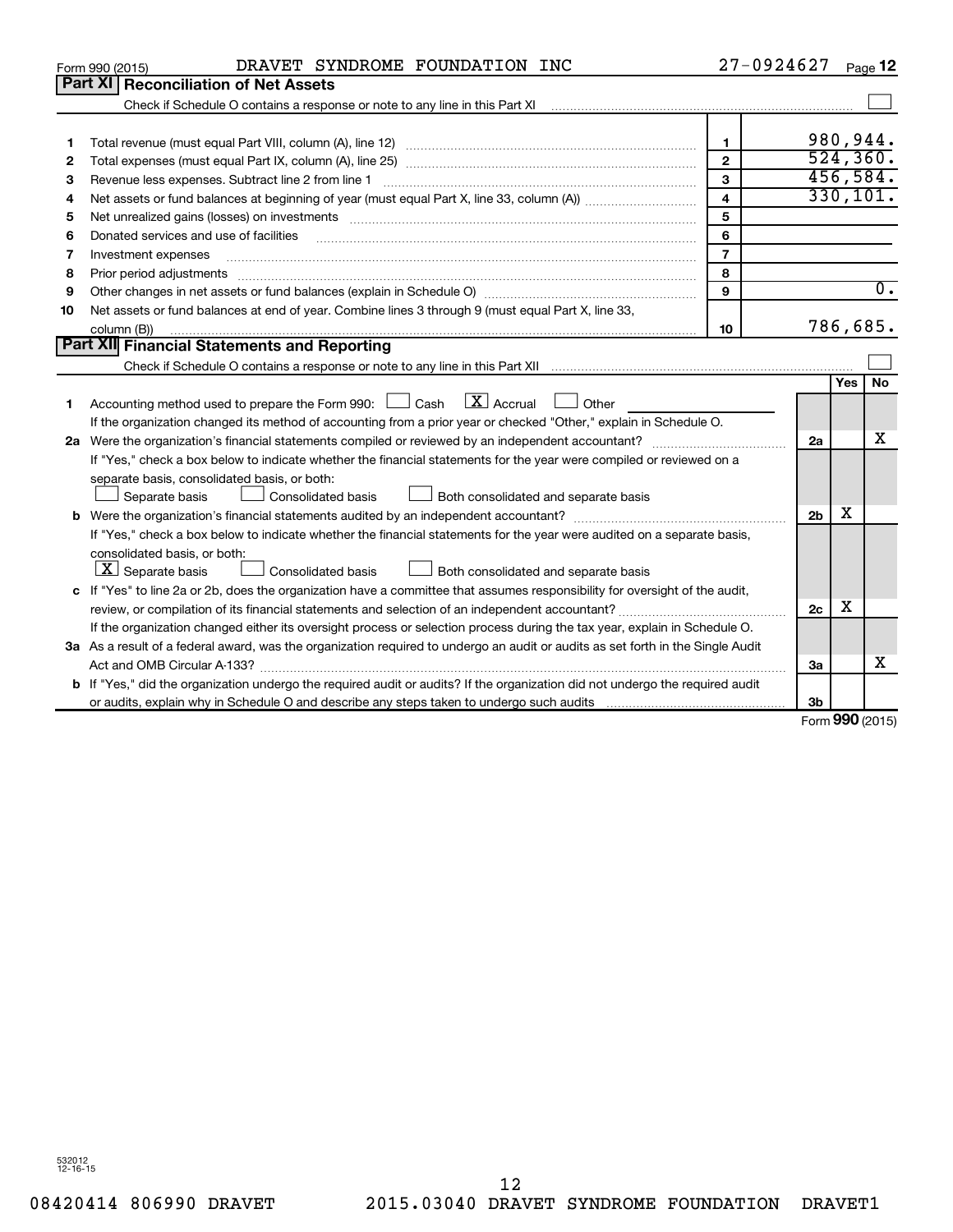Form 990 (2015) DRAVET SYNDROME FOUNDATION INC 27-0924627

## Part XI Reconciliation of Net Assets

Check if Schedule O contains a response or note to any line in this Part XI ☐

| | | | |
|---|---|---|---|
| 1 | Total revenue (must equal Part VIII, column (A), line 12) | 1 | 980,944. |
| 2 | Total expenses (must equal Part IX, column (A), line 25) | 2 | 524,360. |
| 3 | Revenue less expenses. Subtract line 2 from line 1 | 3 | 456,584. |
| 4 | Net assets or fund balances at beginning of year (must equal Part X, line 33, column (A)) | 4 | 330,101. |
| 5 | Net unrealized gains (losses) on investments | 5 | |
| 6 | Donated services and use of facilities | 6 | |
| 7 | Investment expenses | 7 | |
| 8 | Prior period adjustments | 8 | |
| 9 | Other changes in net assets or fund balances (explain in Schedule O) | 9 | 0. |
| 10 | Net assets or fund balances at end of year. Combine lines 3 through 9 (must equal Part X, line 33, column (B)) | 10 | 786,685. |

## Part XII Financial Statements and Reporting

Check if Schedule O contains a response or note to any line in this Part XII ☐

| | | | Yes | No |
|---|---|---|---|---|
| 1 | Accounting method used to prepare the Form 990: ☐ Cash ☒ Accrual ☐ Other<br>If the organization changed its method of accounting from a prior year or checked "Other," explain in Schedule O. | | | |
| 2a | Were the organization's financial statements compiled or reviewed by an independent accountant?<br>If "Yes," check a box below to indicate whether the financial statements for the year were compiled or reviewed on a separate basis, consolidated basis, or both:<br>☐ Separate basis ☐ Consolidated basis ☐ Both consolidated and separate basis | 2a | | X |
| b | Were the organization's financial statements audited by an independent accountant?<br>If "Yes," check a box below to indicate whether the financial statements for the year were audited on a separate basis, consolidated basis, or both:<br>☒ Separate basis ☐ Consolidated basis ☐ Both consolidated and separate basis | 2b | X | |
| c | If "Yes" to line 2a or 2b, does the organization have a committee that assumes responsibility for oversight of the audit, review, or compilation of its financial statements and selection of an independent accountant?<br>If the organization changed either its oversight process or selection process during the tax year, explain in Schedule O. | 2c | X | |
| 3a | As a result of a federal award, was the organization required to undergo an audit or audits as set forth in the Single Audit Act and OMB Circular A-133? | 3a | | X |
| b | If "Yes," did the organization undergo the required audit or audits? If the organization did not undergo the required audit or audits, explain why in Schedule O and describe any steps taken to undergo such audits | 3b | | |

Form 990 (2015)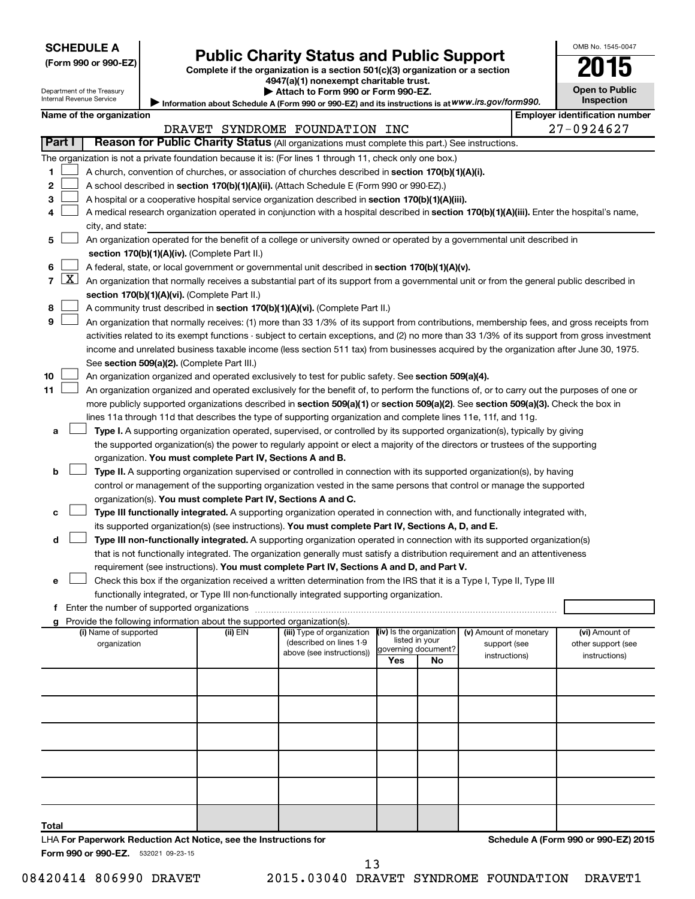**SCHEDULE A**
**(Form 990 or 990-EZ)**

Department of the Treasury
Internal Revenue Service

# Public Charity Status and Public Support

**Complete if the organization is a section 501(c)(3) organization or a section 4947(a)(1) nonexempt charitable trust.**
**▶ Attach to Form 990 or Form 990-EZ.**
▶ Information about Schedule A (Form 990 or 990-EZ) and its instructions is at *www.irs.gov/form990.*

OMB No. 1545-0047
**2015**
**Open to Public Inspection**

**Name of the organization:** DRAVET SYNDROME FOUNDATION INC
**Employer identification number:** 27-0924627

## Part I Reason for Public Charity Status (All organizations must complete this part.) See instructions.

The organization is not a private foundation because it is: (For lines 1 through 11, check only one box.)

1. [ ] A church, convention of churches, or association of churches described in **section 170(b)(1)(A)(i).**
2. [ ] A school described in **section 170(b)(1)(A)(ii).** (Attach Schedule E (Form 990 or 990-EZ).)
3. [ ] A hospital or a cooperative hospital service organization described in **section 170(b)(1)(A)(iii).**
4. [ ] A medical research organization operated in conjunction with a hospital described in **section 170(b)(1)(A)(iii).** Enter the hospital's name, city, and state:
5. [ ] An organization operated for the benefit of a college or university owned or operated by a governmental unit described in **section 170(b)(1)(A)(iv).** (Complete Part II.)
6. [ ] A federal, state, or local government or governmental unit described in **section 170(b)(1)(A)(v).**
7. [X] An organization that normally receives a substantial part of its support from a governmental unit or from the general public described in **section 170(b)(1)(A)(vi).** (Complete Part II.)
8. [ ] A community trust described in **section 170(b)(1)(A)(vi).** (Complete Part II.)
9. [ ] An organization that normally receives: (1) more than 33 1/3% of its support from contributions, membership fees, and gross receipts from activities related to its exempt functions - subject to certain exceptions, and (2) no more than 33 1/3% of its support from gross investment income and unrelated business taxable income (less section 511 tax) from businesses acquired by the organization after June 30, 1975. See **section 509(a)(2).** (Complete Part III.)
10. [ ] An organization organized and operated exclusively to test for public safety. See **section 509(a)(4).**
11. [ ] An organization organized and operated exclusively for the benefit of, to perform the functions of, or to carry out the purposes of one or more publicly supported organizations described in **section 509(a)(1)** or **section 509(a)(2).** See **section 509(a)(3).** Check the box in lines 11a through 11d that describes the type of supporting organization and complete lines 11e, 11f, and 11g.
   - **a** [ ] **Type I.** A supporting organization operated, supervised, or controlled by its supported organization(s), typically by giving the supported organization(s) the power to regularly appoint or elect a majority of the directors or trustees of the supporting organization. **You must complete Part IV, Sections A and B.**
   - **b** [ ] **Type II.** A supporting organization supervised or controlled in connection with its supported organization(s), by having control or management of the supporting organization vested in the same persons that control or manage the supported organization(s). **You must complete Part IV, Sections A and C.**
   - **c** [ ] **Type III functionally integrated.** A supporting organization operated in connection with, and functionally integrated with, its supported organization(s) (see instructions). **You must complete Part IV, Sections A, D, and E.**
   - **d** [ ] **Type III non-functionally integrated.** A supporting organization operated in connection with its supported organization(s) that is not functionally integrated. The organization generally must satisfy a distribution requirement and an attentiveness requirement (see instructions). **You must complete Part IV, Sections A and D, and Part V.**
   - **e** [ ] Check this box if the organization received a written determination from the IRS that it is a Type I, Type II, Type III functionally integrated, or Type III non-functionally integrated supporting organization.
   - **f** Enter the number of supported organizations
   - **g** Provide the following information about the supported organization(s).

| (i) Name of supported organization | (ii) EIN | (iii) Type of organization (described on lines 1-9 above (see instructions)) | (iv) Is the organization listed in your governing document? Yes | No | (v) Amount of monetary support (see instructions) | (vi) Amount of other support (see instructions) |
|---|---|---|---|---|---|---|
| | | | | | | |
| | | | | | | |
| | | | | | | |
| | | | | | | |
| | | | | | | |
| Total | | | | | | |

LHA **For Paperwork Reduction Act Notice, see the Instructions for Form 990 or 990-EZ.** 532021 09-23-15

**Schedule A (Form 990 or 990-EZ) 2015**

08420414 806990 DRAVET 2015.03040 DRAVET SYNDROME FOUNDATION DRAVET1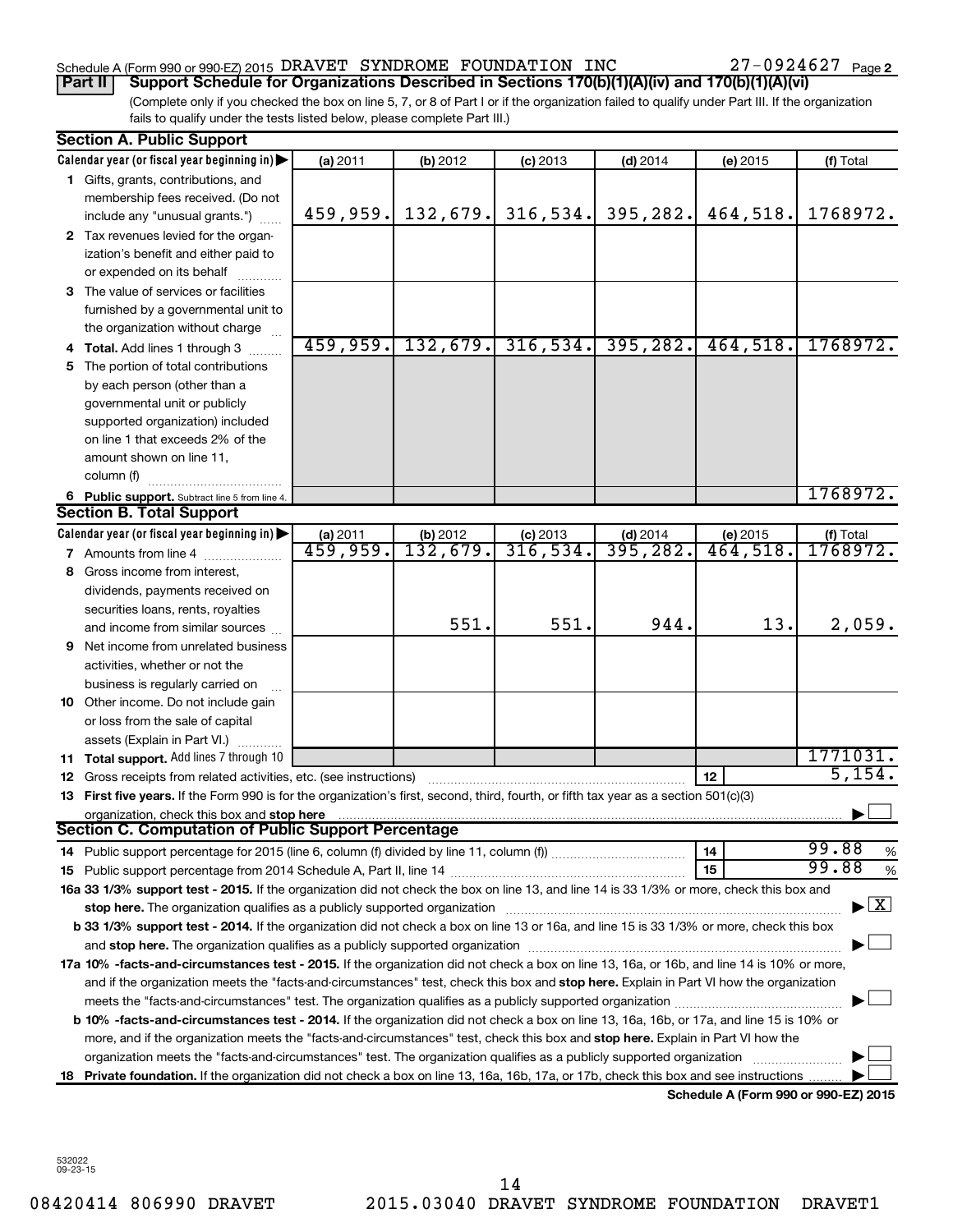Schedule A (Form 990 or 990-EZ) 2015 DRAVET SYNDROME FOUNDATION INC 27-0924627 Page 2

**Part II Support Schedule for Organizations Described in Sections 170(b)(1)(A)(iv) and 170(b)(1)(A)(vi)**

(Complete only if you checked the box on line 5, 7, or 8 of Part I or if the organization failed to qualify under Part III. If the organization fails to qualify under the tests listed below, please complete Part III.)

### Section A. Public Support

| Calendar year (or fiscal year beginning in) | (a) 2011 | (b) 2012 | (c) 2013 | (d) 2014 | (e) 2015 | (f) Total |
|---|---|---|---|---|---|---|
| 1 Gifts, grants, contributions, and membership fees received. (Do not include any "unusual grants.") | 459,959. | 132,679. | 316,534. | 395,282. | 464,518. | 1768972. |
| 2 Tax revenues levied for the organization's benefit and either paid to or expended on its behalf | | | | | | |
| 3 The value of services or facilities furnished by a governmental unit to the organization without charge | | | | | | |
| 4 Total. Add lines 1 through 3 | 459,959. | 132,679. | 316,534. | 395,282. | 464,518. | 1768972. |
| 5 The portion of total contributions by each person (other than a governmental unit or publicly supported organization) included on line 1 that exceeds 2% of the amount shown on line 11, column (f) | | | | | | |
| 6 Public support. Subtract line 5 from line 4. | | | | | | 1768972. |

### Section B. Total Support

| Calendar year (or fiscal year beginning in) | (a) 2011 | (b) 2012 | (c) 2013 | (d) 2014 | (e) 2015 | (f) Total |
|---|---|---|---|---|---|---|
| 7 Amounts from line 4 | 459,959. | 132,679. | 316,534. | 395,282. | 464,518. | 1768972. |
| 8 Gross income from interest, dividends, payments received on securities loans, rents, royalties and income from similar sources | | 551. | 551. | 944. | 13. | 2,059. |
| 9 Net income from unrelated business activities, whether or not the business is regularly carried on | | | | | | |
| 10 Other income. Do not include gain or loss from the sale of capital assets (Explain in Part VI.) | | | | | | |
| 11 Total support. Add lines 7 through 10 | | | | | | 1771031. |

12 Gross receipts from related activities, etc. (see instructions) — 12 — 5,154.

13 **First five years.** If the Form 990 is for the organization's first, second, third, fourth, or fifth tax year as a section 501(c)(3) organization, check this box and **stop here** ☐

### Section C. Computation of Public Support Percentage

14 Public support percentage for 2015 (line 6, column (f) divided by line 11, column (f)) — 14 — 99.88 %

15 Public support percentage from 2014 Schedule A, Part II, line 14 — 15 — 99.88 %

**16a 33 1/3% support test - 2015.** If the organization did not check the box on line 13, and line 14 is 33 1/3% or more, check this box and **stop here.** The organization qualifies as a publicly supported organization ☒

**b 33 1/3% support test - 2014.** If the organization did not check a box on line 13 or 16a, and line 15 is 33 1/3% or more, check this box and **stop here.** The organization qualifies as a publicly supported organization ☐

**17a 10% -facts-and-circumstances test - 2015.** If the organization did not check a box on line 13, 16a, or 16b, and line 14 is 10% or more, and if the organization meets the "facts-and-circumstances" test, check this box and **stop here.** Explain in Part VI how the organization meets the "facts-and-circumstances" test. The organization qualifies as a publicly supported organization ☐

**b 10% -facts-and-circumstances test - 2014.** If the organization did not check a box on line 13, 16a, 16b, or 17a, and line 15 is 10% or more, and if the organization meets the "facts-and-circumstances" test, check this box and **stop here.** Explain in Part VI how the organization meets the "facts-and-circumstances" test. The organization qualifies as a publicly supported organization ☐

**18 Private foundation.** If the organization did not check a box on line 13, 16a, 16b, 17a, or 17b, check this box and see instructions ☐

**Schedule A (Form 990 or 990-EZ) 2015**

532022 09-23-15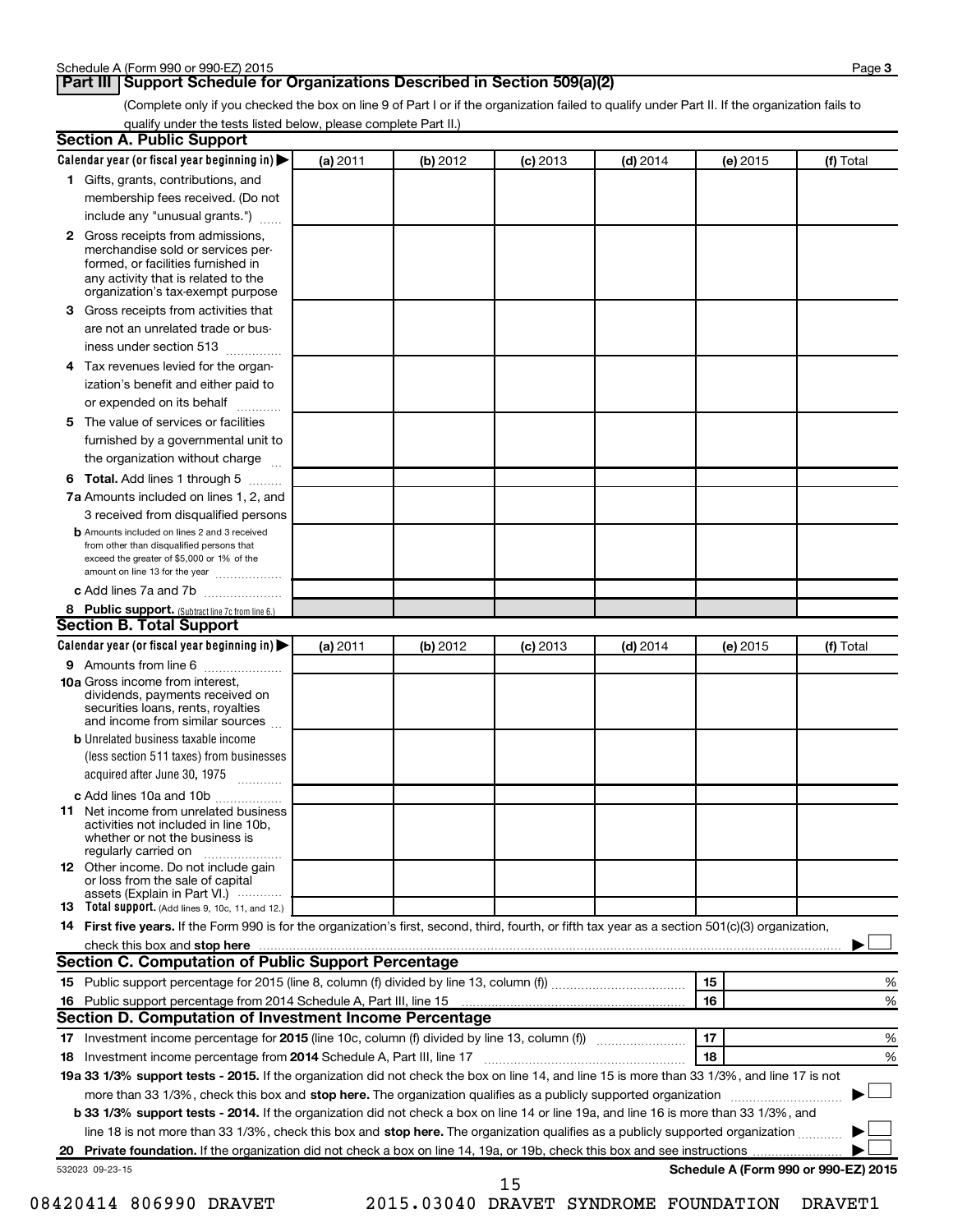## Part III Support Schedule for Organizations Described in Section 509(a)(2)

(Complete only if you checked the box on line 9 of Part I or if the organization failed to qualify under Part II. If the organization fails to qualify under the tests listed below, please complete Part II.)

### Section A. Public Support

| Calendar year (or fiscal year beginning in) ▶ | (a) 2011 | (b) 2012 | (c) 2013 | (d) 2014 | (e) 2015 | (f) Total |
|---|---|---|---|---|---|---|
| 1 Gifts, grants, contributions, and membership fees received. (Do not include any "unusual grants.") | | | | | | |
| 2 Gross receipts from admissions, merchandise sold or services performed, or facilities furnished in any activity that is related to the organization's tax-exempt purpose | | | | | | |
| 3 Gross receipts from activities that are not an unrelated trade or business under section 513 | | | | | | |
| 4 Tax revenues levied for the organization's benefit and either paid to or expended on its behalf | | | | | | |
| 5 The value of services or facilities furnished by a governmental unit to the organization without charge | | | | | | |
| 6 Total. Add lines 1 through 5 | | | | | | |
| 7a Amounts included on lines 1, 2, and 3 received from disqualified persons | | | | | | |
| b Amounts included on lines 2 and 3 received from other than disqualified persons that exceed the greater of $5,000 or 1% of the amount on line 13 for the year | | | | | | |
| c Add lines 7a and 7b | | | | | | |
| 8 Public support. (Subtract line 7c from line 6.) | | | | | | |

### Section B. Total Support

| Calendar year (or fiscal year beginning in) ▶ | (a) 2011 | (b) 2012 | (c) 2013 | (d) 2014 | (e) 2015 | (f) Total |
|---|---|---|---|---|---|---|
| 9 Amounts from line 6 | | | | | | |
| 10a Gross income from interest, dividends, payments received on securities loans, rents, royalties and income from similar sources | | | | | | |
| b Unrelated business taxable income (less section 511 taxes) from businesses acquired after June 30, 1975 | | | | | | |
| c Add lines 10a and 10b | | | | | | |
| 11 Net income from unrelated business activities not included in line 10b, whether or not the business is regularly carried on | | | | | | |
| 12 Other income. Do not include gain or loss from the sale of capital assets (Explain in Part VI.) | | | | | | |
| 13 Total support. (Add lines 9, 10c, 11, and 12.) | | | | | | |

14 **First five years.** If the Form 990 is for the organization's first, second, third, fourth, or fifth tax year as a section 501(c)(3) organization, check this box and **stop here** ▶ ☐

### Section C. Computation of Public Support Percentage

| | | | |
|---|---|---|---|
| 15 | Public support percentage for 2015 (line 8, column (f) divided by line 13, column (f)) | 15 | % |
| 16 | Public support percentage from 2014 Schedule A, Part III, line 15 | 16 | % |

### Section D. Computation of Investment Income Percentage

| | | | |
|---|---|---|---|
| 17 | Investment income percentage for **2015** (line 10c, column (f) divided by line 13, column (f)) | 17 | % |
| 18 | Investment income percentage from **2014** Schedule A, Part III, line 17 | 18 | % |

**19a 33 1/3% support tests - 2015.** If the organization did not check the box on line 14, and line 15 is more than 33 1/3%, and line 17 is not more than 33 1/3%, check this box and **stop here.** The organization qualifies as a publicly supported organization ▶ ☐

**b 33 1/3% support tests - 2014.** If the organization did not check a box on line 14 or line 19a, and line 16 is more than 33 1/3%, and line 18 is not more than 33 1/3%, check this box and **stop here.** The organization qualifies as a publicly supported organization ▶ ☐

**20 Private foundation.** If the organization did not check a box on line 14, 19a, or 19b, check this box and see instructions ▶ ☐

532023 09-23-15

08420414 806990 DRAVET 2015.03040 DRAVET SYNDROME FOUNDATION DRAVET1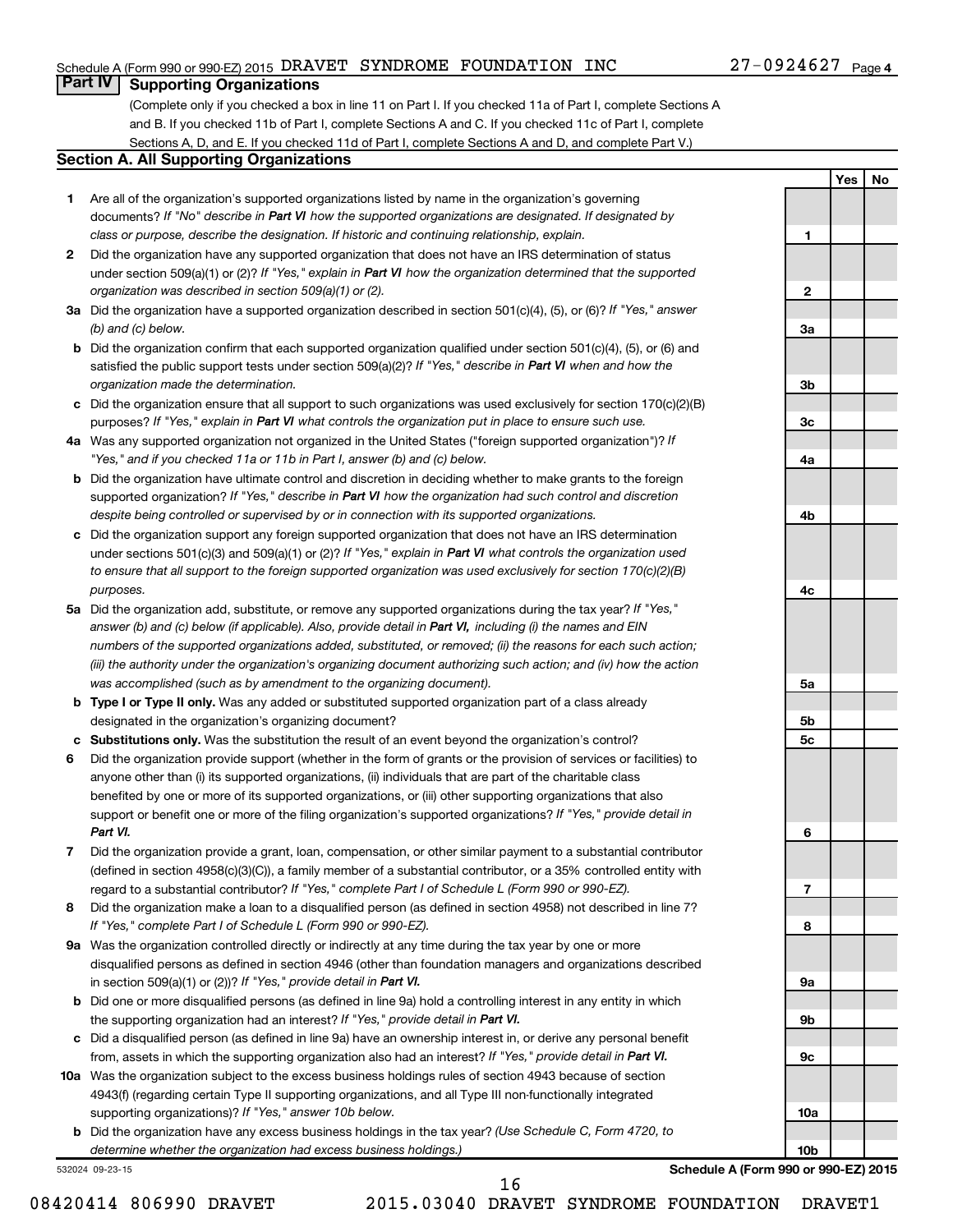Schedule A (Form 990 or 990-EZ) 2015 DRAVET SYNDROME FOUNDATION INC 27-0924627 Page 4

## Part IV Supporting Organizations

(Complete only if you checked a box in line 11 on Part I. If you checked 11a of Part I, complete Sections A and B. If you checked 11b of Part I, complete Sections A and C. If you checked 11c of Part I, complete Sections A, D, and E. If you checked 11d of Part I, complete Sections A and D, and complete Part V.)

### Section A. All Supporting Organizations

| | | | Yes | No |
|---|---|---|---|---|
| **1** | Are all of the organization's supported organizations listed by name in the organization's governing documents? *If "No" describe in* ***Part VI*** *how the supported organizations are designated. If designated by class or purpose, describe the designation. If historic and continuing relationship, explain.* | 1 | | |
| **2** | Did the organization have any supported organization that does not have an IRS determination of status under section 509(a)(1) or (2)? *If "Yes," explain in* ***Part VI*** *how the organization determined that the supported organization was described in section 509(a)(1) or (2).* | 2 | | |
| **3a** | Did the organization have a supported organization described in section 501(c)(4), (5), or (6)? *If "Yes," answer (b) and (c) below.* | 3a | | |
| **b** | Did the organization confirm that each supported organization qualified under section 501(c)(4), (5), or (6) and satisfied the public support tests under section 509(a)(2)? *If "Yes," describe in* ***Part VI*** *when and how the organization made the determination.* | 3b | | |
| **c** | Did the organization ensure that all support to such organizations was used exclusively for section 170(c)(2)(B) purposes? *If "Yes," explain in* ***Part VI*** *what controls the organization put in place to ensure such use.* | 3c | | |
| **4a** | Was any supported organization not organized in the United States ("foreign supported organization")? *If "Yes," and if you checked 11a or 11b in Part I, answer (b) and (c) below.* | 4a | | |
| **b** | Did the organization have ultimate control and discretion in deciding whether to make grants to the foreign supported organization? *If "Yes," describe in* ***Part VI*** *how the organization had such control and discretion despite being controlled or supervised by or in connection with its supported organizations.* | 4b | | |
| **c** | Did the organization support any foreign supported organization that does not have an IRS determination under sections 501(c)(3) and 509(a)(1) or (2)? *If "Yes," explain in* ***Part VI*** *what controls the organization used to ensure that all support to the foreign supported organization was used exclusively for section 170(c)(2)(B) purposes.* | 4c | | |
| **5a** | Did the organization add, substitute, or remove any supported organizations during the tax year? *If "Yes," answer (b) and (c) below (if applicable). Also, provide detail in* ***Part VI,*** *including (i) the names and EIN numbers of the supported organizations added, substituted, or removed; (ii) the reasons for each such action; (iii) the authority under the organization's organizing document authorizing such action; and (iv) how the action was accomplished (such as by amendment to the organizing document).* | 5a | | |
| **b** | **Type I or Type II only.** Was any added or substituted supported organization part of a class already designated in the organization's organizing document? | 5b | | |
| **c** | **Substitutions only.** Was the substitution the result of an event beyond the organization's control? | 5c | | |
| **6** | Did the organization provide support (whether in the form of grants or the provision of services or facilities) to anyone other than (i) its supported organizations, (ii) individuals that are part of the charitable class benefited by one or more of its supported organizations, or (iii) other supporting organizations that also support or benefit one or more of the filing organization's supported organizations? *If "Yes," provide detail in* ***Part VI.*** | 6 | | |
| **7** | Did the organization provide a grant, loan, compensation, or other similar payment to a substantial contributor (defined in section 4958(c)(3)(C)), a family member of a substantial contributor, or a 35% controlled entity with regard to a substantial contributor? *If "Yes," complete Part I of Schedule L (Form 990 or 990-EZ).* | 7 | | |
| **8** | Did the organization make a loan to a disqualified person (as defined in section 4958) not described in line 7? *If "Yes," complete Part I of Schedule L (Form 990 or 990-EZ).* | 8 | | |
| **9a** | Was the organization controlled directly or indirectly at any time during the tax year by one or more disqualified persons as defined in section 4946 (other than foundation managers and organizations described in section 509(a)(1) or (2))? *If "Yes," provide detail in* ***Part VI.*** | 9a | | |
| **b** | Did one or more disqualified persons (as defined in line 9a) hold a controlling interest in any entity in which the supporting organization had an interest? *If "Yes," provide detail in* ***Part VI.*** | 9b | | |
| **c** | Did a disqualified person (as defined in line 9a) have an ownership interest in, or derive any personal benefit from, assets in which the supporting organization also had an interest? *If "Yes," provide detail in* ***Part VI.*** | 9c | | |
| **10a** | Was the organization subject to the excess business holdings rules of section 4943 because of section 4943(f) (regarding certain Type II supporting organizations, and all Type III non-functionally integrated supporting organizations)? *If "Yes," answer 10b below.* | 10a | | |
| **b** | Did the organization have any excess business holdings in the tax year? *(Use Schedule C, Form 4720, to determine whether the organization had excess business holdings.)* | 10b | | |

532024 09-23-15 **Schedule A (Form 990 or 990-EZ) 2015**

08420414 806990 DRAVET 2015.03040 DRAVET SYNDROME FOUNDATION DRAVET1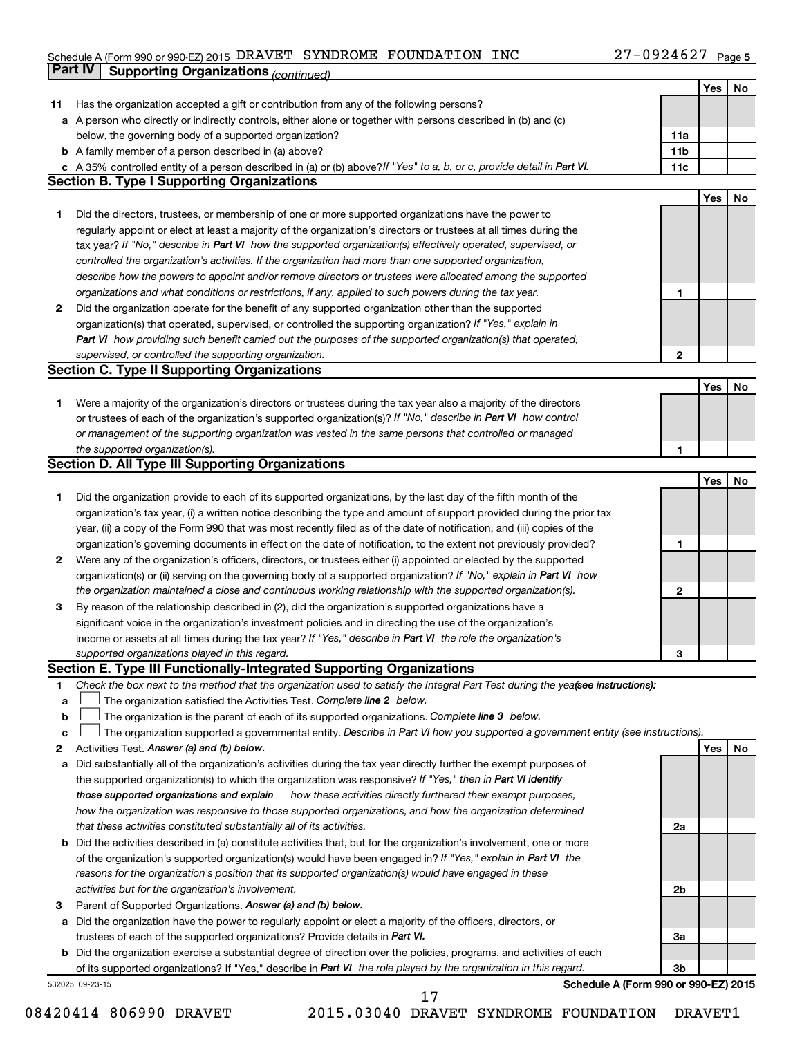Schedule A (Form 990 or 990-EZ) 2015 DRAVET SYNDROME FOUNDATION INC 27-0924627 Page 5

**Part IV Supporting Organizations** *(continued)*

| | | | Yes | No |
|---|---|---|---|---|
| **11** | Has the organization accepted a gift or contribution from any of the following persons? | | | |
| **a** | A person who directly or indirectly controls, either alone or together with persons described in (b) and (c) below, the governing body of a supported organization? | 11a | | |
| **b** | A family member of a person described in (a) above? | 11b | | |
| **c** | A 35% controlled entity of a person described in (a) or (b) above? *If "Yes" to a, b, or c, provide detail in **Part VI**.* | 11c | | |

**Section B. Type I Supporting Organizations**

| | | | Yes | No |
|---|---|---|---|---|
| **1** | Did the directors, trustees, or membership of one or more supported organizations have the power to regularly appoint or elect at least a majority of the organization's directors or trustees at all times during the tax year? *If "No," describe in **Part VI** how the supported organization(s) effectively operated, supervised, or controlled the organization's activities. If the organization had more than one supported organization, describe how the powers to appoint and/or remove directors or trustees were allocated among the supported organizations and what conditions or restrictions, if any, applied to such powers during the tax year.* | 1 | | |
| **2** | Did the organization operate for the benefit of any supported organization other than the supported organization(s) that operated, supervised, or controlled the supporting organization? *If "Yes," explain in **Part VI** how providing such benefit carried out the purposes of the supported organization(s) that operated, supervised, or controlled the supporting organization.* | 2 | | |

**Section C. Type II Supporting Organizations**

| | | | Yes | No |
|---|---|---|---|---|
| **1** | Were a majority of the organization's directors or trustees during the tax year also a majority of the directors or trustees of each of the organization's supported organization(s)? *If "No," describe in **Part VI** how control or management of the supporting organization was vested in the same persons that controlled or managed the supported organization(s).* | 1 | | |

**Section D. All Type III Supporting Organizations**

| | | | Yes | No |
|---|---|---|---|---|
| **1** | Did the organization provide to each of its supported organizations, by the last day of the fifth month of the organization's tax year, (i) a written notice describing the type and amount of support provided during the prior tax year, (ii) a copy of the Form 990 that was most recently filed as of the date of notification, and (iii) copies of the organization's governing documents in effect on the date of notification, to the extent not previously provided? | 1 | | |
| **2** | Were any of the organization's officers, directors, or trustees either (i) appointed or elected by the supported organization(s) or (ii) serving on the governing body of a supported organization? *If "No," explain in **Part VI** how the organization maintained a close and continuous working relationship with the supported organization(s).* | 2 | | |
| **3** | By reason of the relationship described in (2), did the organization's supported organizations have a significant voice in the organization's investment policies and in directing the use of the organization's income or assets at all times during the tax year? *If "Yes," describe in **Part VI** the role the organization's supported organizations played in this regard.* | 3 | | |

**Section E. Type III Functionally-Integrated Supporting Organizations**

**1** *Check the box next to the method that the organization used to satisfy the Integral Part Test during the year **(see instructions):***

**a** ☐ The organization satisfied the Activities Test. *Complete **line 2** below.*

**b** ☐ The organization is the parent of each of its supported organizations. *Complete **line 3** below.*

**c** ☐ The organization supported a governmental entity. *Describe in Part VI how you supported a government entity (see instructions).*

| | | | Yes | No |
|---|---|---|---|---|
| **2** | Activities Test. ***Answer (a) and (b) below.*** | | | |
| **a** | Did substantially all of the organization's activities during the tax year directly further the exempt purposes of the supported organization(s) to which the organization was responsive? *If "Yes," then in **Part VI identify those supported organizations and explain** how these activities directly furthered their exempt purposes, how the organization was responsive to those supported organizations, and how the organization determined that these activities constituted substantially all of its activities.* | 2a | | |
| **b** | Did the activities described in (a) constitute activities that, but for the organization's involvement, one or more of the organization's supported organization(s) would have been engaged in? *If "Yes," explain in **Part VI** the reasons for the organization's position that its supported organization(s) would have engaged in these activities but for the organization's involvement.* | 2b | | |
| **3** | Parent of Supported Organizations. ***Answer (a) and (b) below.*** | | | |
| **a** | Did the organization have the power to regularly appoint or elect a majority of the officers, directors, or trustees of each of the supported organizations? Provide details in ***Part VI.*** | 3a | | |
| **b** | Did the organization exercise a substantial degree of direction over the policies, programs, and activities of each of its supported organizations? If "Yes," describe in ***Part VI*** *the role played by the organization in this regard.* | 3b | | |

532025 09-23-15 **Schedule A (Form 990 or 990-EZ) 2015**

08420414 806990 DRAVET 2015.03040 DRAVET SYNDROME FOUNDATION DRAVET1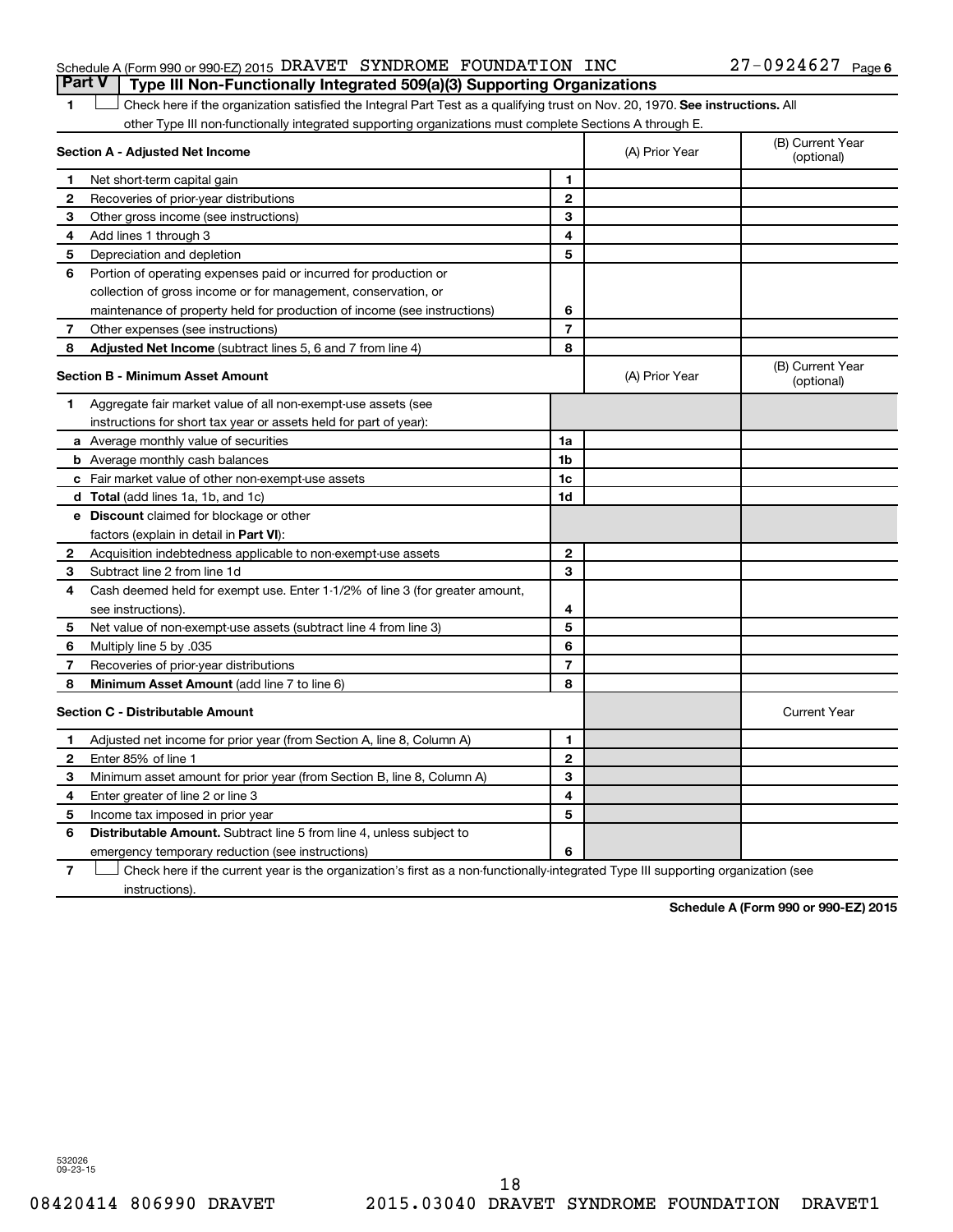Schedule A (Form 990 or 990-EZ) 2015 DRAVET SYNDROME FOUNDATION INC 27-0924627 Page 6

## Part V Type III Non-Functionally Integrated 509(a)(3) Supporting Organizations

1 ☐ Check here if the organization satisfied the Integral Part Test as a qualifying trust on Nov. 20, 1970. **See instructions.** All other Type III non-functionally integrated supporting organizations must complete Sections A through E.

| **Section A - Adjusted Net Income** | | (A) Prior Year | (B) Current Year (optional) |
|---|---|---|---|
| 1 Net short-term capital gain | 1 | | |
| 2 Recoveries of prior-year distributions | 2 | | |
| 3 Other gross income (see instructions) | 3 | | |
| 4 Add lines 1 through 3 | 4 | | |
| 5 Depreciation and depletion | 5 | | |
| 6 Portion of operating expenses paid or incurred for production or collection of gross income or for management, conservation, or maintenance of property held for production of income (see instructions) | 6 | | |
| 7 Other expenses (see instructions) | 7 | | |
| 8 **Adjusted Net Income** (subtract lines 5, 6 and 7 from line 4) | 8 | | |

| **Section B - Minimum Asset Amount** | | (A) Prior Year | (B) Current Year (optional) |
|---|---|---|---|
| 1 Aggregate fair market value of all non-exempt-use assets (see instructions for short tax year or assets held for part of year): | | | |
| a Average monthly value of securities | 1a | | |
| b Average monthly cash balances | 1b | | |
| c Fair market value of other non-exempt-use assets | 1c | | |
| d **Total** (add lines 1a, 1b, and 1c) | 1d | | |
| e **Discount** claimed for blockage or other factors (explain in detail in **Part VI**): | | | |
| 2 Acquisition indebtedness applicable to non-exempt-use assets | 2 | | |
| 3 Subtract line 2 from line 1d | 3 | | |
| 4 Cash deemed held for exempt use. Enter 1-1/2% of line 3 (for greater amount, see instructions). | 4 | | |
| 5 Net value of non-exempt-use assets (subtract line 4 from line 3) | 5 | | |
| 6 Multiply line 5 by .035 | 6 | | |
| 7 Recoveries of prior-year distributions | 7 | | |
| 8 **Minimum Asset Amount** (add line 7 to line 6) | 8 | | |

| **Section C - Distributable Amount** | | | Current Year |
|---|---|---|---|
| 1 Adjusted net income for prior year (from Section A, line 8, Column A) | 1 | | |
| 2 Enter 85% of line 1 | 2 | | |
| 3 Minimum asset amount for prior year (from Section B, line 8, Column A) | 3 | | |
| 4 Enter greater of line 2 or line 3 | 4 | | |
| 5 Income tax imposed in prior year | 5 | | |
| 6 **Distributable Amount.** Subtract line 5 from line 4, unless subject to emergency temporary reduction (see instructions) | 6 | | |

7 ☐ Check here if the current year is the organization's first as a non-functionally-integrated Type III supporting organization (see instructions).

**Schedule A (Form 990 or 990-EZ) 2015**

532026 09-23-15

08420414 806990 DRAVET 2015.03040 DRAVET SYNDROME FOUNDATION DRAVET1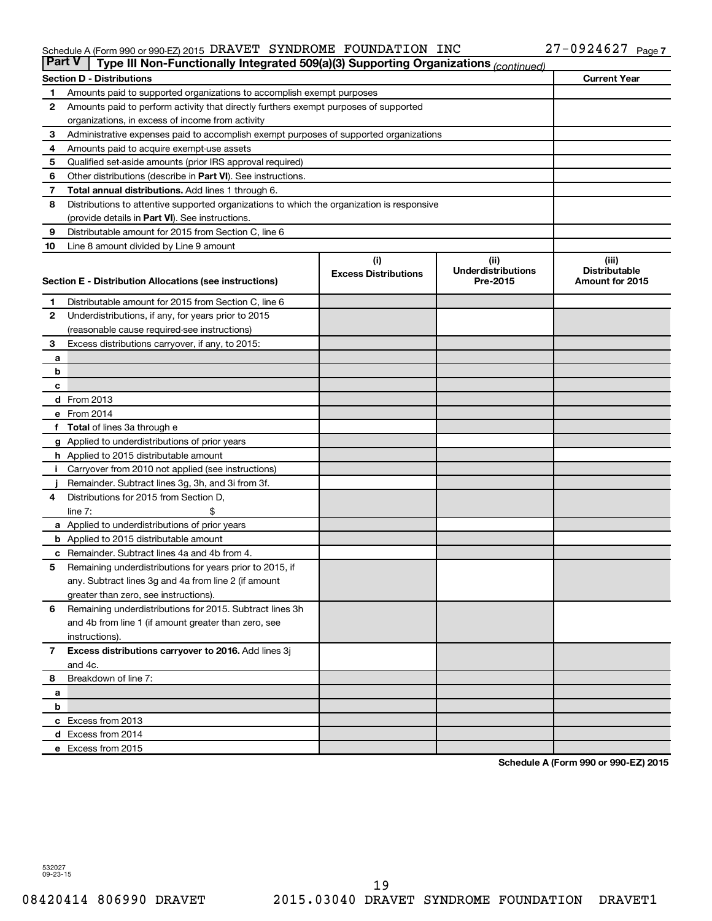Schedule A (Form 990 or 990-EZ) 2015 DRAVET SYNDROME FOUNDATION INC 27-0924627

## Part V Type III Non-Functionally Integrated 509(a)(3) Supporting Organizations *(continued)*

| Section D - Distributions | | Current Year |
|---|---|---|
| 1 | Amounts paid to supported organizations to accomplish exempt purposes | |
| 2 | Amounts paid to perform activity that directly furthers exempt purposes of supported organizations, in excess of income from activity | |
| 3 | Administrative expenses paid to accomplish exempt purposes of supported organizations | |
| 4 | Amounts paid to acquire exempt-use assets | |
| 5 | Qualified set-aside amounts (prior IRS approval required) | |
| 6 | Other distributions (describe in **Part VI**). See instructions. | |
| 7 | **Total annual distributions.** Add lines 1 through 6. | |
| 8 | Distributions to attentive supported organizations to which the organization is responsive (provide details in **Part VI**). See instructions. | |
| 9 | Distributable amount for 2015 from Section C, line 6 | |
| 10 | Line 8 amount divided by Line 9 amount | |

| Section E - Distribution Allocations (see instructions) | | (i) Excess Distributions | (ii) Underdistributions Pre-2015 | (iii) Distributable Amount for 2015 |
|---|---|---|---|---|
| 1 | Distributable amount for 2015 from Section C, line 6 | | | |
| 2 | Underdistributions, if any, for years prior to 2015 (reasonable cause required-see instructions) | | | |
| 3 | Excess distributions carryover, if any, to 2015: | | | |
| a | | | | |
| b | | | | |
| c | | | | |
| d | From 2013 | | | |
| e | From 2014 | | | |
| f | **Total** of lines 3a through e | | | |
| g | Applied to underdistributions of prior years | | | |
| h | Applied to 2015 distributable amount | | | |
| i | Carryover from 2010 not applied (see instructions) | | | |
| j | Remainder. Subtract lines 3g, 3h, and 3i from 3f. | | | |
| 4 | Distributions for 2015 from Section D, line 7: $ | | | |
| a | Applied to underdistributions of prior years | | | |
| b | Applied to 2015 distributable amount | | | |
| c | Remainder. Subtract lines 4a and 4b from 4. | | | |
| 5 | Remaining underdistributions for years prior to 2015, if any. Subtract lines 3g and 4a from line 2 (if amount greater than zero, see instructions). | | | |
| 6 | Remaining underdistributions for 2015. Subtract lines 3h and 4b from line 1 (if amount greater than zero, see instructions). | | | |
| 7 | **Excess distributions carryover to 2016.** Add lines 3j and 4c. | | | |
| 8 | Breakdown of line 7: | | | |
| a | | | | |
| b | | | | |
| c | Excess from 2013 | | | |
| d | Excess from 2014 | | | |
| e | Excess from 2015 | | | |

**Schedule A (Form 990 or 990-EZ) 2015**

532027 09-23-15

08420414 806990 DRAVET 2015.03040 DRAVET SYNDROME FOUNDATION DRAVET1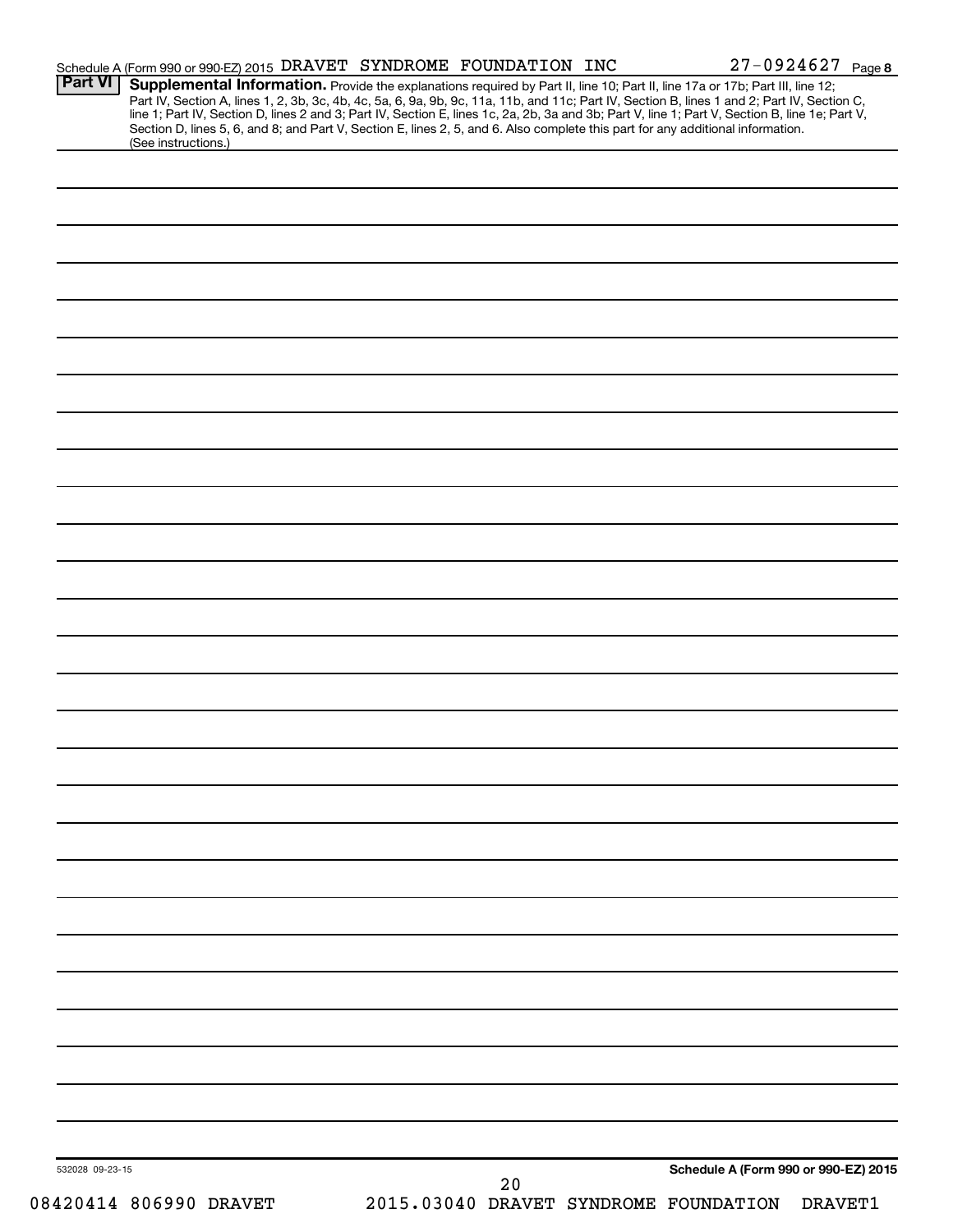Schedule A (Form 990 or 990-EZ) 2015 DRAVET SYNDROME FOUNDATION INC 27-0924627 Page 8

**Part VI** **Supplemental Information.** Provide the explanations required by Part II, line 10; Part II, line 17a or 17b; Part III, line 12; Part IV, Section A, lines 1, 2, 3b, 3c, 4b, 4c, 5a, 6, 9a, 9b, 9c, 11a, 11b, and 11c; Part IV, Section B, lines 1 and 2; Part IV, Section C, line 1; Part IV, Section D, lines 2 and 3; Part IV, Section E, lines 1c, 2a, 2b, 3a and 3b; Part V, line 1; Part V, Section B, line 1e; Part V, Section D, lines 5, 6, and 8; and Part V, Section E, lines 2, 5, and 6. Also complete this part for any additional information. (See instructions.)

532028 09-23-15

**Schedule A (Form 990 or 990-EZ) 2015**

08420414 806990 DRAVET 2015.03040 DRAVET SYNDROME FOUNDATION DRAVET1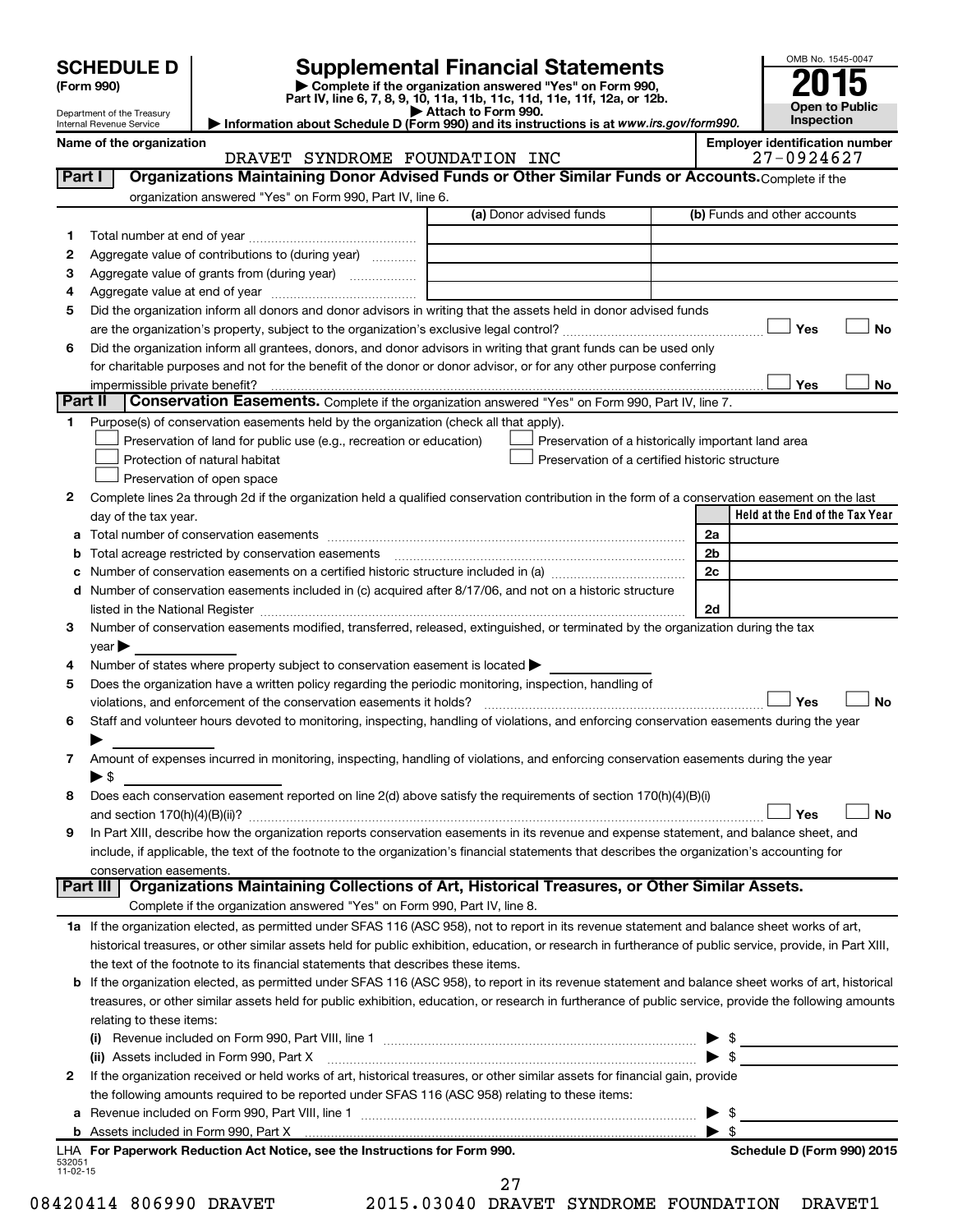# SCHEDULE D (Form 990)

Department of the Treasury
Internal Revenue Service

## Supplemental Financial Statements

▶ Complete if the organization answered "Yes" on Form 990, Part IV, line 6, 7, 8, 9, 10, 11a, 11b, 11c, 11d, 11e, 11f, 12a, or 12b.
▶ Attach to Form 990.
▶ Information about Schedule D (Form 990) and its instructions is at *www.irs.gov/form990.*

OMB No. 1545-0047

**2015**

**Open to Public Inspection**

**Name of the organization:** DRAVET SYNDROME FOUNDATION INC

**Employer identification number:** 27-0924627

### Part I — Organizations Maintaining Donor Advised Funds or Other Similar Funds or Accounts. Complete if the organization answered "Yes" on Form 990, Part IV, line 6.

| | | (a) Donor advised funds | (b) Funds and other accounts |
|---|---|---|---|
| 1 | Total number at end of year | | |
| 2 | Aggregate value of contributions to (during year) | | |
| 3 | Aggregate value of grants from (during year) | | |
| 4 | Aggregate value at end of year | | |

5 Did the organization inform all donors and donor advisors in writing that the assets held in donor advised funds are the organization's property, subject to the organization's exclusive legal control? ☐ Yes ☐ No

6 Did the organization inform all grantees, donors, and donor advisors in writing that grant funds can be used only for charitable purposes and not for the benefit of the donor or donor advisor, or for any other purpose conferring impermissible private benefit? ☐ Yes ☐ No

### Part II — Conservation Easements. Complete if the organization answered "Yes" on Form 990, Part IV, line 7.

1 Purpose(s) of conservation easements held by the organization (check all that apply).

- ☐ Preservation of land for public use (e.g., recreation or education)
- ☐ Preservation of a historically important land area
- ☐ Protection of natural habitat
- ☐ Preservation of a certified historic structure
- ☐ Preservation of open space

2 Complete lines 2a through 2d if the organization held a qualified conservation contribution in the form of a conservation easement on the last day of the tax year.

| | | | Held at the End of the Tax Year |
|---|---|---|---|
| a | Total number of conservation easements | 2a | |
| b | Total acreage restricted by conservation easements | 2b | |
| c | Number of conservation easements on a certified historic structure included in (a) | 2c | |
| d | Number of conservation easements included in (c) acquired after 8/17/06, and not on a historic structure listed in the National Register | 2d | |

3 Number of conservation easements modified, transferred, released, extinguished, or terminated by the organization during the tax year ▶

4 Number of states where property subject to conservation easement is located ▶

5 Does the organization have a written policy regarding the periodic monitoring, inspection, handling of violations, and enforcement of the conservation easements it holds? ☐ Yes ☐ No

6 Staff and volunteer hours devoted to monitoring, inspecting, handling of violations, and enforcing conservation easements during the year ▶

7 Amount of expenses incurred in monitoring, inspecting, handling of violations, and enforcing conservation easements during the year ▶ $

8 Does each conservation easement reported on line 2(d) above satisfy the requirements of section 170(h)(4)(B)(i) and section 170(h)(4)(B)(ii)? ☐ Yes ☐ No

9 In Part XIII, describe how the organization reports conservation easements in its revenue and expense statement, and balance sheet, and include, if applicable, the text of the footnote to the organization's financial statements that describes the organization's accounting for conservation easements.

### Part III — Organizations Maintaining Collections of Art, Historical Treasures, or Other Similar Assets.

Complete if the organization answered "Yes" on Form 990, Part IV, line 8.

1a If the organization elected, as permitted under SFAS 116 (ASC 958), not to report in its revenue statement and balance sheet works of art, historical treasures, or other similar assets held for public exhibition, education, or research in furtherance of public service, provide, in Part XIII, the text of the footnote to its financial statements that describes these items.

b If the organization elected, as permitted under SFAS 116 (ASC 958), to report in its revenue statement and balance sheet works of art, historical treasures, or other similar assets held for public exhibition, education, or research in furtherance of public service, provide the following amounts relating to these items:

(i) Revenue included on Form 990, Part VIII, line 1 ▶ $

(ii) Assets included in Form 990, Part X ▶ $

2 If the organization received or held works of art, historical treasures, or other similar assets for financial gain, provide the following amounts required to be reported under SFAS 116 (ASC 958) relating to these items:

a Revenue included on Form 990, Part VIII, line 1 ▶ $

b Assets included in Form 990, Part X ▶ $

LHA **For Paperwork Reduction Act Notice, see the Instructions for Form 990.** **Schedule D (Form 990) 2015**

532051
11-02-15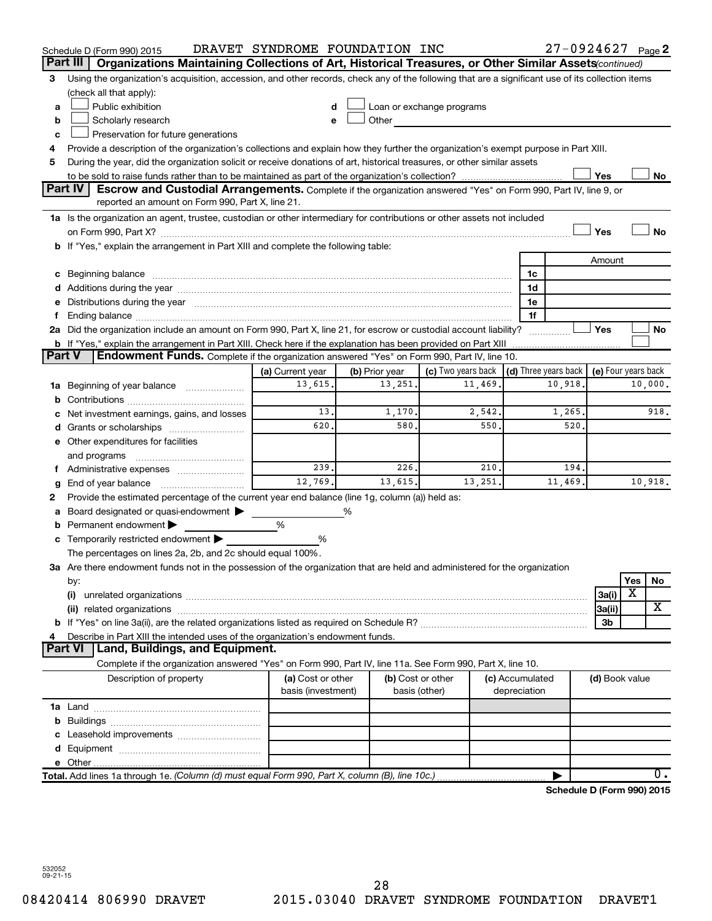Schedule D (Form 990) 2015 DRAVET SYNDROME FOUNDATION INC 27-0924627 Page 2

## Part III Organizations Maintaining Collections of Art, Historical Treasures, or Other Similar Assets *(continued)*

**3** Using the organization's acquisition, accession, and other records, check any of the following that are a significant use of its collection items (check all that apply):

- **a** ☐ Public exhibition
- **b** ☐ Scholarly research
- **c** ☐ Preservation for future generations
- **d** ☐ Loan or exchange programs
- **e** ☐ Other

**4** Provide a description of the organization's collections and explain how they further the organization's exempt purpose in Part XIII.

**5** During the year, did the organization solicit or receive donations of art, historical treasures, or other similar assets to be sold to raise funds rather than to be maintained as part of the organization's collection? ☐ Yes ☐ No

## Part IV Escrow and Custodial Arrangements.

Complete if the organization answered "Yes" on Form 990, Part IV, line 9, or reported an amount on Form 990, Part X, line 21.

**1a** Is the organization an agent, trustee, custodian or other intermediary for contributions or other assets not included on Form 990, Part X? ☐ Yes ☐ No

**b** If "Yes," explain the arrangement in Part XIII and complete the following table:

| | | Amount |
|---|---|---|
| **c** Beginning balance | 1c | |
| **d** Additions during the year | 1d | |
| **e** Distributions during the year | 1e | |
| **f** Ending balance | 1f | |

**2a** Did the organization include an amount on Form 990, Part X, line 21, for escrow or custodial account liability? ☐ Yes ☐ No

**b** If "Yes," explain the arrangement in Part XIII. Check here if the explanation has been provided on Part XIII ☐

## Part V Endowment Funds.

Complete if the organization answered "Yes" on Form 990, Part IV, line 10.

| | (a) Current year | (b) Prior year | (c) Two years back | (d) Three years back | (e) Four years back |
|---|---|---|---|---|---|
| **1a** Beginning of year balance | 13,615. | 13,251. | 11,469. | 10,918. | 10,000. |
| **b** Contributions | | | | | |
| **c** Net investment earnings, gains, and losses | 13. | 1,170. | 2,542. | 1,265. | 918. |
| **d** Grants or scholarships | 620. | 580. | 550. | 520. | |
| **e** Other expenditures for facilities and programs | | | | | |
| **f** Administrative expenses | 239. | 226. | 210. | 194. | |
| **g** End of year balance | 12,769. | 13,615. | 13,251. | 11,469. | 10,918. |

**2** Provide the estimated percentage of the current year end balance (line 1g, column (a)) held as:

- **a** Board designated or quasi-endowment ▶ %
- **b** Permanent endowment ▶ %
- **c** Temporarily restricted endowment ▶ %

The percentages on lines 2a, 2b, and 2c should equal 100%.

**3a** Are there endowment funds not in the possession of the organization that are held and administered for the organization by:

| | | Yes | No |
|---|---|---|---|
| **(i)** unrelated organizations | 3a(i) | X | |
| **(ii)** related organizations | 3a(ii) | | X |
| **b** If "Yes" on line 3a(ii), are the related organizations listed as required on Schedule R? | 3b | | |

**4** Describe in Part XIII the intended uses of the organization's endowment funds.

## Part VI Land, Buildings, and Equipment.

Complete if the organization answered "Yes" on Form 990, Part IV, line 11a. See Form 990, Part X, line 10.

| Description of property | (a) Cost or other basis (investment) | (b) Cost or other basis (other) | (c) Accumulated depreciation | (d) Book value |
|---|---|---|---|---|
| **1a** Land | | | | |
| **b** Buildings | | | | |
| **c** Leasehold improvements | | | | |
| **d** Equipment | | | | |
| **e** Other | | | | |
| **Total.** Add lines 1a through 1e. *(Column (d) must equal Form 990, Part X, column (B), line 10c.)* | | | ▶ | 0. |

**Schedule D (Form 990) 2015**

532052 09-21-15

08420414 806990 DRAVET 2015.03040 DRAVET SYNDROME FOUNDATION DRAVET1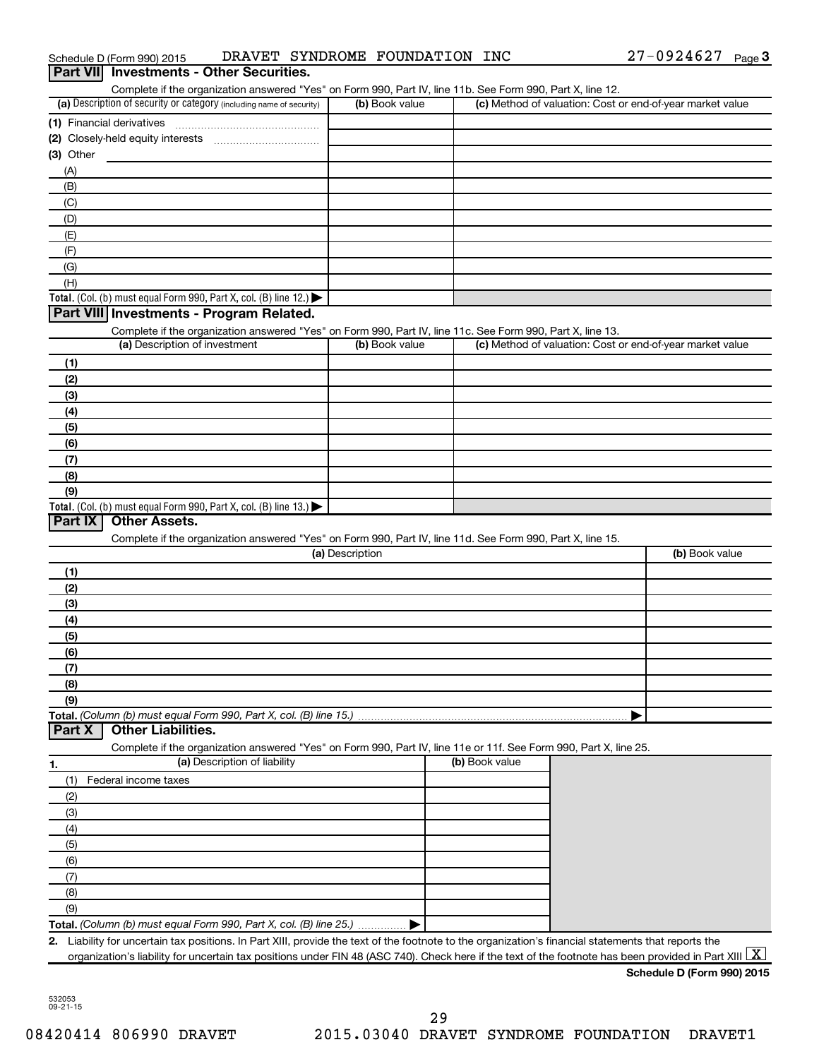Schedule D (Form 990) 2015 DRAVET SYNDROME FOUNDATION INC 27-0924627 Page 3

## Part VII Investments - Other Securities.

Complete if the organization answered "Yes" on Form 990, Part IV, line 11b. See Form 990, Part X, line 12.

| (a) Description of security or category (including name of security) | (b) Book value | (c) Method of valuation: Cost or end-of-year market value |
|---|---|---|
| (1) Financial derivatives | | |
| (2) Closely-held equity interests | | |
| (3) Other | | |
| (A) | | |
| (B) | | |
| (C) | | |
| (D) | | |
| (E) | | |
| (F) | | |
| (G) | | |
| (H) | | |
| **Total.** (Col. (b) must equal Form 990, Part X, col. (B) line 12.) ▶ | | |

## Part VIII Investments - Program Related.

Complete if the organization answered "Yes" on Form 990, Part IV, line 11c. See Form 990, Part X, line 13.

| (a) Description of investment | (b) Book value | (c) Method of valuation: Cost or end-of-year market value |
|---|---|---|
| (1) | | |
| (2) | | |
| (3) | | |
| (4) | | |
| (5) | | |
| (6) | | |
| (7) | | |
| (8) | | |
| (9) | | |
| **Total.** (Col. (b) must equal Form 990, Part X, col. (B) line 13.) ▶ | | |

## Part IX Other Assets.

Complete if the organization answered "Yes" on Form 990, Part IV, line 11d. See Form 990, Part X, line 15.

| (a) Description | (b) Book value |
|---|---|
| (1) | |
| (2) | |
| (3) | |
| (4) | |
| (5) | |
| (6) | |
| (7) | |
| (8) | |
| (9) | |
| **Total.** *(Column (b) must equal Form 990, Part X, col. (B) line 15.)* ▶ | |

## Part X Other Liabilities.

Complete if the organization answered "Yes" on Form 990, Part IV, line 11e or 11f. See Form 990, Part X, line 25.

| 1. (a) Description of liability | (b) Book value |
|---|---|
| (1) Federal income taxes | |
| (2) | |
| (3) | |
| (4) | |
| (5) | |
| (6) | |
| (7) | |
| (8) | |
| (9) | |
| **Total.** *(Column (b) must equal Form 990, Part X, col. (B) line 25.)* ▶ | |

**2.** Liability for uncertain tax positions. In Part XIII, provide the text of the footnote to the organization's financial statements that reports the organization's liability for uncertain tax positions under FIN 48 (ASC 740). Check here if the text of the footnote has been provided in Part XIII [X]

**Schedule D (Form 990) 2015**

532053 09-21-15

08420414 806990 DRAVET 2015.03040 DRAVET SYNDROME FOUNDATION DRAVET1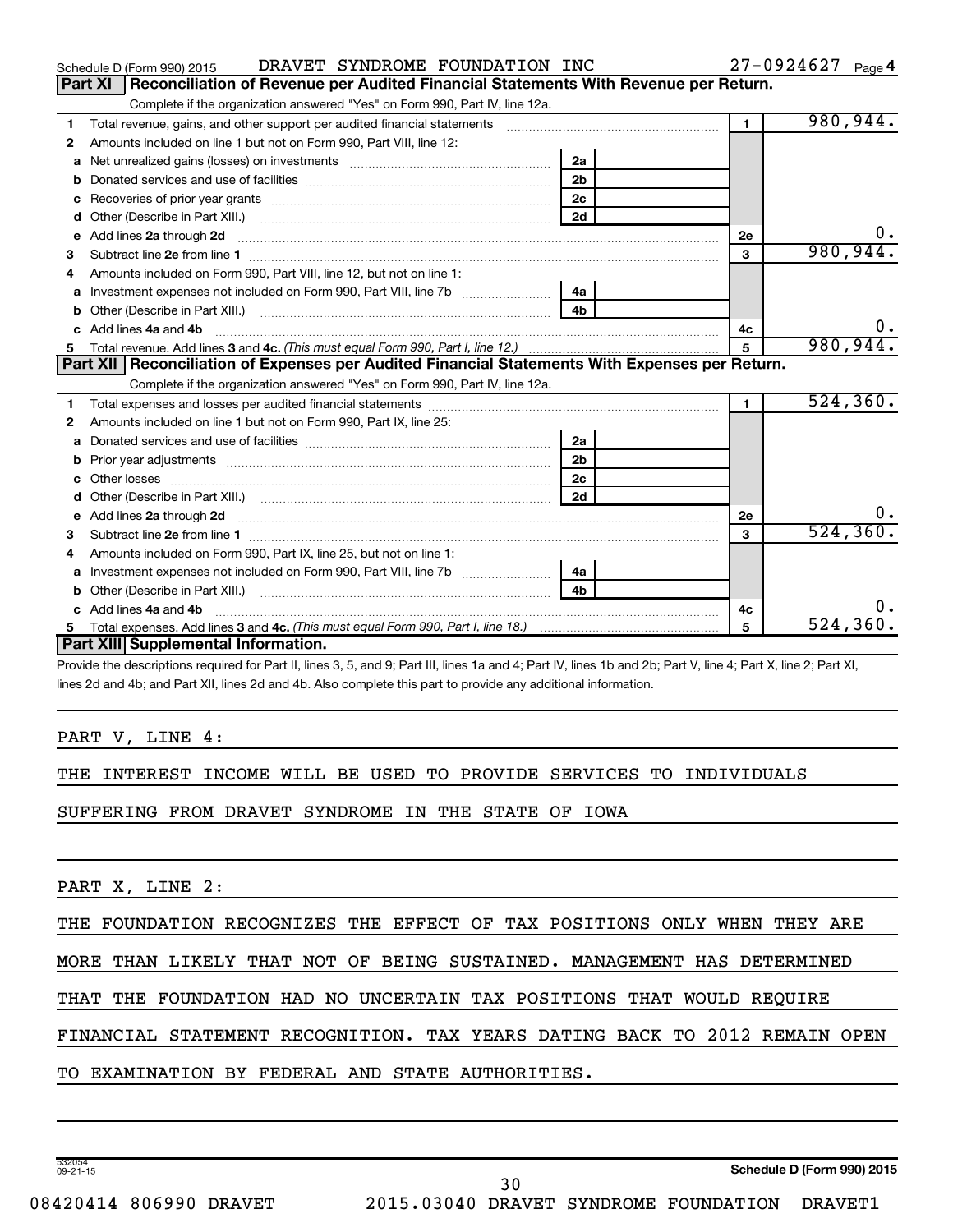Schedule D (Form 990) 2015 DRAVET SYNDROME FOUNDATION INC 27-0924627 Page 4

## Part XI Reconciliation of Revenue per Audited Financial Statements With Revenue per Return.

Complete if the organization answered "Yes" on Form 990, Part IV, line 12a.

| | | | | | |
|---|---|---|---|---|---|
| 1 | Total revenue, gains, and other support per audited financial statements | | | 1 | 980,944. |
| 2 | Amounts included on line 1 but not on Form 990, Part VIII, line 12: | | | | |
| a | Net unrealized gains (losses) on investments | 2a | | | |
| b | Donated services and use of facilities | 2b | | | |
| c | Recoveries of prior year grants | 2c | | | |
| d | Other (Describe in Part XIII.) | 2d | | | |
| e | Add lines 2a through 2d | | | 2e | 0. |
| 3 | Subtract line 2e from line 1 | | | 3 | 980,944. |
| 4 | Amounts included on Form 990, Part VIII, line 12, but not on line 1: | | | | |
| a | Investment expenses not included on Form 990, Part VIII, line 7b | 4a | | | |
| b | Other (Describe in Part XIII.) | 4b | | | |
| c | Add lines 4a and 4b | | | 4c | 0. |
| 5 | Total revenue. Add lines 3 and 4c. *(This must equal Form 990, Part I, line 12.)* | | | 5 | 980,944. |

## Part XII Reconciliation of Expenses per Audited Financial Statements With Expenses per Return.

Complete if the organization answered "Yes" on Form 990, Part IV, line 12a.

| | | | | | |
|---|---|---|---|---|---|
| 1 | Total expenses and losses per audited financial statements | | | 1 | 524,360. |
| 2 | Amounts included on line 1 but not on Form 990, Part IX, line 25: | | | | |
| a | Donated services and use of facilities | 2a | | | |
| b | Prior year adjustments | 2b | | | |
| c | Other losses | 2c | | | |
| d | Other (Describe in Part XIII.) | 2d | | | |
| e | Add lines 2a through 2d | | | 2e | 0. |
| 3 | Subtract line 2e from line 1 | | | 3 | 524,360. |
| 4 | Amounts included on Form 990, Part IX, line 25, but not on line 1: | | | | |
| a | Investment expenses not included on Form 990, Part VIII, line 7b | 4a | | | |
| b | Other (Describe in Part XIII.) | 4b | | | |
| c | Add lines 4a and 4b | | | 4c | 0. |
| 5 | Total expenses. Add lines 3 and 4c. *(This must equal Form 990, Part I, line 18.)* | | | 5 | 524,360. |

## Part XIII Supplemental Information.

Provide the descriptions required for Part II, lines 3, 5, and 9; Part III, lines 1a and 4; Part IV, lines 1b and 2b; Part V, line 4; Part X, line 2; Part XI, lines 2d and 4b; and Part XII, lines 2d and 4b. Also complete this part to provide any additional information.

PART V, LINE 4:

THE INTEREST INCOME WILL BE USED TO PROVIDE SERVICES TO INDIVIDUALS SUFFERING FROM DRAVET SYNDROME IN THE STATE OF IOWA

PART X, LINE 2:

THE FOUNDATION RECOGNIZES THE EFFECT OF TAX POSITIONS ONLY WHEN THEY ARE MORE THAN LIKELY THAT NOT OF BEING SUSTAINED. MANAGEMENT HAS DETERMINED THAT THE FOUNDATION HAD NO UNCERTAIN TAX POSITIONS THAT WOULD REQUIRE FINANCIAL STATEMENT RECOGNITION. TAX YEARS DATING BACK TO 2012 REMAIN OPEN TO EXAMINATION BY FEDERAL AND STATE AUTHORITIES.

532054 09-21-15

Schedule D (Form 990) 2015

08420414 806990 DRAVET 2015.03040 DRAVET SYNDROME FOUNDATION DRAVET1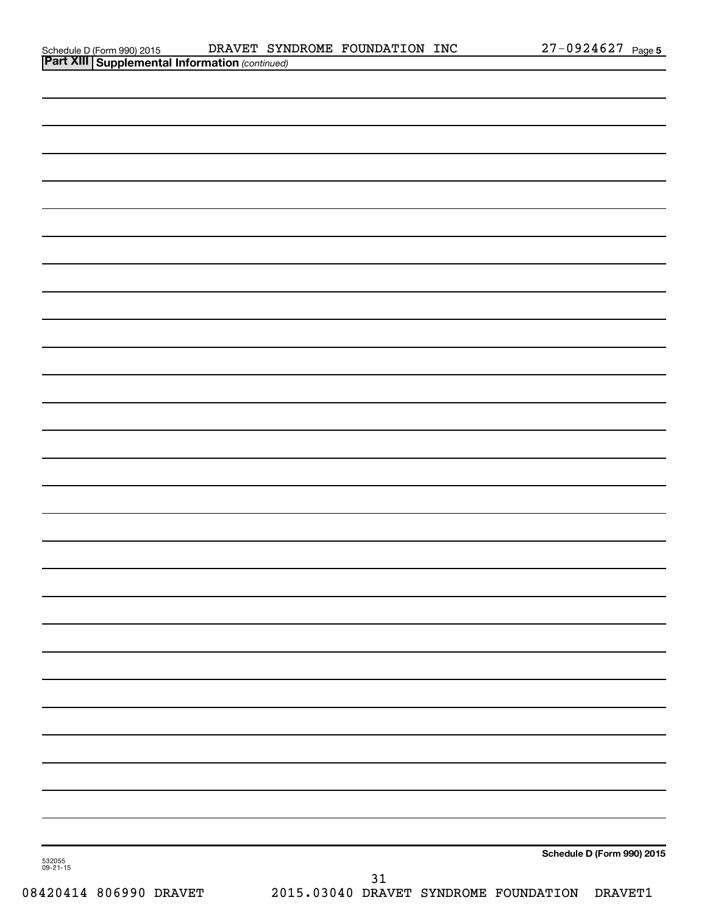## Part XIII Supplemental Information *(continued)*

532055
09-21-15

**Schedule D (Form 990) 2015**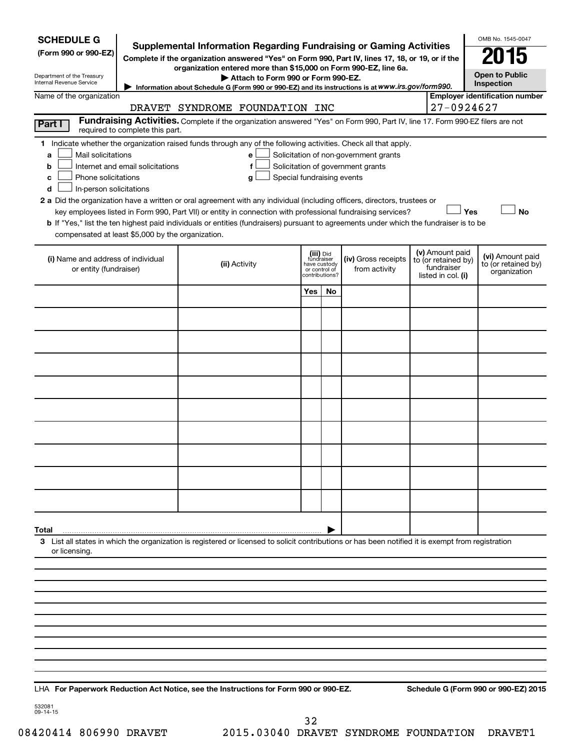**SCHEDULE G (Form 990 or 990-EZ)**

Department of the Treasury
Internal Revenue Service

# Supplemental Information Regarding Fundraising or Gaming Activities

**Complete if the organization answered "Yes" on Form 990, Part IV, lines 17, 18, or 19, or if the organization entered more than $15,000 on Form 990-EZ, line 6a.**

**▶ Attach to Form 990 or Form 990-EZ.**

**▶ Information about Schedule G (Form 990 or 990-EZ) and its instructions is at *www.irs.gov/form990.***

OMB No. 1545-0047

**2015**

**Open to Public Inspection**

Name of the organization: DRAVET SYNDROME FOUNDATION INC

**Employer identification number:** 27-0924627

**Part I** **Fundraising Activities.** Complete if the organization answered "Yes" on Form 990, Part IV, line 17. Form 990-EZ filers are not required to complete this part.

**1** Indicate whether the organization raised funds through any of the following activities. Check all that apply.

- **a** ☐ Mail solicitations
- **b** ☐ Internet and email solicitations
- **c** ☐ Phone solicitations
- **d** ☐ In-person solicitations
- **e** ☐ Solicitation of non-government grants
- **f** ☐ Solicitation of government grants
- **g** ☐ Special fundraising events

**2 a** Did the organization have a written or oral agreement with any individual (including officers, directors, trustees or key employees listed in Form 990, Part VII) or entity in connection with professional fundraising services? ☐ **Yes** ☐ **No**

**b** If "Yes," list the ten highest paid individuals or entities (fundraisers) pursuant to agreements under which the fundraiser is to be compensated at least $5,000 by the organization.

| (i) Name and address of individual or entity (fundraiser) | (ii) Activity | (iii) Did fundraiser have custody or control of contributions? | | (iv) Gross receipts from activity | (v) Amount paid to (or retained by) fundraiser listed in col. (i) | (vi) Amount paid to (or retained by) organization |
|---|---|---|---|---|---|---|
| | | Yes | No | | | |
| | | | | | | |
| | | | | | | |
| | | | | | | |
| | | | | | | |
| | | | | | | |
| | | | | | | |
| | | | | | | |
| | | | | | | |
| | | | | | | |
| **Total** ▶ | | | | | | |

**3** List all states in which the organization is registered or licensed to solicit contributions or has been notified it is exempt from registration or licensing.

LHA **For Paperwork Reduction Act Notice, see the Instructions for Form 990 or 990-EZ.** **Schedule G (Form 990 or 990-EZ) 2015**

532081
09-14-15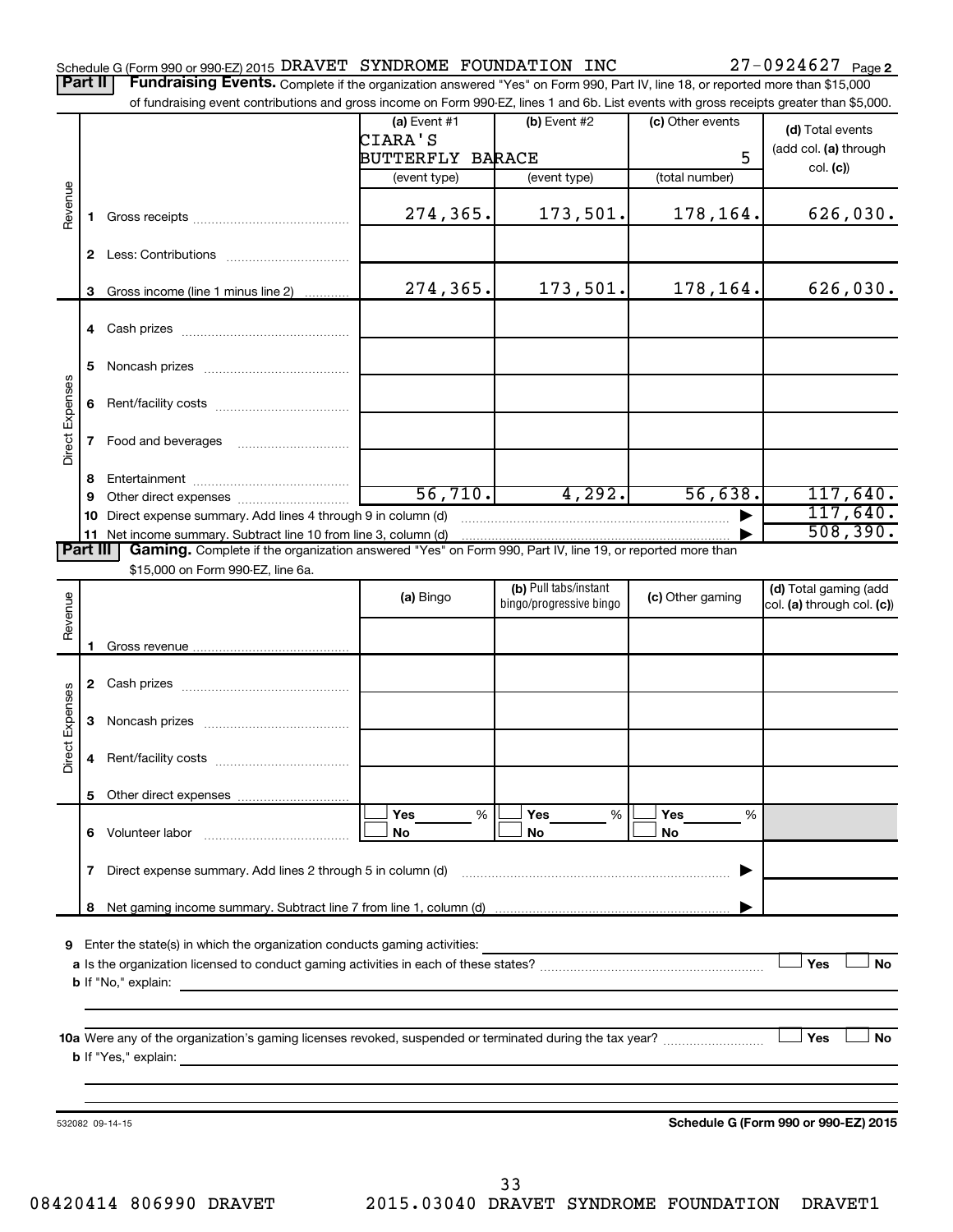Schedule G (Form 990 or 990-EZ) 2015 DRAVET SYNDROME FOUNDATION INC 27-0924627 Page **2**

**Part II** **Fundraising Events.** Complete if the organization answered "Yes" on Form 990, Part IV, line 18, or reported more than $15,000 of fundraising event contributions and gross income on Form 990-EZ, lines 1 and 6b. List events with gross receipts greater than $5,000.

| | | (a) Event #1 CIARA'S BUTTERFLY BARACE (event type) | (b) Event #2 (event type) | (c) Other events 5 (total number) | (d) Total events (add col. (a) through col. (c)) |
|---|---|---|---|---|---|
| Revenue | 1 Gross receipts | 274,365. | 173,501. | 178,164. | 626,030. |
| | 2 Less: Contributions | | | | |
| | 3 Gross income (line 1 minus line 2) | 274,365. | 173,501. | 178,164. | 626,030. |
| Direct Expenses | 4 Cash prizes | | | | |
| | 5 Noncash prizes | | | | |
| | 6 Rent/facility costs | | | | |
| | 7 Food and beverages | | | | |
| | 8 Entertainment | | | | |
| | 9 Other direct expenses | 56,710. | 4,292. | 56,638. | 117,640. |
| | 10 Direct expense summary. Add lines 4 through 9 in column (d) | | | ▶ | 117,640. |
| | 11 Net income summary. Subtract line 10 from line 3, column (d) | | | ▶ | 508,390. |

**Part III** **Gaming.** Complete if the organization answered "Yes" on Form 990, Part IV, line 19, or reported more than $15,000 on Form 990-EZ, line 6a.

| | | (a) Bingo | (b) Pull tabs/instant bingo/progressive bingo | (c) Other gaming | (d) Total gaming (add col. (a) through col. (c)) |
|---|---|---|---|---|---|
| Revenue | 1 Gross revenue | | | | |
| Direct Expenses | 2 Cash prizes | | | | |
| | 3 Noncash prizes | | | | |
| | 4 Rent/facility costs | | | | |
| | 5 Other direct expenses | | | | |
| | 6 Volunteer labor | ☐ Yes ___ % ☐ No | ☐ Yes ___ % ☐ No | ☐ Yes ___ % ☐ No | |
| | 7 Direct expense summary. Add lines 2 through 5 in column (d) | | | ▶ | |
| | 8 Net gaming income summary. Subtract line 7 from line 1, column (d) | | | ▶ | |

**9** Enter the state(s) in which the organization conducts gaming activities:

**a** Is the organization licensed to conduct gaming activities in each of these states? ☐ Yes ☐ No

**b** If "No," explain:

**10a** Were any of the organization's gaming licenses revoked, suspended or terminated during the tax year? ☐ Yes ☐ No

**b** If "Yes," explain:

532082 09-14-15 **Schedule G (Form 990 or 990-EZ) 2015**

08420414 806990 DRAVET 2015.03040 DRAVET SYNDROME FOUNDATION DRAVET1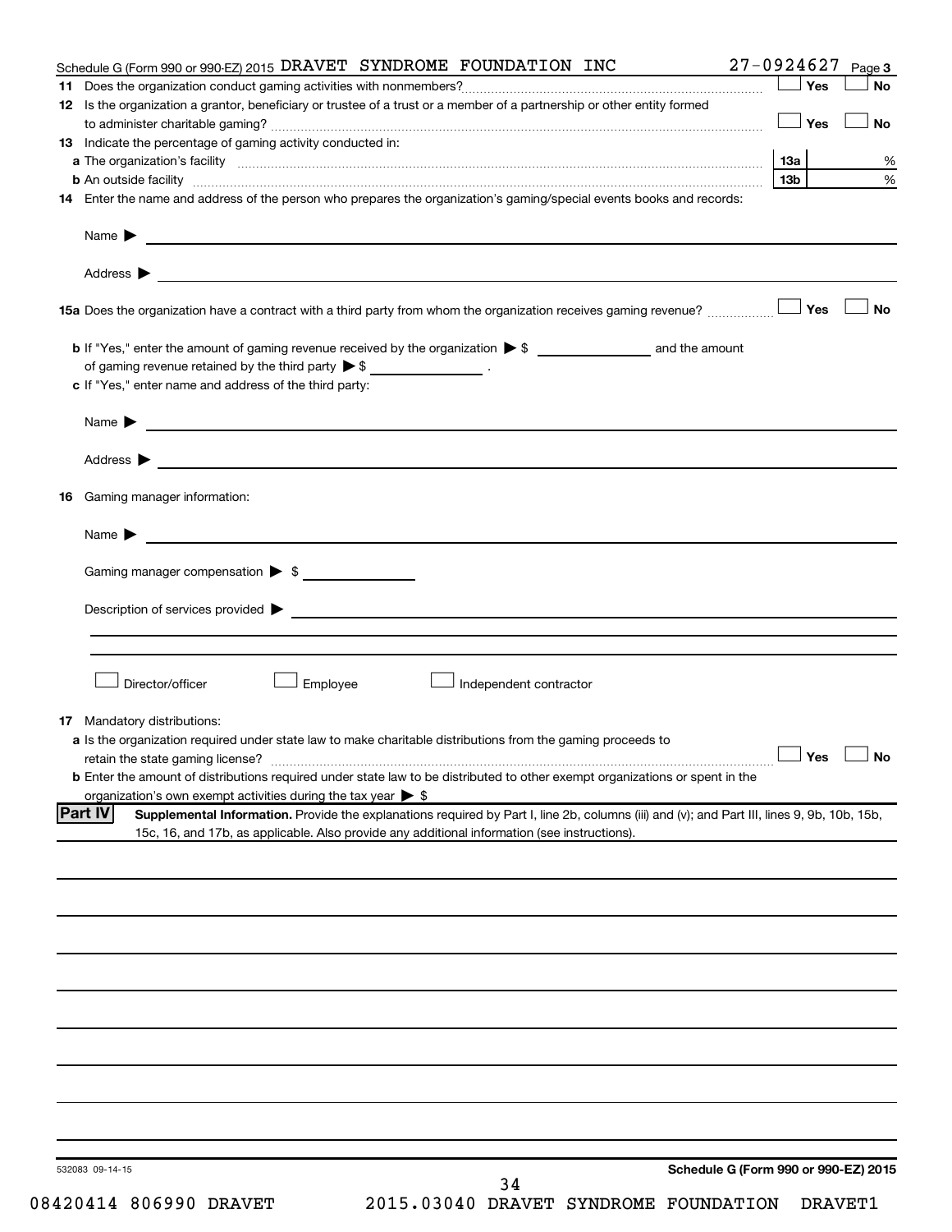Schedule G (Form 990 or 990-EZ) 2015 DRAVET SYNDROME FOUNDATION INC 27-0924627 Page 3

**11** Does the organization conduct gaming activities with nonmembers? ☐ Yes ☐ No

**12** Is the organization a grantor, beneficiary or trustee of a trust or a member of a partnership or other entity formed to administer charitable gaming? ☐ Yes ☐ No

**13** Indicate the percentage of gaming activity conducted in:

**a** The organization's facility **13a** %

**b** An outside facility **13b** %

**14** Enter the name and address of the person who prepares the organization's gaming/special events books and records:

Name ▶

Address ▶

**15a** Does the organization have a contract with a third party from whom the organization receives gaming revenue? ☐ Yes ☐ No

**b** If "Yes," enter the amount of gaming revenue received by the organization ▶ $ ______ and the amount of gaming revenue retained by the third party ▶ $ ______ .

**c** If "Yes," enter name and address of the third party:

Name ▶

Address ▶

**16** Gaming manager information:

Name ▶

Gaming manager compensation ▶ $

Description of services provided ▶

☐ Director/officer ☐ Employee ☐ Independent contractor

**17** Mandatory distributions:

**a** Is the organization required under state law to make charitable distributions from the gaming proceeds to retain the state gaming license? ☐ Yes ☐ No

**b** Enter the amount of distributions required under state law to be distributed to other exempt organizations or spent in the organization's own exempt activities during the tax year ▶ $

**Part IV** **Supplemental Information.** Provide the explanations required by Part I, line 2b, columns (iii) and (v); and Part III, lines 9, 9b, 10b, 15b, 15c, 16, and 17b, as applicable. Also provide any additional information (see instructions).

532083 09-14-15

**Schedule G (Form 990 or 990-EZ) 2015**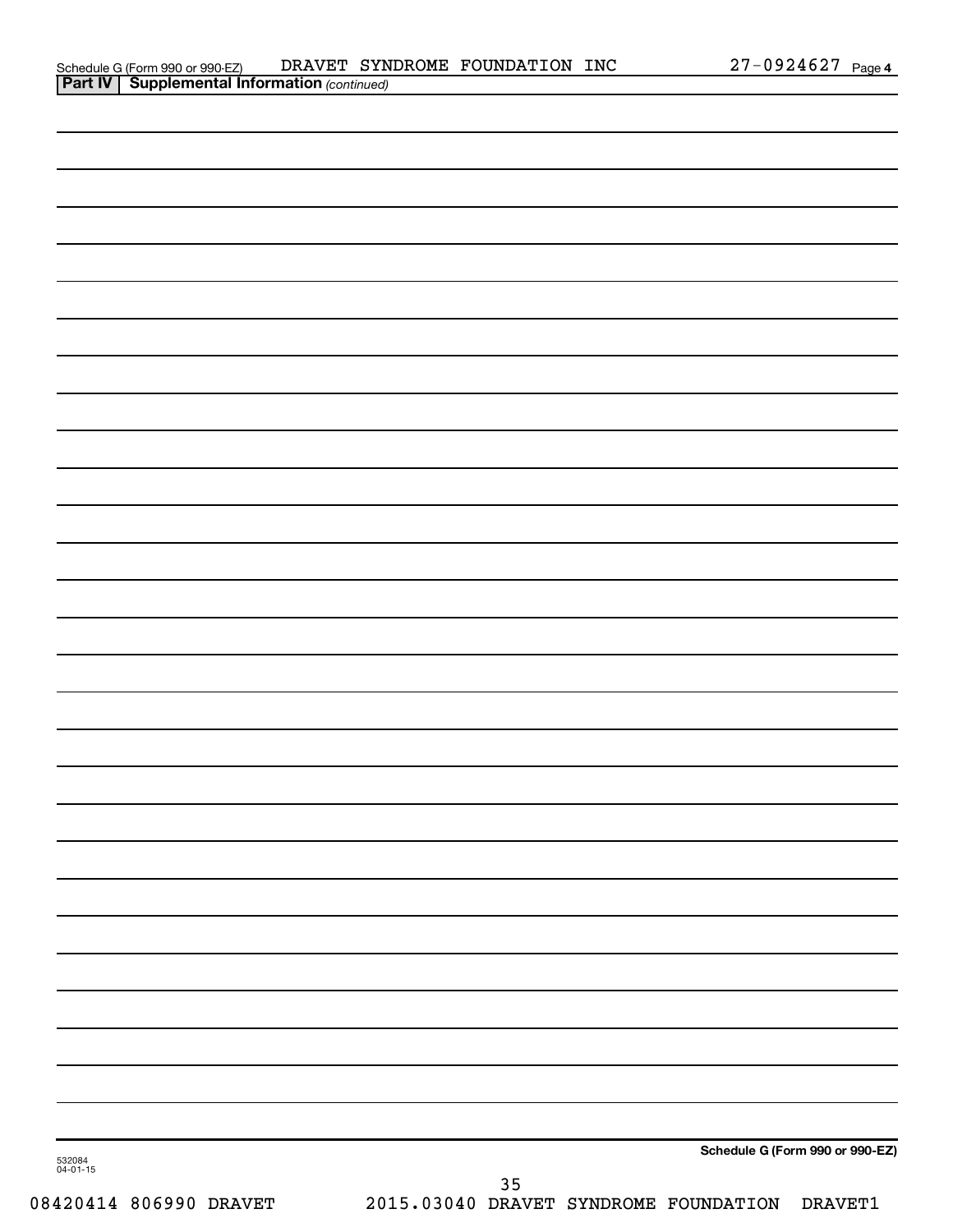Schedule G (Form 990 or 990-EZ) DRAVET SYNDROME FOUNDATION INC 27-0924627 Page 4

**Part IV | Supplemental Information** *(continued)*

**Schedule G (Form 990 or 990-EZ)**

532084 04-01-15

08420414 806990 DRAVET 2015.03040 DRAVET SYNDROME FOUNDATION DRAVET1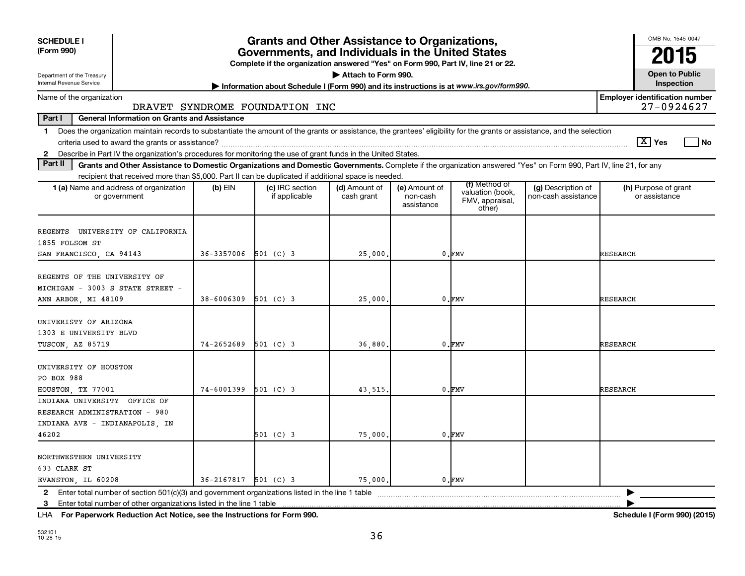**SCHEDULE I**
**(Form 990)**

Department of the Treasury
Internal Revenue Service

# Grants and Other Assistance to Organizations, Governments, and Individuals in the United States

**Complete if the organization answered "Yes" on Form 990, Part IV, line 21 or 22.**
**▶ Attach to Form 990.**
**▶ Information about Schedule I (Form 990) and its instructions is at *www.irs.gov/form990*.**

OMB No. 1545-0047
**2015**
**Open to Public Inspection**

Name of the organization: DRAVET SYNDROME FOUNDATION INC
**Employer identification number:** 27-0924627

**Part I** **General Information on Grants and Assistance**

1 Does the organization maintain records to substantiate the amount of the grants or assistance, the grantees' eligibility for the grants or assistance, and the selection criteria used to award the grants or assistance? [X] Yes [ ] No

2 Describe in Part IV the organization's procedures for monitoring the use of grant funds in the United States.

**Part II** **Grants and Other Assistance to Domestic Organizations and Domestic Governments.** Complete if the organization answered "Yes" on Form 990, Part IV, line 21, for any recipient that received more than $5,000. Part II can be duplicated if additional space is needed.

| 1 (a) Name and address of organization or government | (b) EIN | (c) IRC section if applicable | (d) Amount of cash grant | (e) Amount of non-cash assistance | (f) Method of valuation (book, FMV, appraisal, other) | (g) Description of non-cash assistance | (h) Purpose of grant or assistance |
|---|---|---|---|---|---|---|---|
| REGENTS UNIVERSITY OF CALIFORNIA 1855 FOLSOM ST SAN FRANCISCO, CA 94143 | 36-3357006 | 501 (C) 3 | 25,000. | 0. | FMV | | RESEARCH |
| REGENTS OF THE UNIVERSITY OF MICHIGAN - 3003 S STATE STREET - ANN ARBOR, MI 48109 | 38-6006309 | 501 (C) 3 | 25,000. | 0. | FMV | | RESEARCH |
| UNIVERISTY OF ARIZONA 1303 E UNIVERSITY BLVD TUSCON, AZ 85719 | 74-2652689 | 501 (C) 3 | 36,880. | 0. | FMV | | RESEARCH |
| UNIVERSITY OF HOUSTON PO BOX 988 HOUSTON, TX 77001 | 74-6001399 | 501 (C) 3 | 43,515. | 0. | FMV | | RESEARCH |
| INDIANA UNIVERSITY OFFICE OF RESEARCH ADMINISTRATION - 980 INDIANA AVE - INDIANAPOLIS, IN 46202 | | 501 (C) 3 | 75,000. | 0. | FMV | | |
| NORTHWESTERN UNIVERSITY 633 CLARK ST EVANSTON, IL 60208 | 36-2167817 | 501 (C) 3 | 75,000. | 0. | FMV | | |

2 Enter total number of section 501(c)(3) and government organizations listed in the line 1 table ▶

3 Enter total number of other organizations listed in the line 1 table ▶

LHA **For Paperwork Reduction Act Notice, see the Instructions for Form 990.** **Schedule I (Form 990) (2015)**

532101
10-28-15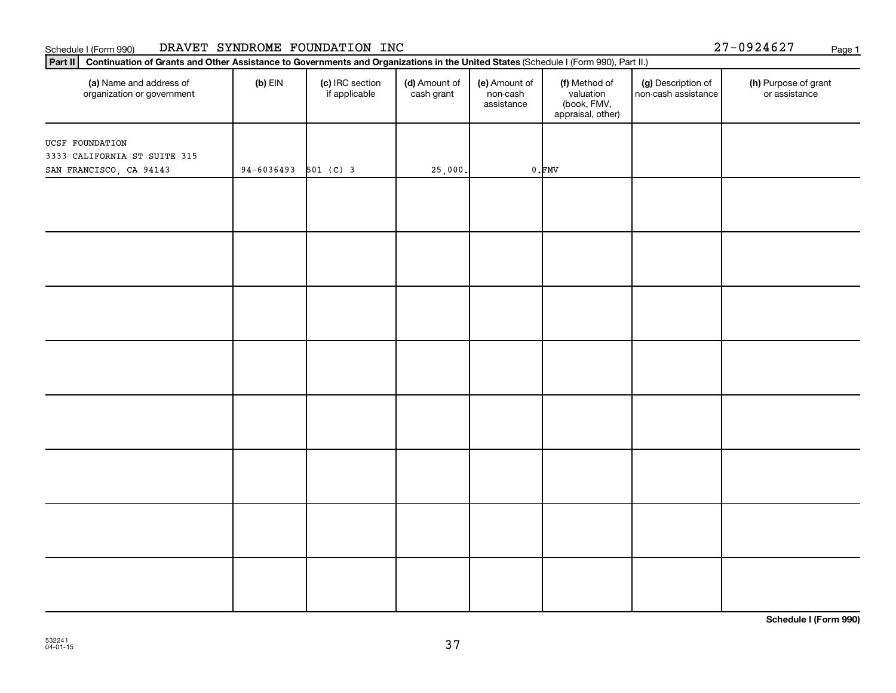Schedule I (Form 990) DRAVET SYNDROME FOUNDATION INC 27-0924627

**Part II** **Continuation of Grants and Other Assistance to Governments and Organizations in the United States** (Schedule I (Form 990), Part II.)

| (a) Name and address of organization or government | (b) EIN | (c) IRC section if applicable | (d) Amount of cash grant | (e) Amount of non-cash assistance | (f) Method of valuation (book, FMV, appraisal, other) | (g) Description of non-cash assistance | (h) Purpose of grant or assistance |
|---|---|---|---|---|---|---|---|
| UCSF FOUNDATION<br>3333 CALIFORNIA ST SUITE 315<br>SAN FRANCISCO, CA 94143 | 94-6036493 | 501 (C) 3 | 25,000. | 0. | FMV | | |
| | | | | | | | |
| | | | | | | | |
| | | | | | | | |
| | | | | | | | |
| | | | | | | | |
| | | | | | | | |
| | | | | | | | |
| | | | | | | | |

**Schedule I (Form 990)**

532241
04-01-15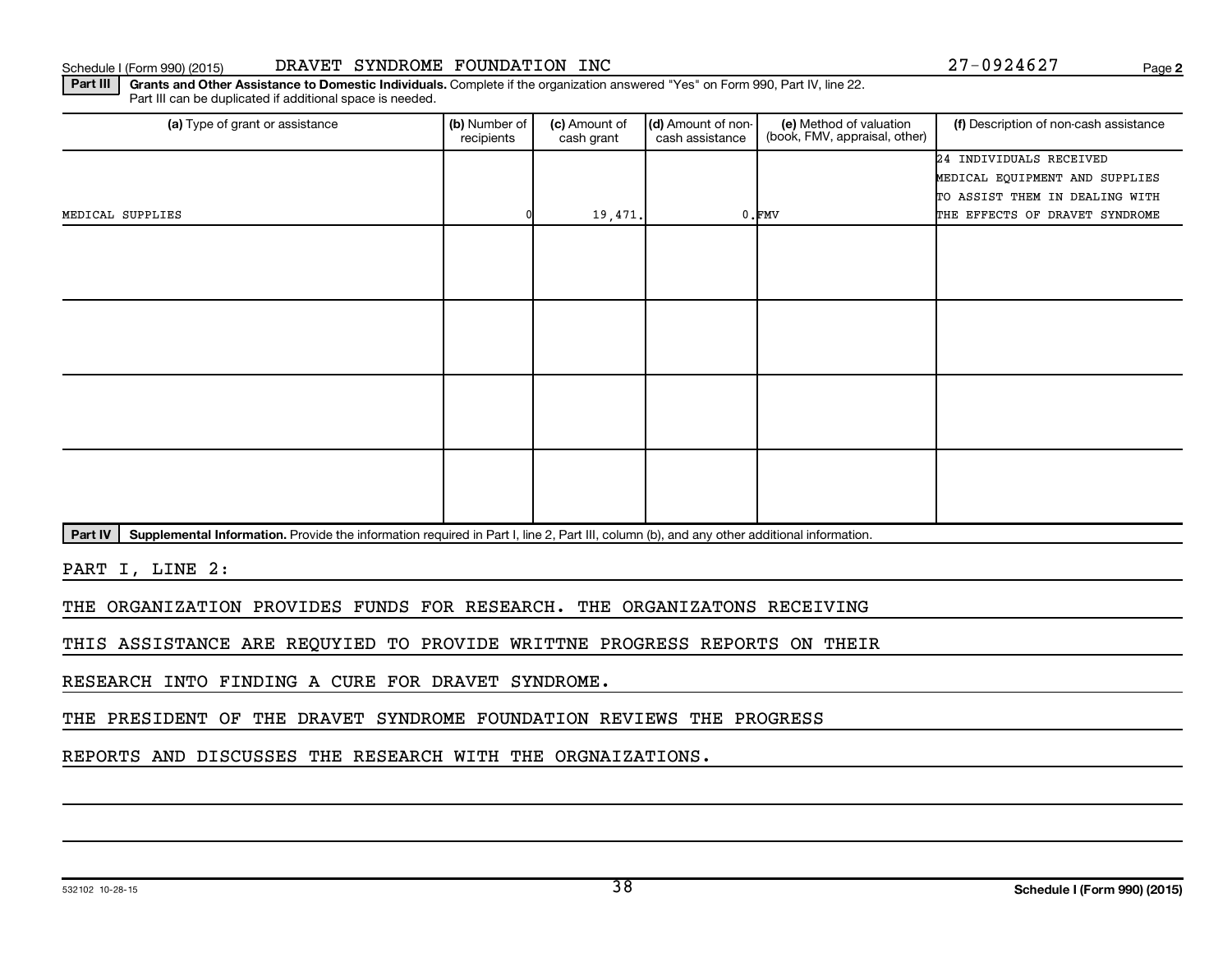Schedule I (Form 990) (2015) DRAVET SYNDROME FOUNDATION INC 27-0924627

**Part III** **Grants and Other Assistance to Domestic Individuals.** Complete if the organization answered "Yes" on Form 990, Part IV, line 22. Part III can be duplicated if additional space is needed.

| (a) Type of grant or assistance | (b) Number of recipients | (c) Amount of cash grant | (d) Amount of non-cash assistance | (e) Method of valuation (book, FMV, appraisal, other) | (f) Description of non-cash assistance |
|---|---|---|---|---|---|
| MEDICAL SUPPLIES | 0 | 19,471. | 0. | FMV | 24 INDIVIDUALS RECEIVED MEDICAL EQUIPMENT AND SUPPLIES TO ASSIST THEM IN DEALING WITH THE EFFECTS OF DRAVET SYNDROME |
| | | | | | |
| | | | | | |
| | | | | | |
| | | | | | |

**Part IV** **Supplemental Information.** Provide the information required in Part I, line 2, Part III, column (b), and any other additional information.

PART I, LINE 2:

THE ORGANIZATION PROVIDES FUNDS FOR RESEARCH. THE ORGANIZATONS RECEIVING THIS ASSISTANCE ARE REQUYIED TO PROVIDE WRITTNE PROGRESS REPORTS ON THEIR RESEARCH INTO FINDING A CURE FOR DRAVET SYNDROME.

THE PRESIDENT OF THE DRAVET SYNDROME FOUNDATION REVIEWS THE PROGRESS REPORTS AND DISCUSSES THE RESEARCH WITH THE ORGNAIZATIONS.

532102 10-28-15 Schedule I (Form 990) (2015)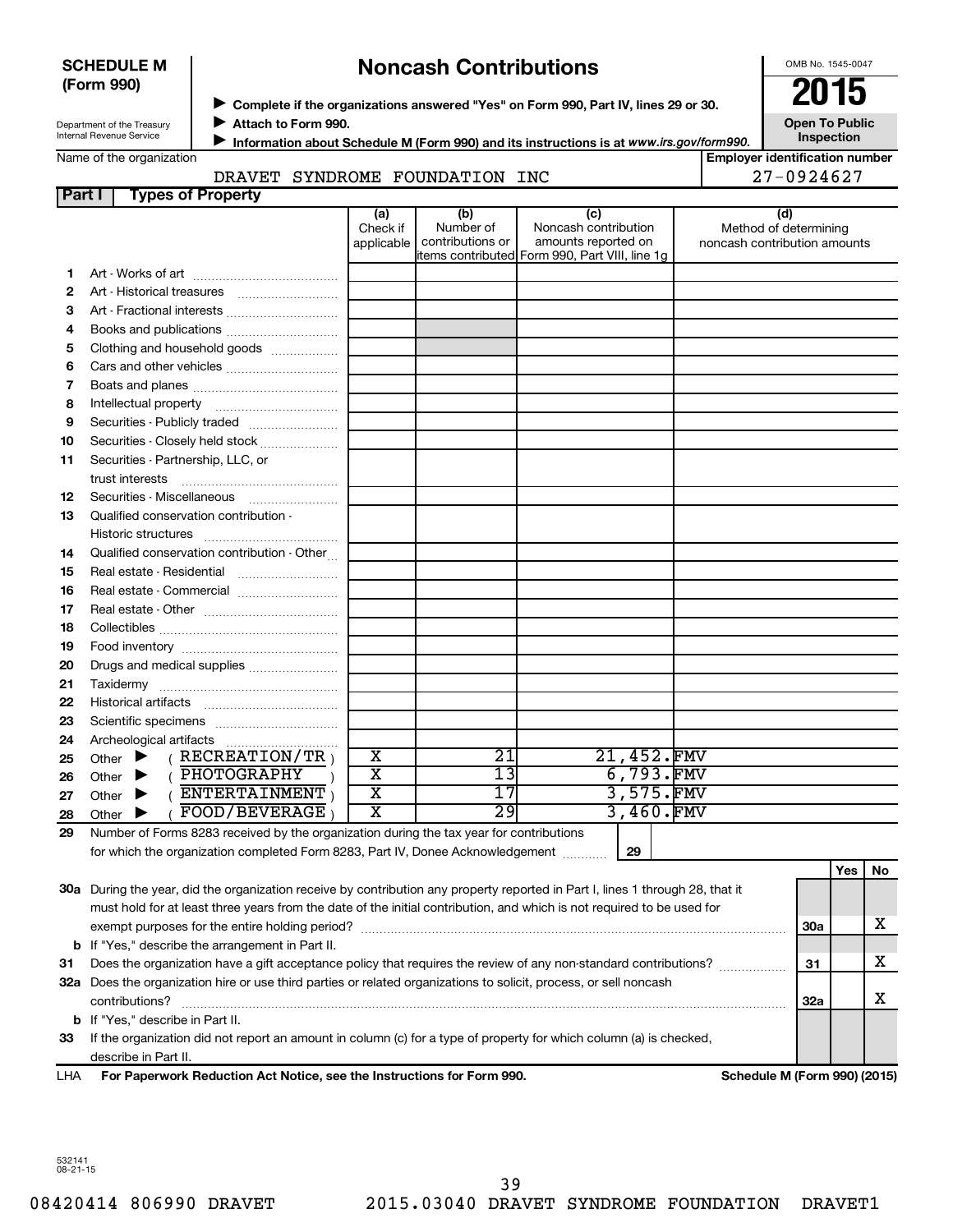**SCHEDULE M (Form 990)**

Department of the Treasury
Internal Revenue Service

# Noncash Contributions

▶ Complete if the organizations answered "Yes" on Form 990, Part IV, lines 29 or 30.
▶ Attach to Form 990.
▶ Information about Schedule M (Form 990) and its instructions is at www.irs.gov/form990.

OMB No. 1545-0047

**2015**

**Open To Public Inspection**

Name of the organization: DRAVET SYNDROME FOUNDATION INC

Employer identification number: 27-0924627

## Part I Types of Property

| | | (a) Check if applicable | (b) Number of contributions or items contributed | (c) Noncash contribution amounts reported on Form 990, Part VIII, line 1g | (d) Method of determining noncash contribution amounts |
|---|---|---|---|---|---|
| 1 | Art - Works of art | | | | |
| 2 | Art - Historical treasures | | | | |
| 3 | Art - Fractional interests | | | | |
| 4 | Books and publications | | | | |
| 5 | Clothing and household goods | | | | |
| 6 | Cars and other vehicles | | | | |
| 7 | Boats and planes | | | | |
| 8 | Intellectual property | | | | |
| 9 | Securities - Publicly traded | | | | |
| 10 | Securities - Closely held stock | | | | |
| 11 | Securities - Partnership, LLC, or trust interests | | | | |
| 12 | Securities - Miscellaneous | | | | |
| 13 | Qualified conservation contribution - Historic structures | | | | |
| 14 | Qualified conservation contribution - Other | | | | |
| 15 | Real estate - Residential | | | | |
| 16 | Real estate - Commercial | | | | |
| 17 | Real estate - Other | | | | |
| 18 | Collectibles | | | | |
| 19 | Food inventory | | | | |
| 20 | Drugs and medical supplies | | | | |
| 21 | Taxidermy | | | | |
| 22 | Historical artifacts | | | | |
| 23 | Scientific specimens | | | | |
| 24 | Archeological artifacts | | | | |
| 25 | Other ▶ ( RECREATION/TR ) | X | 21 | 21,452. | FMV |
| 26 | Other ▶ ( PHOTOGRAPHY ) | X | 13 | 6,793. | FMV |
| 27 | Other ▶ ( ENTERTAINMENT ) | X | 17 | 3,575. | FMV |
| 28 | Other ▶ ( FOOD/BEVERAGE ) | X | 29 | 3,460. | FMV |

29 Number of Forms 8283 received by the organization during the tax year for contributions for which the organization completed Form 8283, Part IV, Donee Acknowledgement ..... **29**

| | | | Yes | No |
|---|---|---|---|---|
| 30a | During the year, did the organization receive by contribution any property reported in Part I, lines 1 through 28, that it must hold for at least three years from the date of the initial contribution, and which is not required to be used for exempt purposes for the entire holding period? | 30a | | X |
| b | If "Yes," describe the arrangement in Part II. | | | |
| 31 | Does the organization have a gift acceptance policy that requires the review of any non-standard contributions? | 31 | | X |
| 32a | Does the organization hire or use third parties or related organizations to solicit, process, or sell noncash contributions? | 32a | | X |
| b | If "Yes," describe in Part II. | | | |
| 33 | If the organization did not report an amount in column (c) for a type of property for which column (a) is checked, describe in Part II. | | | |

LHA **For Paperwork Reduction Act Notice, see the Instructions for Form 990.** **Schedule M (Form 990) (2015)**

532141
08-21-15

08420414 806990 DRAVET 2015.03040 DRAVET SYNDROME FOUNDATION DRAVET1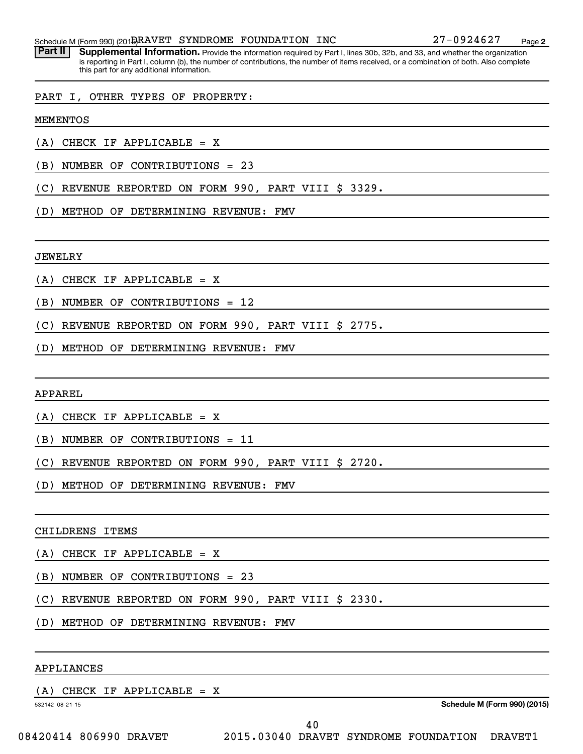Schedule M (Form 990) (2015) DRAVET SYNDROME FOUNDATION INC 27-0924627 Page 2

**Part II** **Supplemental Information.** Provide the information required by Part I, lines 30b, 32b, and 33, and whether the organization is reporting in Part I, column (b), the number of contributions, the number of items received, or a combination of both. Also complete this part for any additional information.

PART I, OTHER TYPES OF PROPERTY:

MEMENTOS

(A) CHECK IF APPLICABLE = X

(B) NUMBER OF CONTRIBUTIONS = 23

(C) REVENUE REPORTED ON FORM 990, PART VIII $ 3329.

(D) METHOD OF DETERMINING REVENUE: FMV

JEWELRY

(A) CHECK IF APPLICABLE = X

(B) NUMBER OF CONTRIBUTIONS = 12

(C) REVENUE REPORTED ON FORM 990, PART VIII $ 2775.

(D) METHOD OF DETERMINING REVENUE: FMV

APPAREL

(A) CHECK IF APPLICABLE = X

(B) NUMBER OF CONTRIBUTIONS = 11

(C) REVENUE REPORTED ON FORM 990, PART VIII $ 2720.

(D) METHOD OF DETERMINING REVENUE: FMV

CHILDRENS ITEMS

(A) CHECK IF APPLICABLE = X

(B) NUMBER OF CONTRIBUTIONS = 23

(C) REVENUE REPORTED ON FORM 990, PART VIII $ 2330.

(D) METHOD OF DETERMINING REVENUE: FMV

APPLIANCES

(A) CHECK IF APPLICABLE = X

532142 08-21-15 **Schedule M (Form 990) (2015)**

08420414 806990 DRAVET 2015.03040 DRAVET SYNDROME FOUNDATION DRAVET1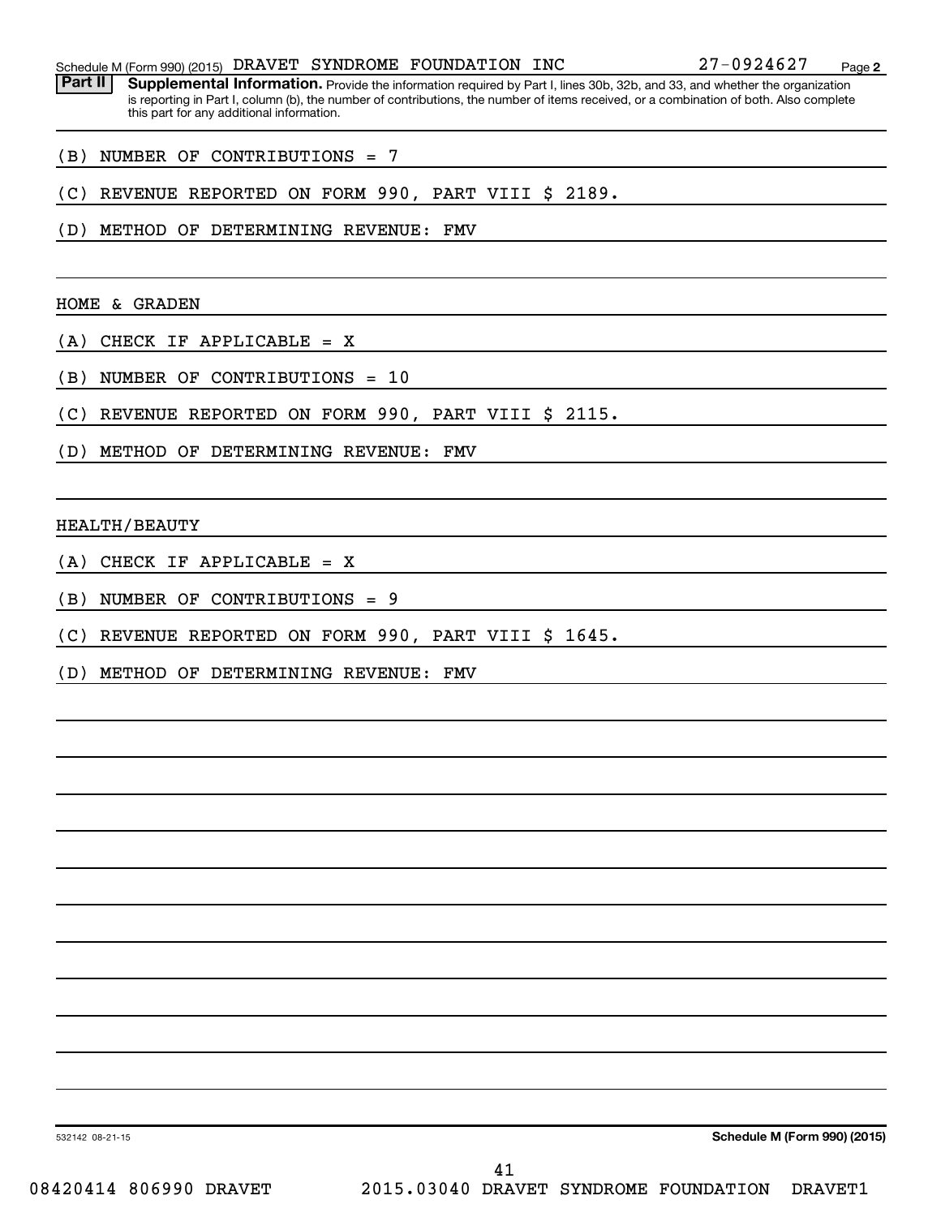Schedule M (Form 990) (2015) DRAVET SYNDROME FOUNDATION INC 27-0924627 Page 2

**Part II** **Supplemental Information.** Provide the information required by Part I, lines 30b, 32b, and 33, and whether the organization is reporting in Part I, column (b), the number of contributions, the number of items received, or a combination of both. Also complete this part for any additional information.

(B) NUMBER OF CONTRIBUTIONS = 7

(C) REVENUE REPORTED ON FORM 990, PART VIII $ 2189.

(D) METHOD OF DETERMINING REVENUE: FMV

HOME & GRADEN

(A) CHECK IF APPLICABLE = X

(B) NUMBER OF CONTRIBUTIONS = 10

(C) REVENUE REPORTED ON FORM 990, PART VIII $ 2115.

(D) METHOD OF DETERMINING REVENUE: FMV

HEALTH/BEAUTY

(A) CHECK IF APPLICABLE = X

(B) NUMBER OF CONTRIBUTIONS = 9

(C) REVENUE REPORTED ON FORM 990, PART VIII $ 1645.

(D) METHOD OF DETERMINING REVENUE: FMV

532142 08-21-15 **Schedule M (Form 990) (2015)**

08420414 806990 DRAVET 2015.03040 DRAVET SYNDROME FOUNDATION DRAVET1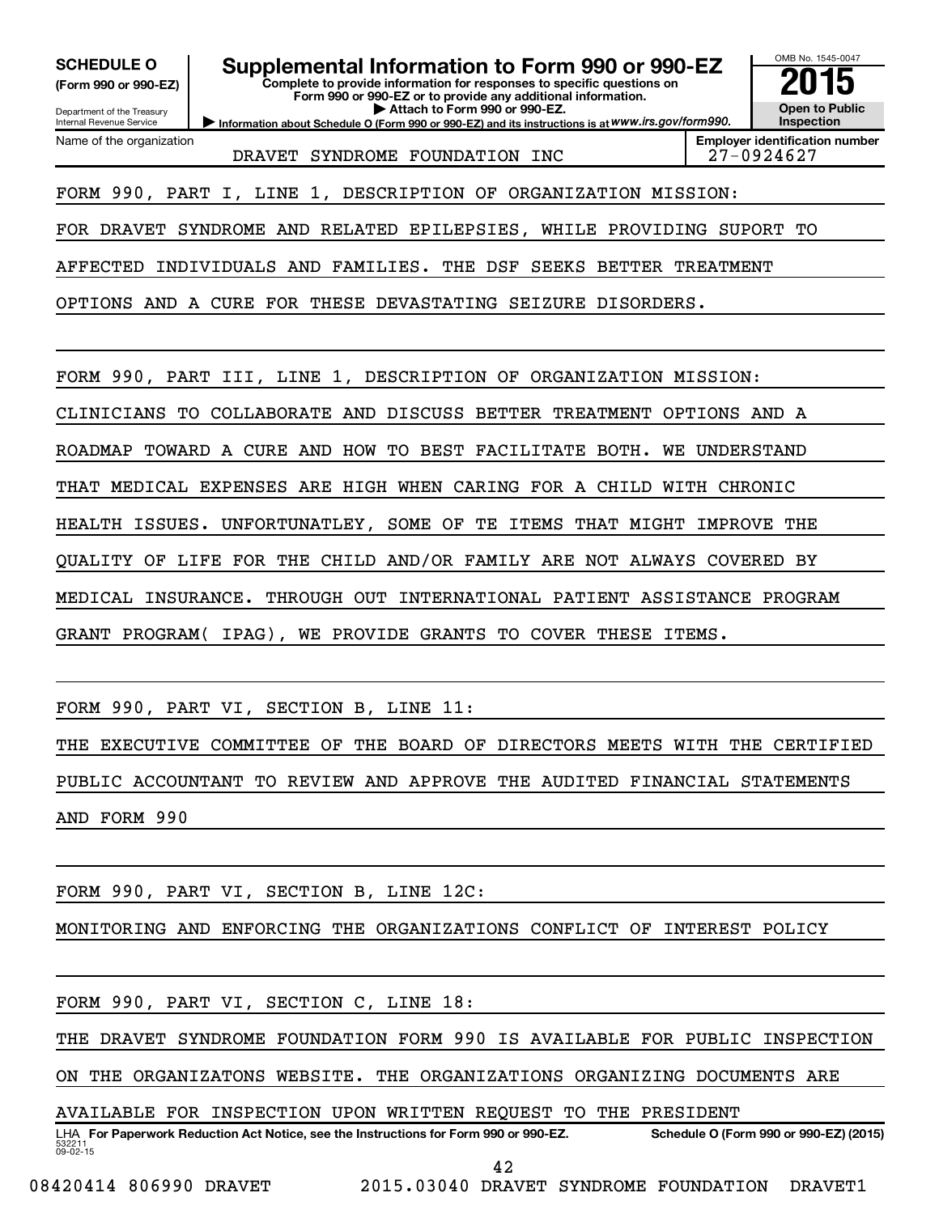**SCHEDULE O**
**(Form 990 or 990-EZ)**

Department of the Treasury
Internal Revenue Service

# Supplemental Information to Form 990 or 990-EZ

**Complete to provide information for responses to specific questions on Form 990 or 990-EZ or to provide any additional information.**
**▶ Attach to Form 990 or 990-EZ.**
**▶ Information about Schedule O (Form 990 or 990-EZ) and its instructions is at** ***www.irs.gov/form990.***

OMB No. 1545-0047
**2015**
**Open to Public Inspection**

| Name of the organization | Employer identification number |
|---|---|
| DRAVET SYNDROME FOUNDATION INC | 27-0924627 |

FORM 990, PART I, LINE 1, DESCRIPTION OF ORGANIZATION MISSION:

FOR DRAVET SYNDROME AND RELATED EPILEPSIES, WHILE PROVIDING SUPORT TO AFFECTED INDIVIDUALS AND FAMILIES. THE DSF SEEKS BETTER TREATMENT OPTIONS AND A CURE FOR THESE DEVASTATING SEIZURE DISORDERS.

FORM 990, PART III, LINE 1, DESCRIPTION OF ORGANIZATION MISSION:

CLINICIANS TO COLLABORATE AND DISCUSS BETTER TREATMENT OPTIONS AND A ROADMAP TOWARD A CURE AND HOW TO BEST FACILITATE BOTH. WE UNDERSTAND THAT MEDICAL EXPENSES ARE HIGH WHEN CARING FOR A CHILD WITH CHRONIC HEALTH ISSUES. UNFORTUNATLEY, SOME OF TE ITEMS THAT MIGHT IMPROVE THE QUALITY OF LIFE FOR THE CHILD AND/OR FAMILY ARE NOT ALWAYS COVERED BY MEDICAL INSURANCE. THROUGH OUT INTERNATIONAL PATIENT ASSISTANCE PROGRAM GRANT PROGRAM( IPAG), WE PROVIDE GRANTS TO COVER THESE ITEMS.

FORM 990, PART VI, SECTION B, LINE 11:

THE EXECUTIVE COMMITTEE OF THE BOARD OF DIRECTORS MEETS WITH THE CERTIFIED PUBLIC ACCOUNTANT TO REVIEW AND APPROVE THE AUDITED FINANCIAL STATEMENTS AND FORM 990

FORM 990, PART VI, SECTION B, LINE 12C:

MONITORING AND ENFORCING THE ORGANIZATIONS CONFLICT OF INTEREST POLICY

FORM 990, PART VI, SECTION C, LINE 18:

THE DRAVET SYNDROME FOUNDATION FORM 990 IS AVAILABLE FOR PUBLIC INSPECTION ON THE ORGANIZATONS WEBSITE. THE ORGANIZATIONS ORGANIZING DOCUMENTS ARE AVAILABLE FOR INSPECTION UPON WRITTEN REQUEST TO THE PRESIDENT

LHA **For Paperwork Reduction Act Notice, see the Instructions for Form 990 or 990-EZ.** **Schedule O (Form 990 or 990-EZ) (2015)**
532211 09-02-15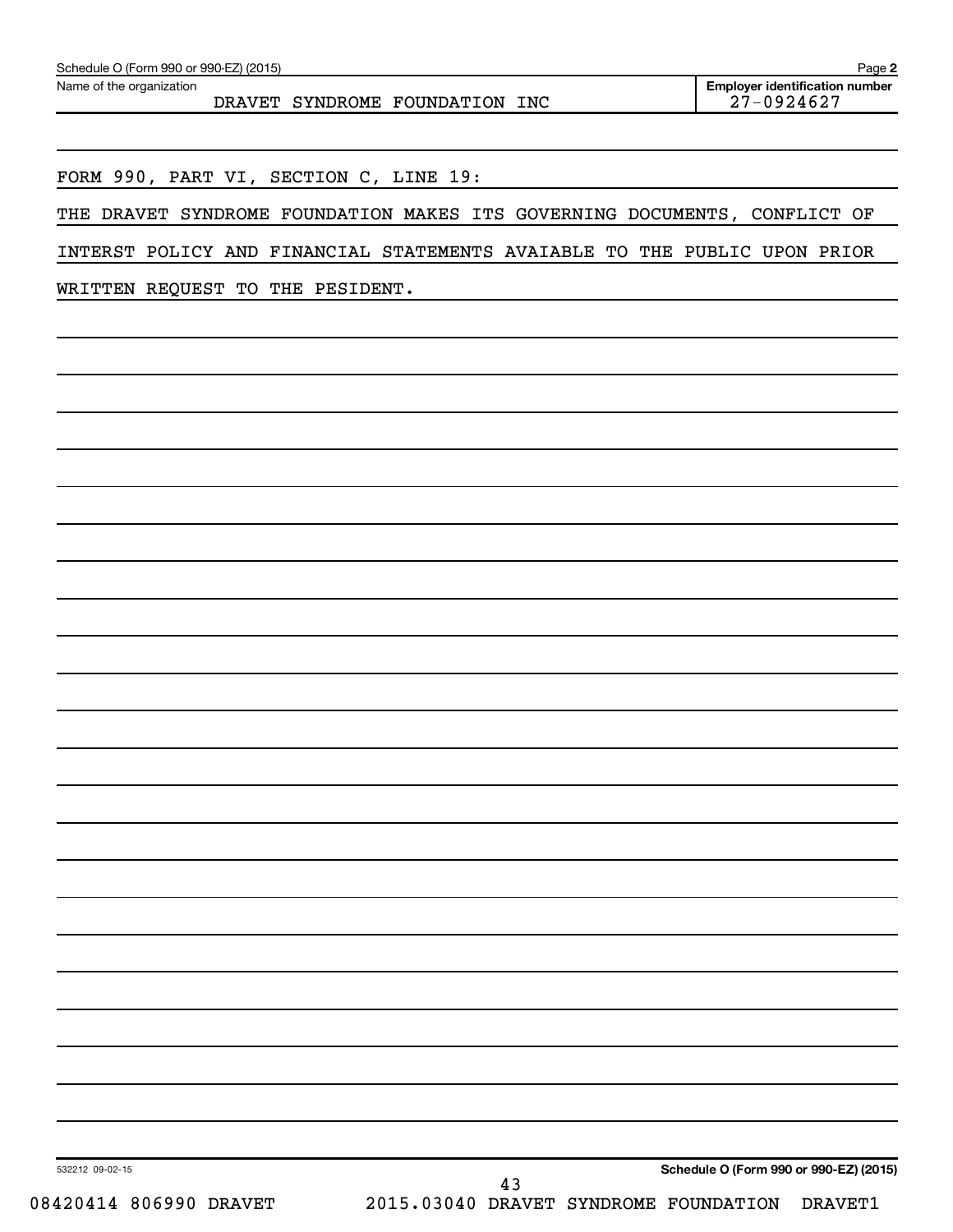Schedule O (Form 990 or 990-EZ) (2015)

Name of the organization: DRAVET SYNDROME FOUNDATION INC

Employer identification number: 27-0924627

FORM 990, PART VI, SECTION C, LINE 19:

THE DRAVET SYNDROME FOUNDATION MAKES ITS GOVERNING DOCUMENTS, CONFLICT OF INTERST POLICY AND FINANCIAL STATEMENTS AVAIABLE TO THE PUBLIC UPON PRIOR WRITTEN REQUEST TO THE PESIDENT.

532212 09-02-15

Schedule O (Form 990 or 990-EZ) (2015)

08420414 806990 DRAVET 2015.03040 DRAVET SYNDROME FOUNDATION DRAVET1